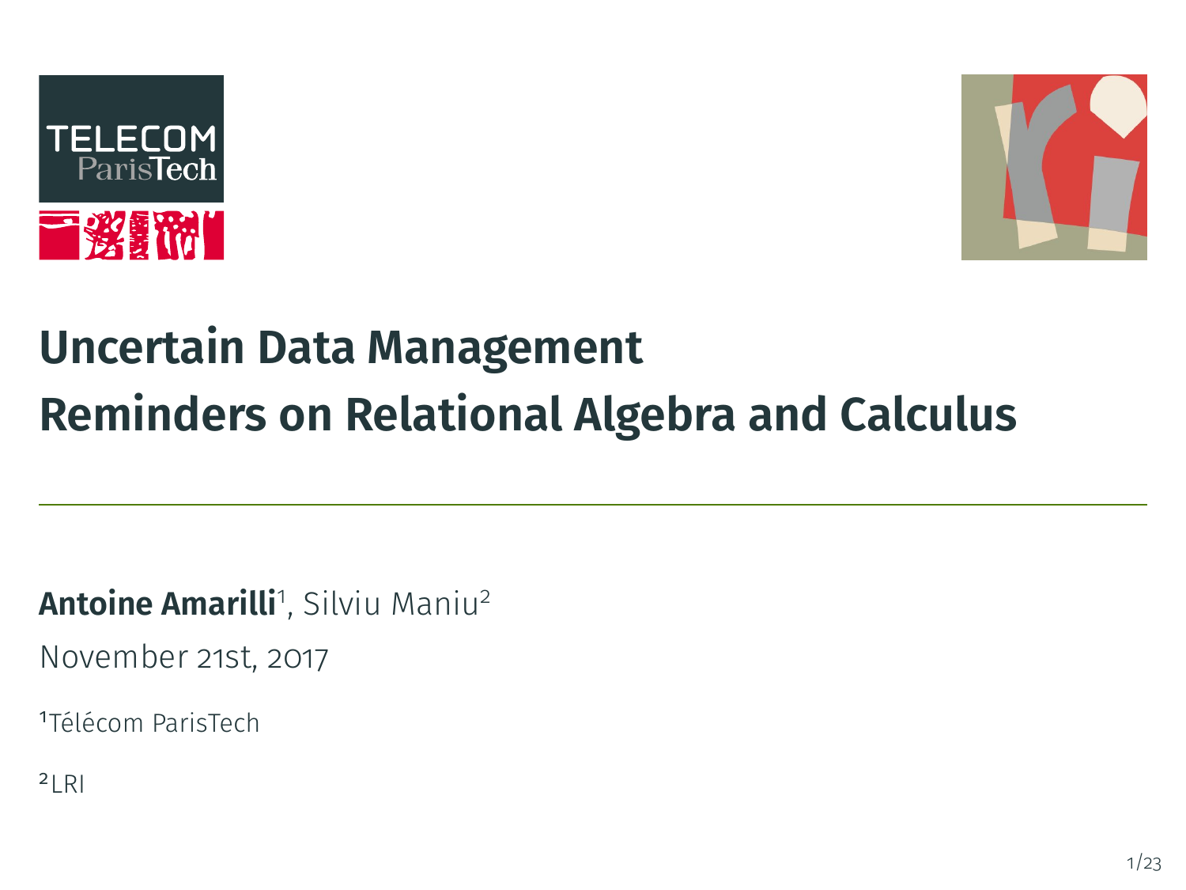# Uncertain Data Management
# Reminders on Relational Algebra and Calculus

**Antoine Amarilli**[1], Silviu Maniu[2]

November 21st, 2017

[1]Télécom ParisTech

[2]LRI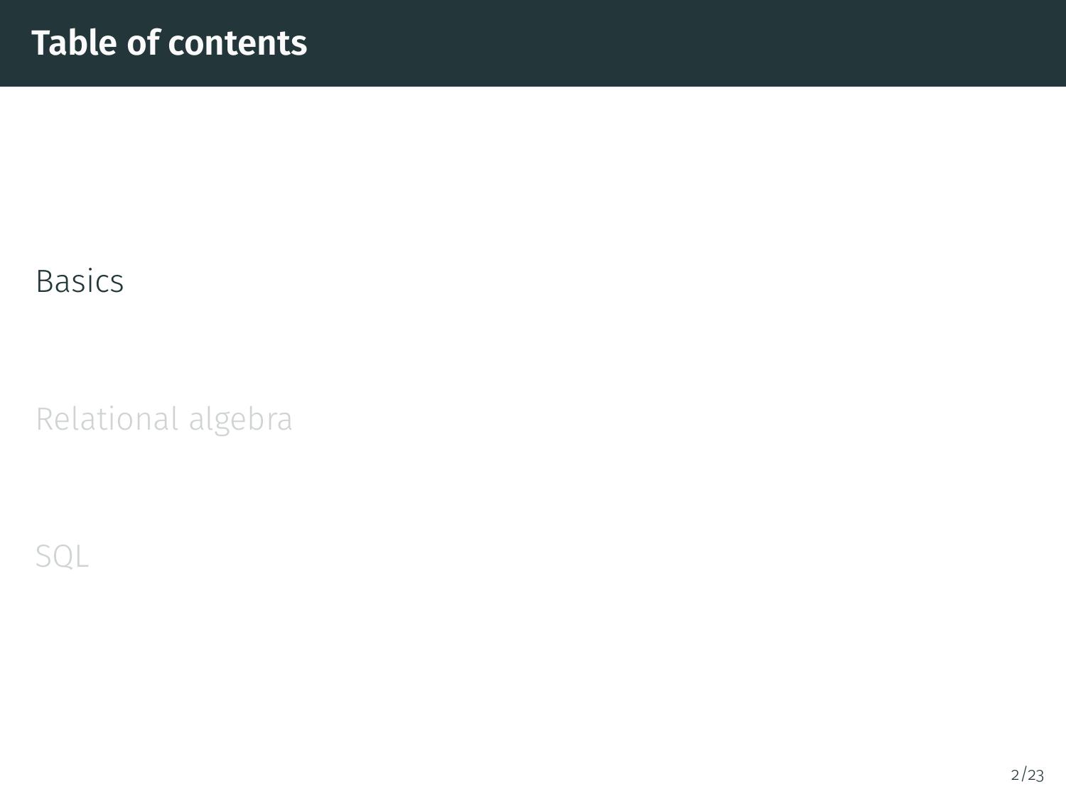# Table of contents

Basics

Relational algebra

SQL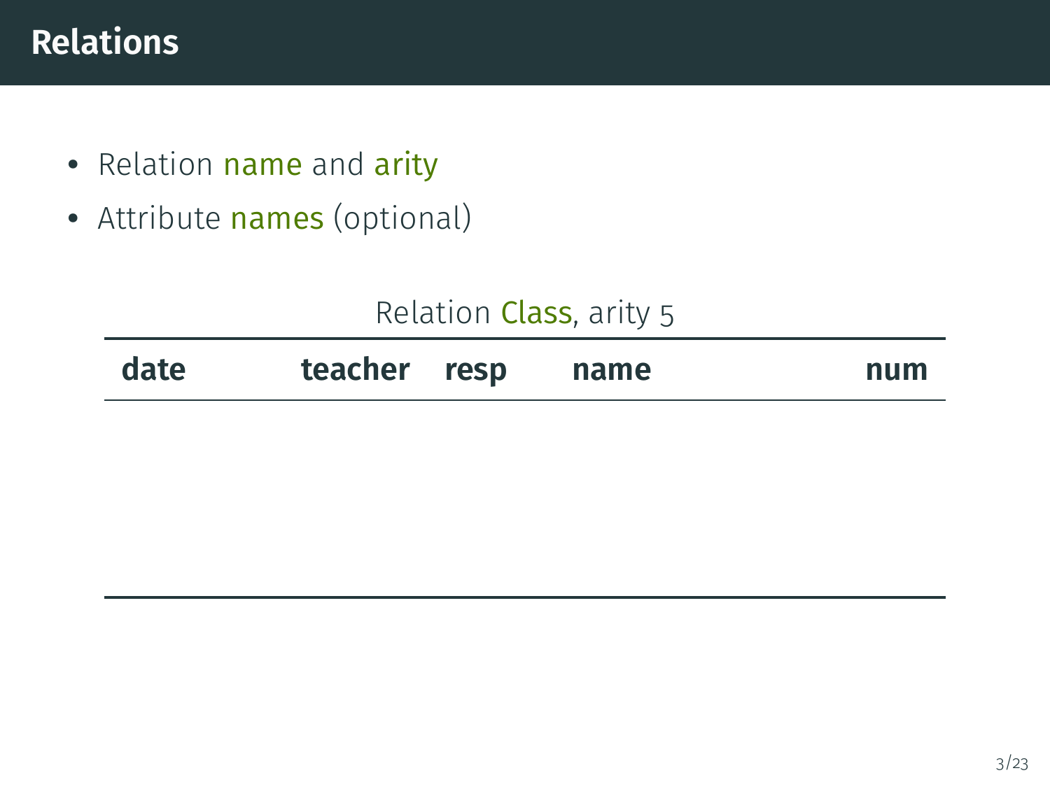# Relations

- Relation name and arity
- Attribute names (optional)

Relation Class, arity 5

| date | teacher | resp | name | num |
|---|---|---|---|---|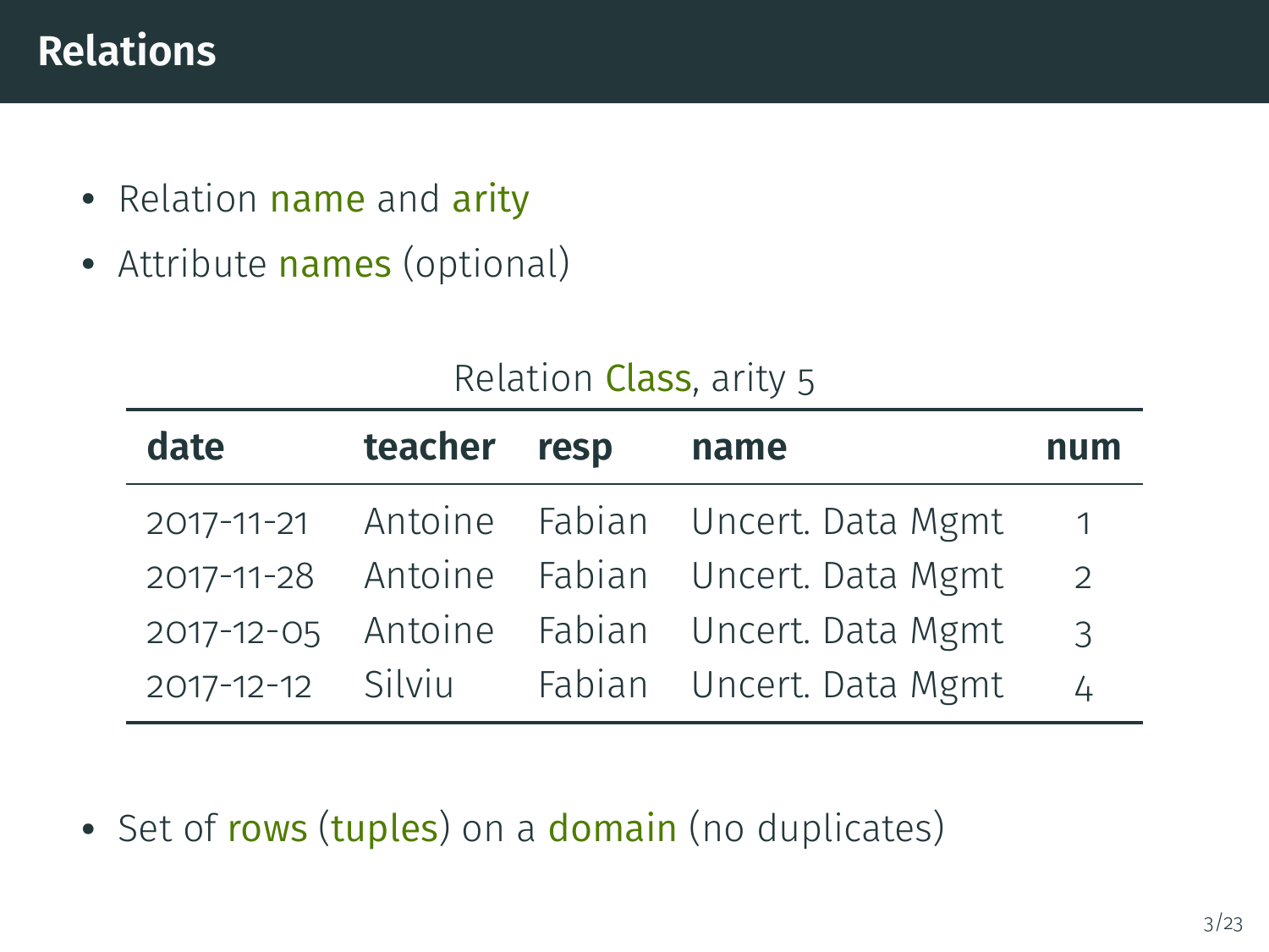# Relations

- Relation name and arity
- Attribute names (optional)

Relation Class, arity 5

| date | teacher | resp | name | num |
|---|---|---|---|---|
| 2017-11-21 | Antoine | Fabian | Uncert. Data Mgmt | 1 |
| 2017-11-28 | Antoine | Fabian | Uncert. Data Mgmt | 2 |
| 2017-12-05 | Antoine | Fabian | Uncert. Data Mgmt | 3 |
| 2017-12-12 | Silviu | Fabian | Uncert. Data Mgmt | 4 |

- Set of rows (tuples) on a domain (no duplicates)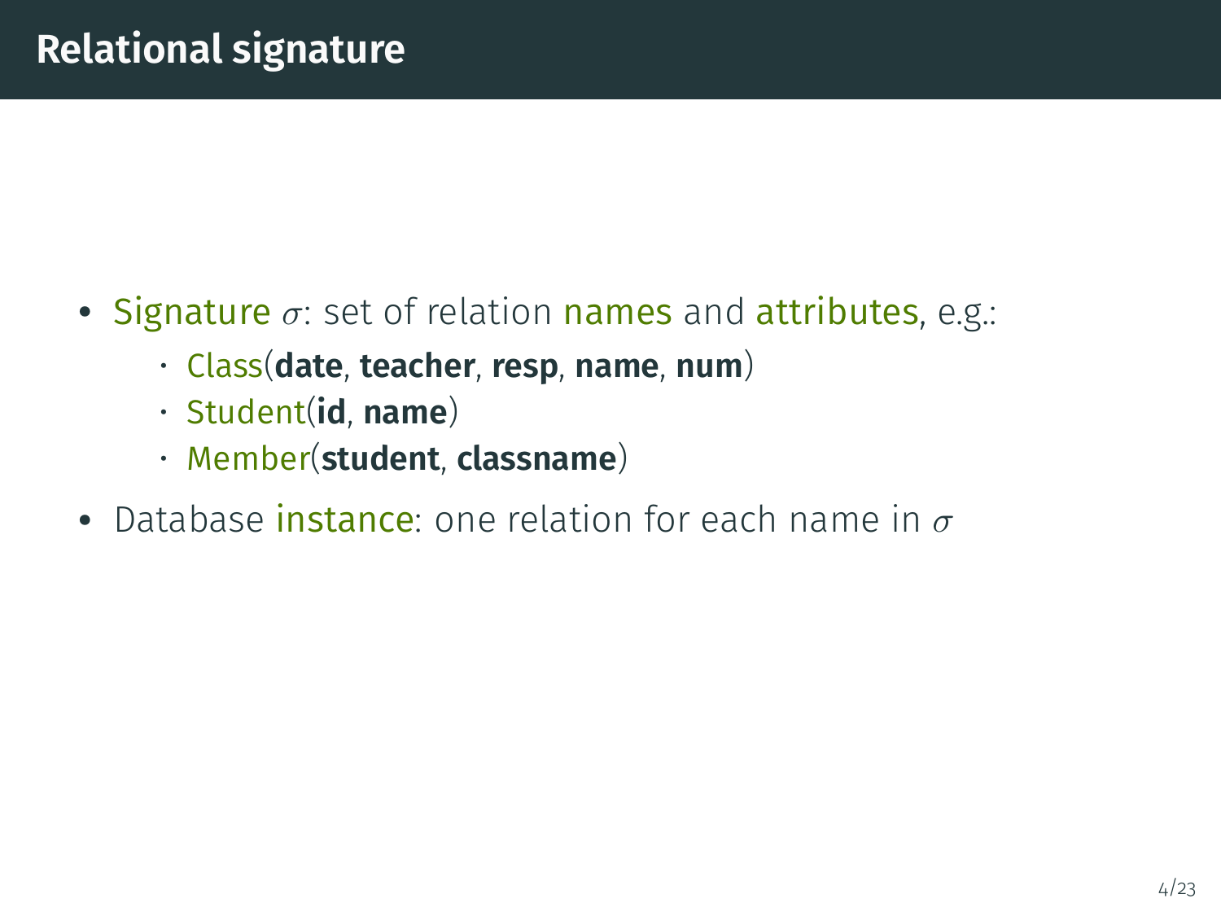# Relational signature

- Signature $\sigma$: set of relation names and attributes, e.g.:
    - Class(**date**, **teacher**, **resp**, **name**, **num**)
    - Student(**id**, **name**)
    - Member(**student**, **classname**)
- Database instance: one relation for each name in $\sigma$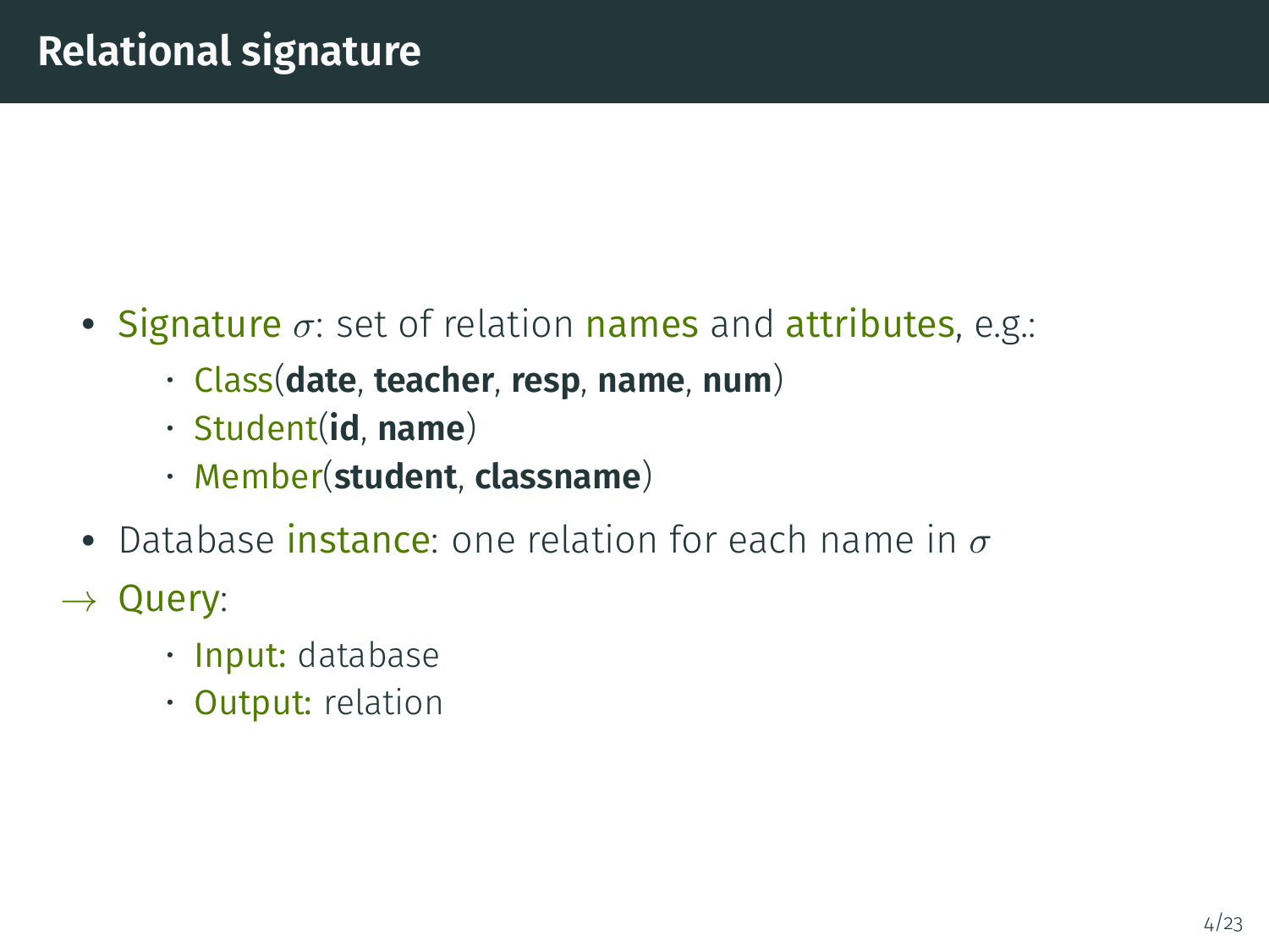## Relational signature

- Signature $\sigma$: set of relation names and attributes, e.g.:
  - Class(**date**, **teacher**, **resp**, **name**, **num**)
  - Student(**id**, **name**)
  - Member(**student**, **classname**)
- Database instance: one relation for each name in $\sigma$

$\rightarrow$ Query:
  - Input: database
  - Output: relation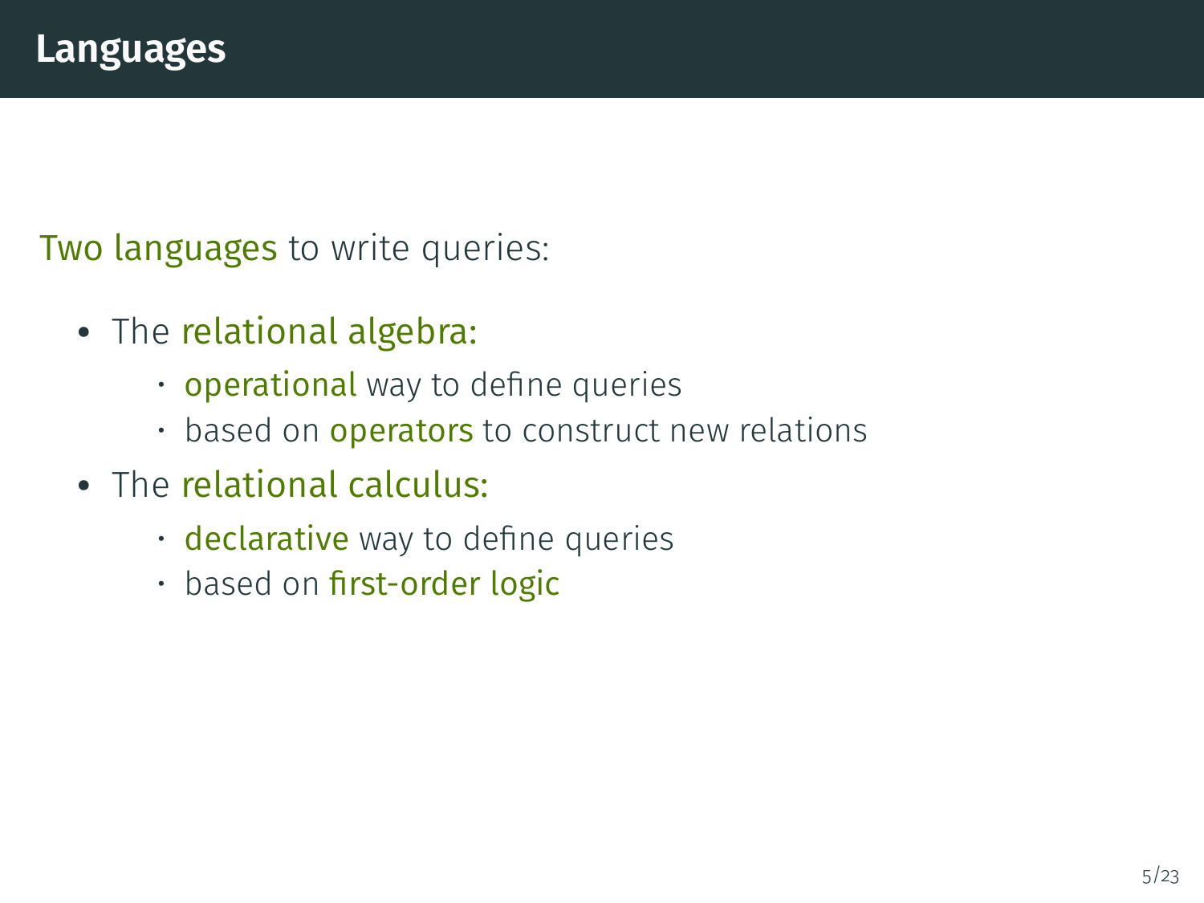# Languages

Two languages to write queries:

- The relational algebra:
  - operational way to define queries
  - based on operators to construct new relations
- The relational calculus:
  - declarative way to define queries
  - based on first-order logic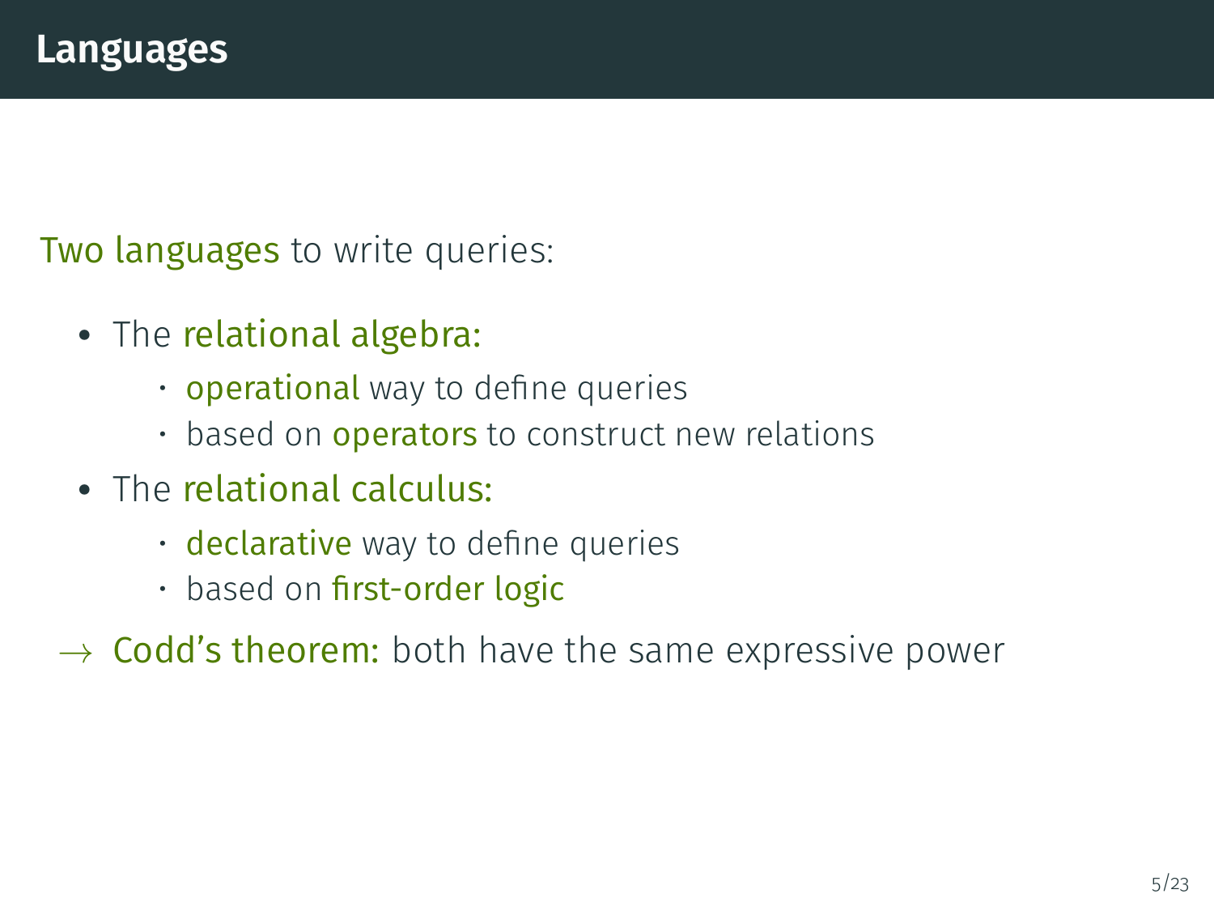# Languages

Two languages to write queries:

- The relational algebra:
  - operational way to define queries
  - based on operators to construct new relations
- The relational calculus:
  - declarative way to define queries
  - based on first-order logic

→ Codd's theorem: both have the same expressive power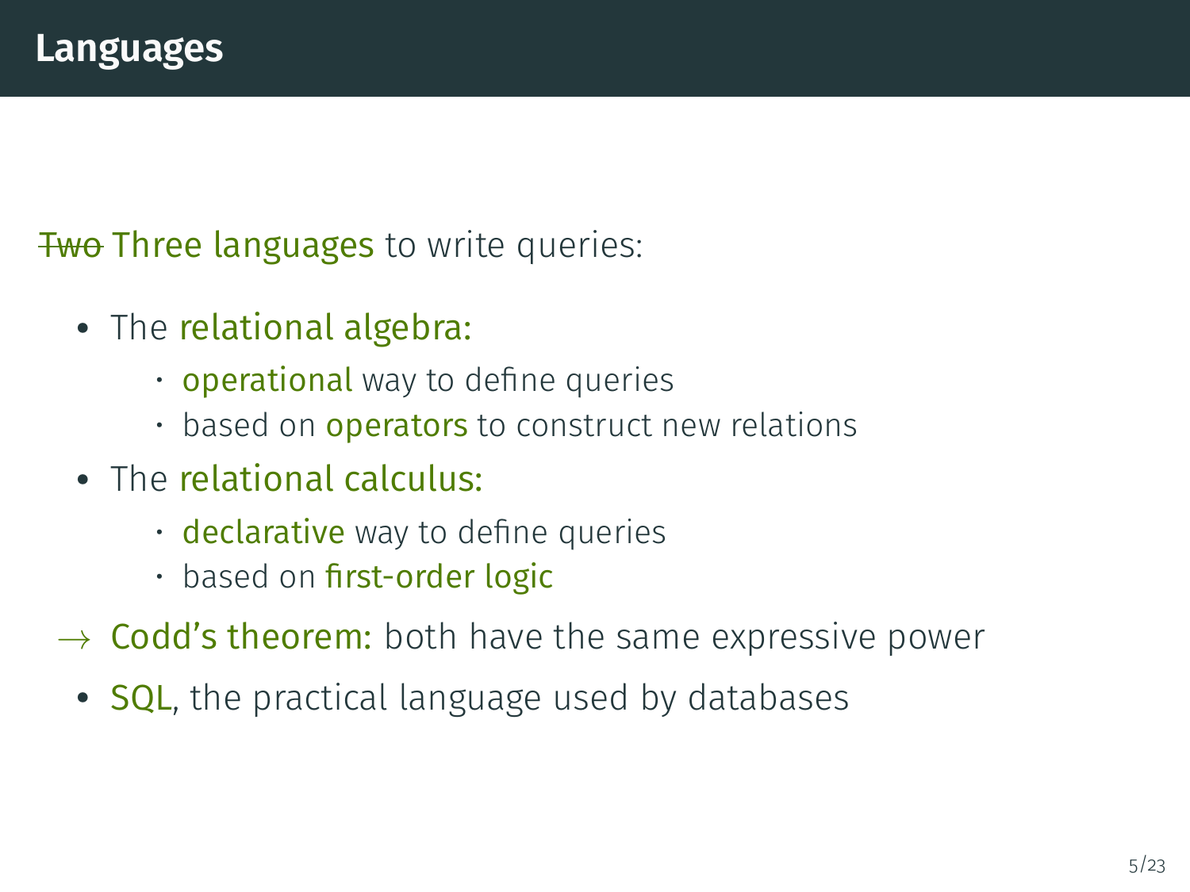# Languages

~~Two~~ Three languages to write queries:

- The relational algebra:
  - operational way to define queries
  - based on operators to construct new relations
- The relational calculus:
  - declarative way to define queries
  - based on first-order logic

$\rightarrow$ Codd's theorem: both have the same expressive power

- SQL, the practical language used by databases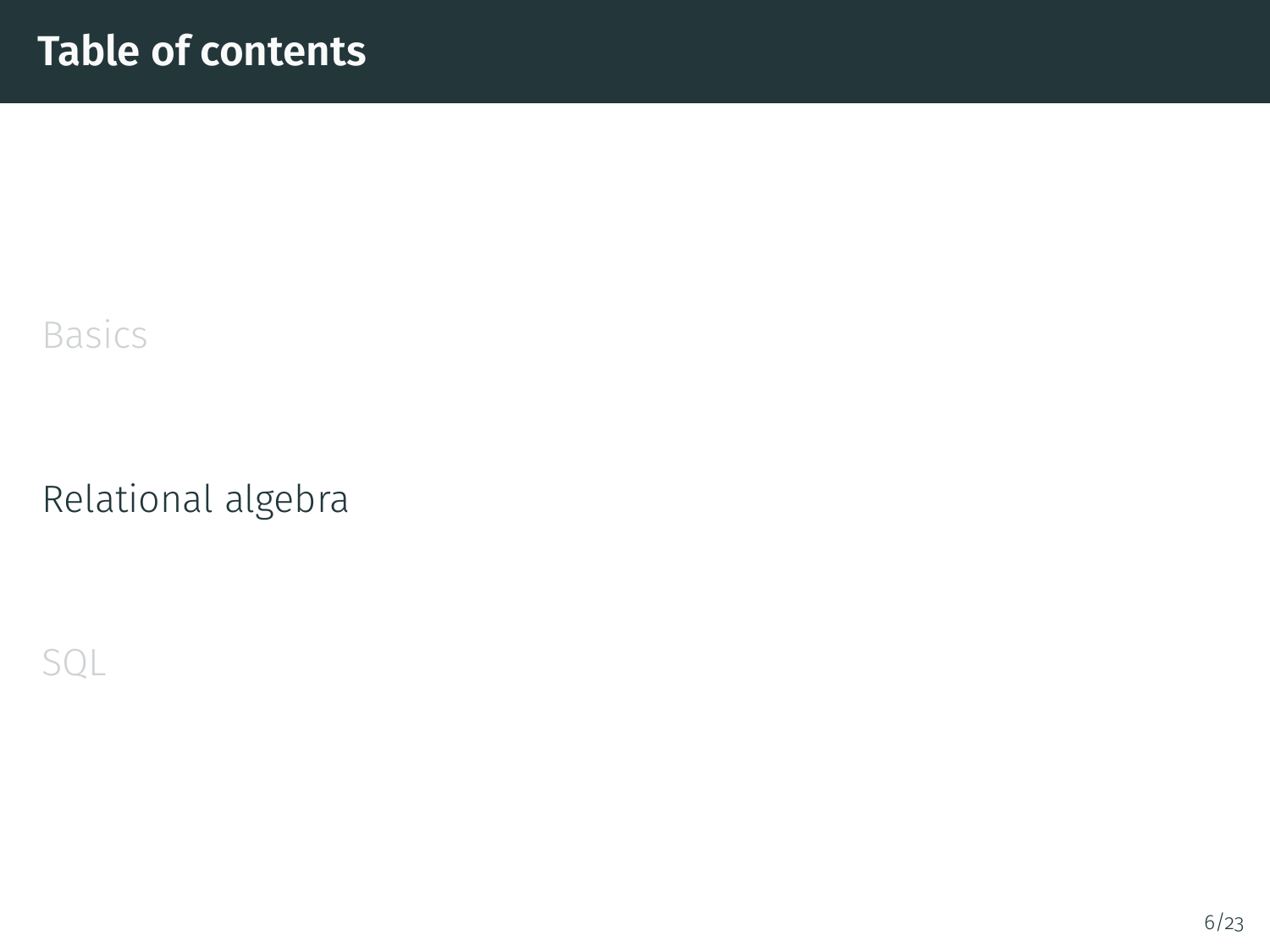# Table of contents

Basics

Relational algebra

SQL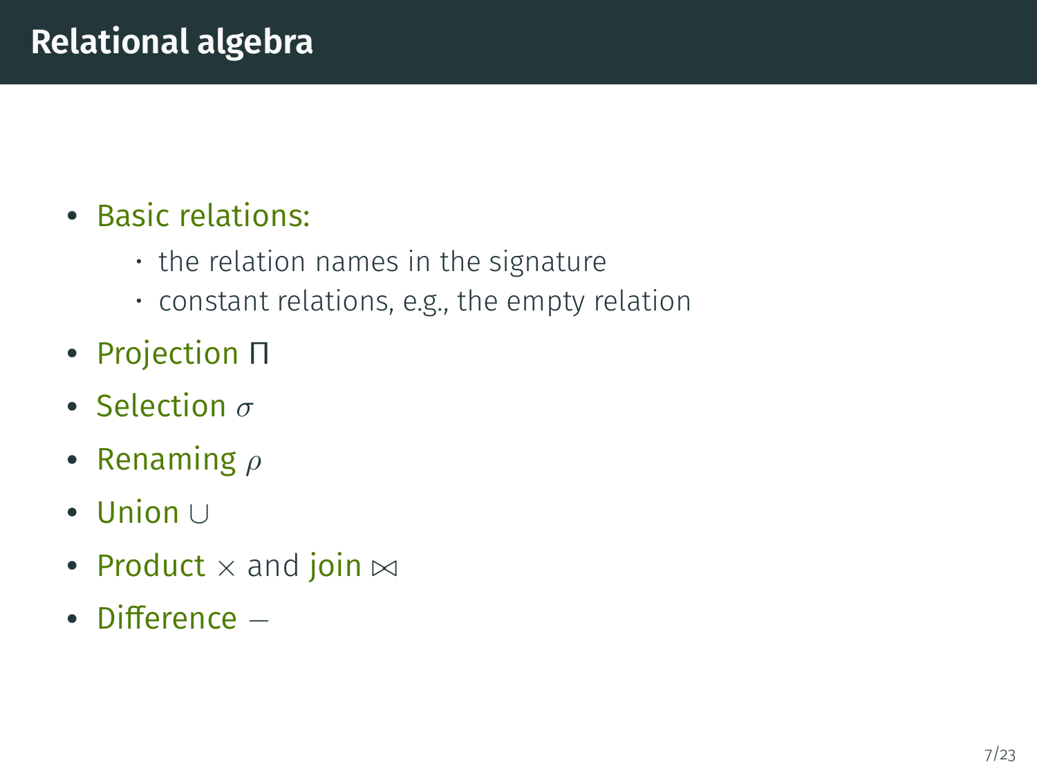# Relational algebra

- Basic relations:
  - the relation names in the signature
  - constant relations, e.g., the empty relation
- Projection $\Pi$
- Selection $\sigma$
- Renaming $\rho$
- Union $\cup$
- Product $\times$ and join $\bowtie$
- Difference $-$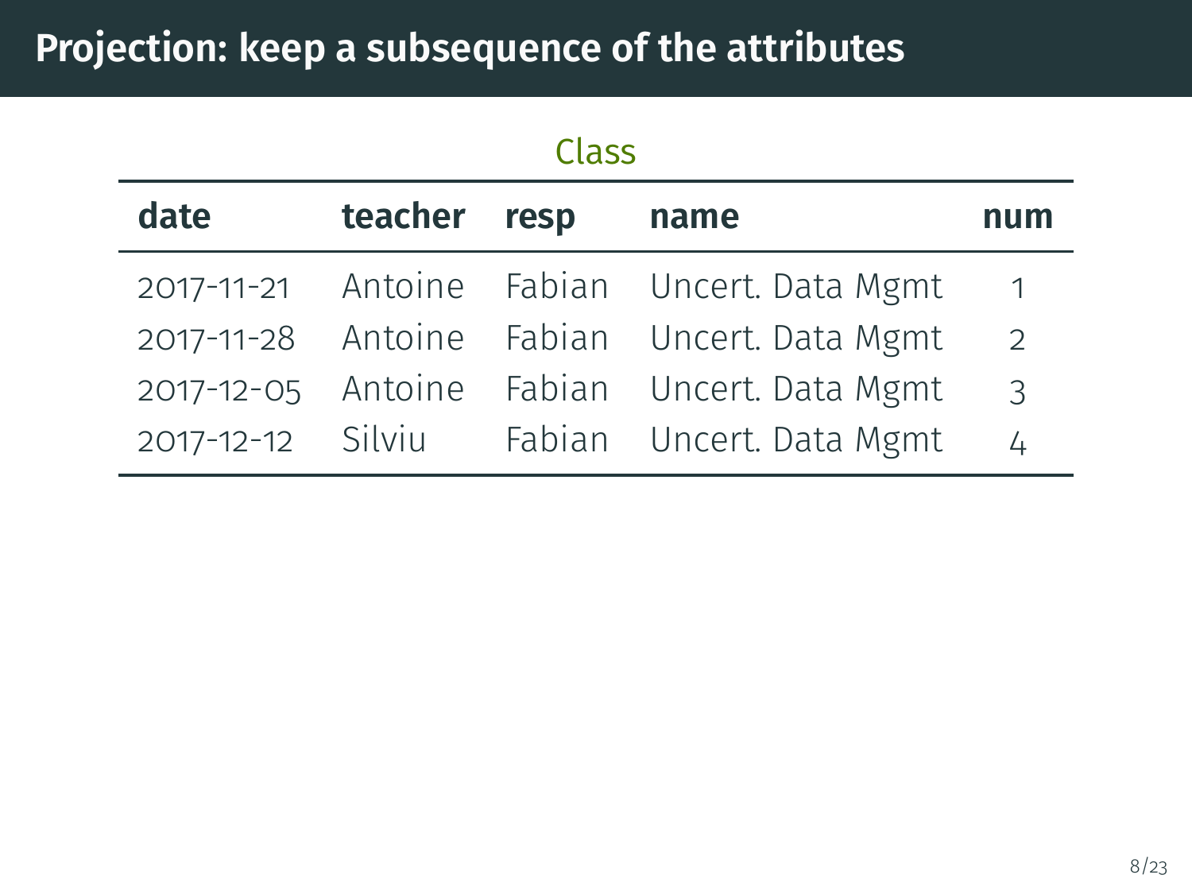# Projection: keep a subsequence of the attributes

Class

| date | teacher | resp | name | num |
|---|---|---|---|---|
| 2017-11-21 | Antoine | Fabian | Uncert. Data Mgmt | 1 |
| 2017-11-28 | Antoine | Fabian | Uncert. Data Mgmt | 2 |
| 2017-12-05 | Antoine | Fabian | Uncert. Data Mgmt | 3 |
| 2017-12-12 | Silviu | Fabian | Uncert. Data Mgmt | 4 |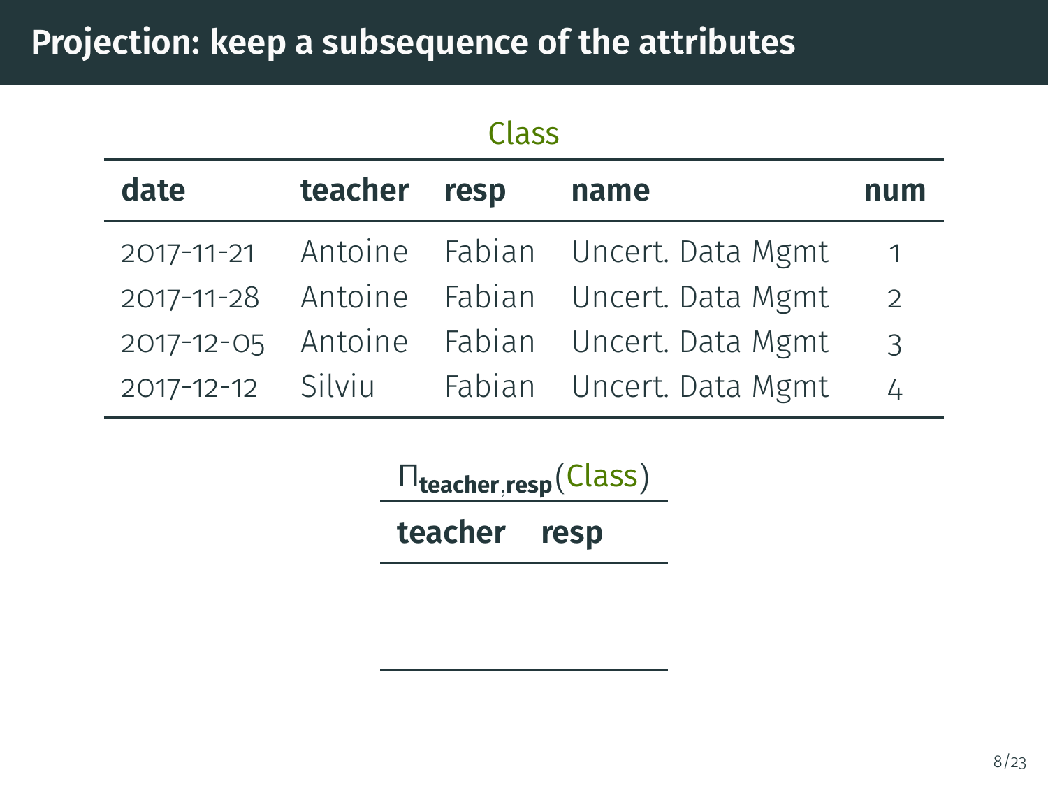# Projection: keep a subsequence of the attributes

Class

| date | teacher | resp | name | num |
|---|---|---|---|---|
| 2017-11-21 | Antoine | Fabian | Uncert. Data Mgmt | 1 |
| 2017-11-28 | Antoine | Fabian | Uncert. Data Mgmt | 2 |
| 2017-12-05 | Antoine | Fabian | Uncert. Data Mgmt | 3 |
| 2017-12-12 | Silviu | Fabian | Uncert. Data Mgmt | 4 |

$\Pi_{\textbf{teacher},\textbf{resp}}(\text{Class})$

| teacher | resp |
|---|---|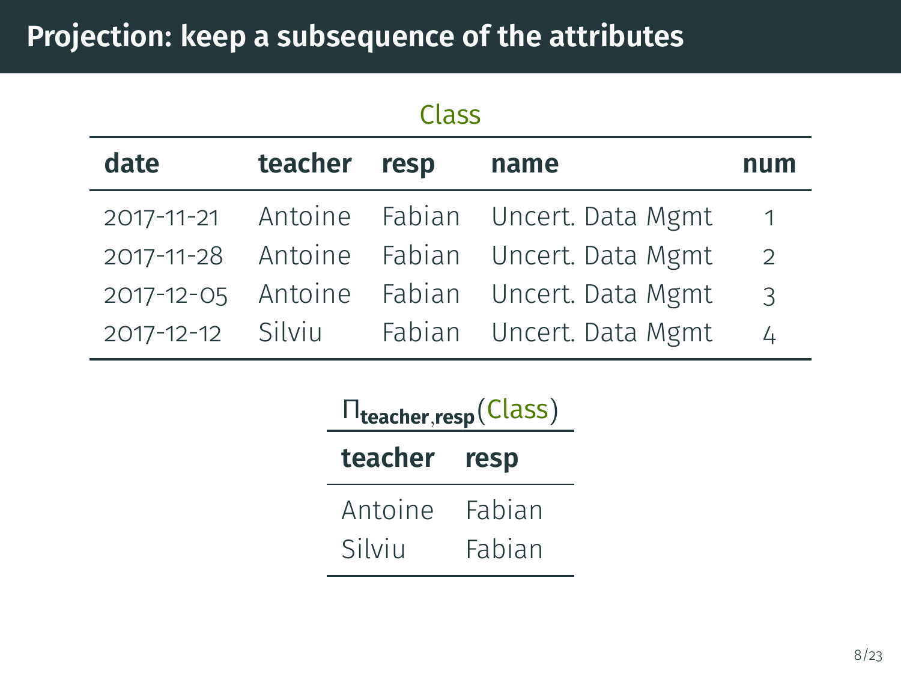# Projection: keep a subsequence of the attributes

Class

| date | teacher | resp | name | num |
|---|---|---|---|---|
| 2017-11-21 | Antoine | Fabian | Uncert. Data Mgmt | 1 |
| 2017-11-28 | Antoine | Fabian | Uncert. Data Mgmt | 2 |
| 2017-12-05 | Antoine | Fabian | Uncert. Data Mgmt | 3 |
| 2017-12-12 | Silviu | Fabian | Uncert. Data Mgmt | 4 |

$\Pi_{\textbf{teacher},\textbf{resp}}(\text{Class})$

| teacher | resp |
|---|---|
| Antoine | Fabian |
| Silviu | Fabian |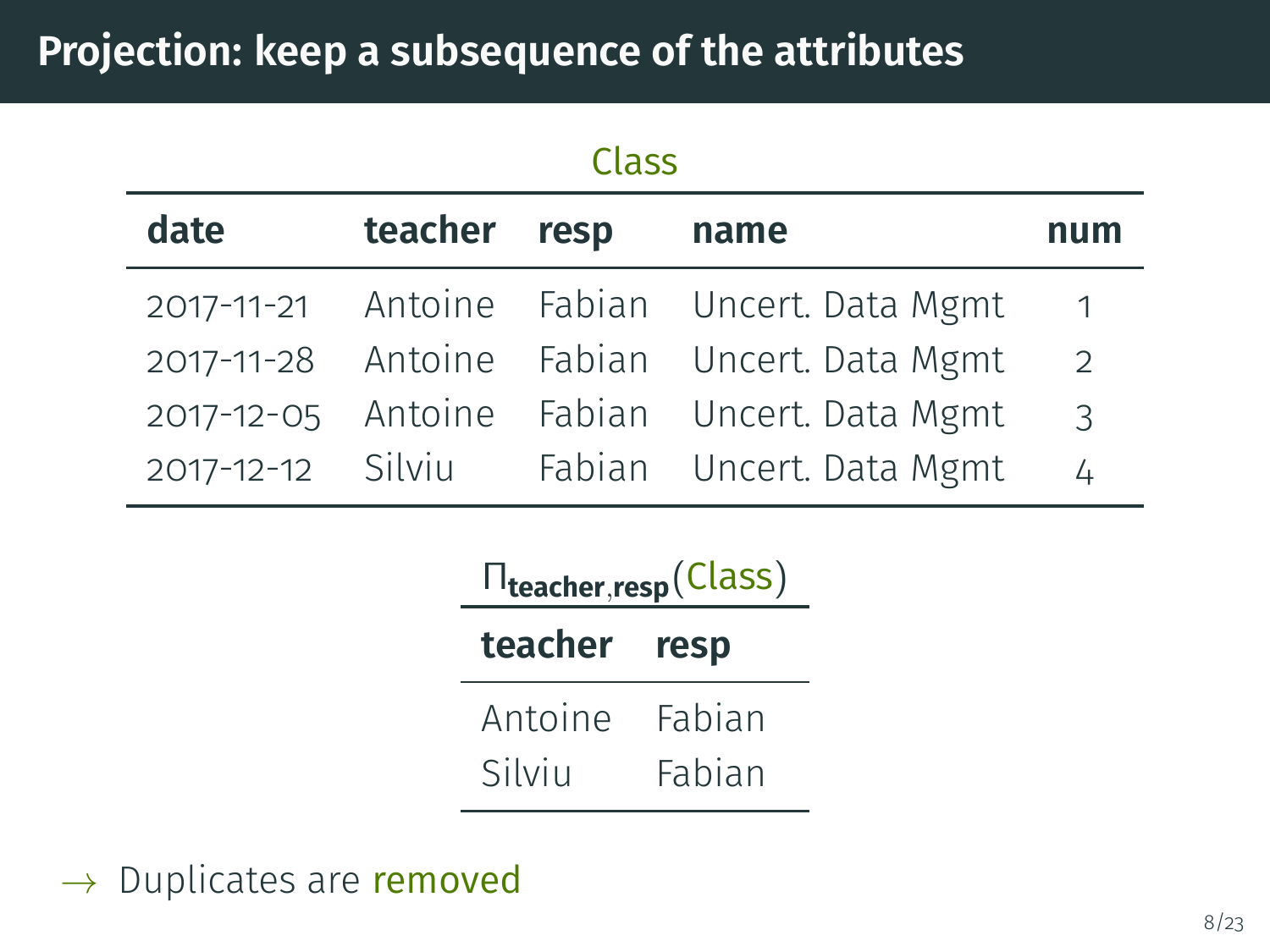# Projection: keep a subsequence of the attributes

Class

| date | teacher | resp | name | num |
|---|---|---|---|---|
| 2017-11-21 | Antoine | Fabian | Uncert. Data Mgmt | 1 |
| 2017-11-28 | Antoine | Fabian | Uncert. Data Mgmt | 2 |
| 2017-12-05 | Antoine | Fabian | Uncert. Data Mgmt | 3 |
| 2017-12-12 | Silviu | Fabian | Uncert. Data Mgmt | 4 |

$\Pi_{\textbf{teacher},\textbf{resp}}(\text{Class})$

| teacher | resp |
|---|---|
| Antoine | Fabian |
| Silviu | Fabian |

→ Duplicates are removed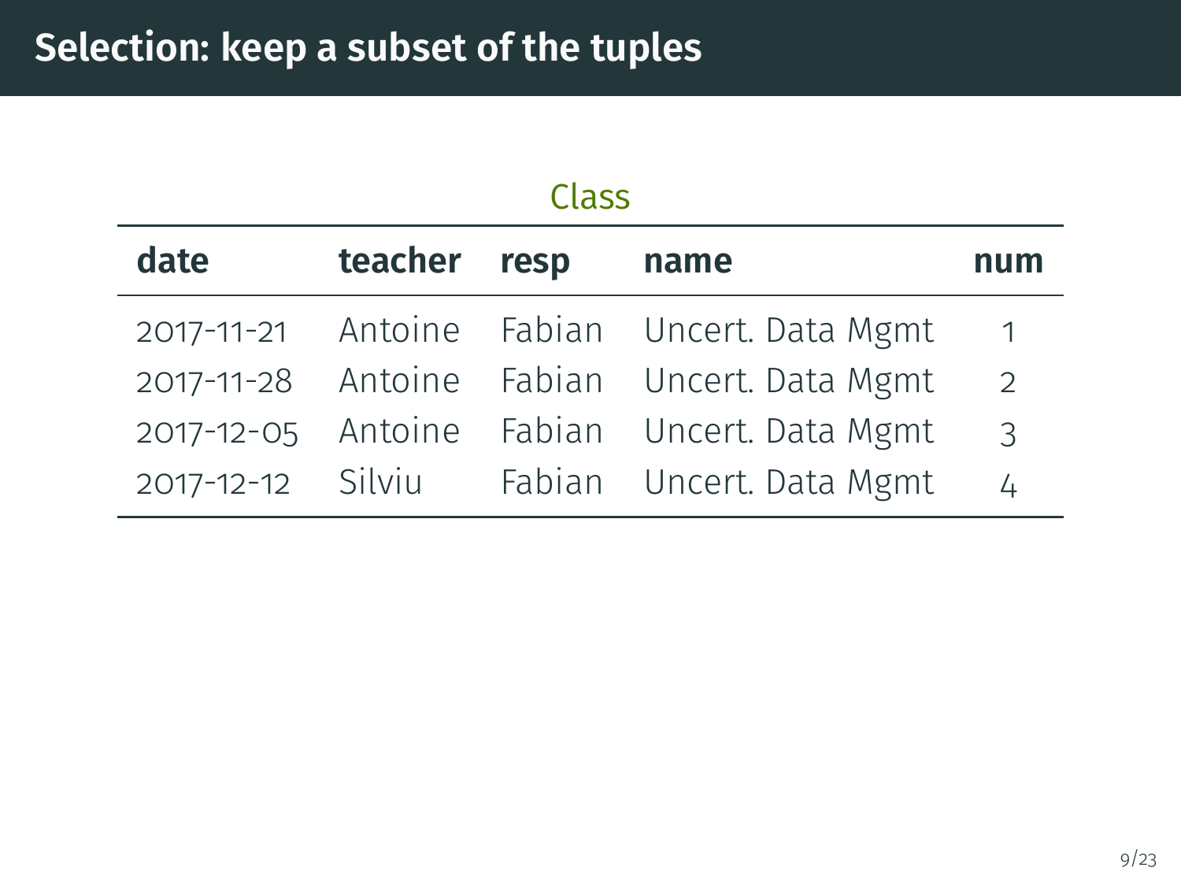# Selection: keep a subset of the tuples

Class

| date | teacher | resp | name | num |
|---|---|---|---|---|
| 2017-11-21 | Antoine | Fabian | Uncert. Data Mgmt | 1 |
| 2017-11-28 | Antoine | Fabian | Uncert. Data Mgmt | 2 |
| 2017-12-05 | Antoine | Fabian | Uncert. Data Mgmt | 3 |
| 2017-12-12 | Silviu | Fabian | Uncert. Data Mgmt | 4 |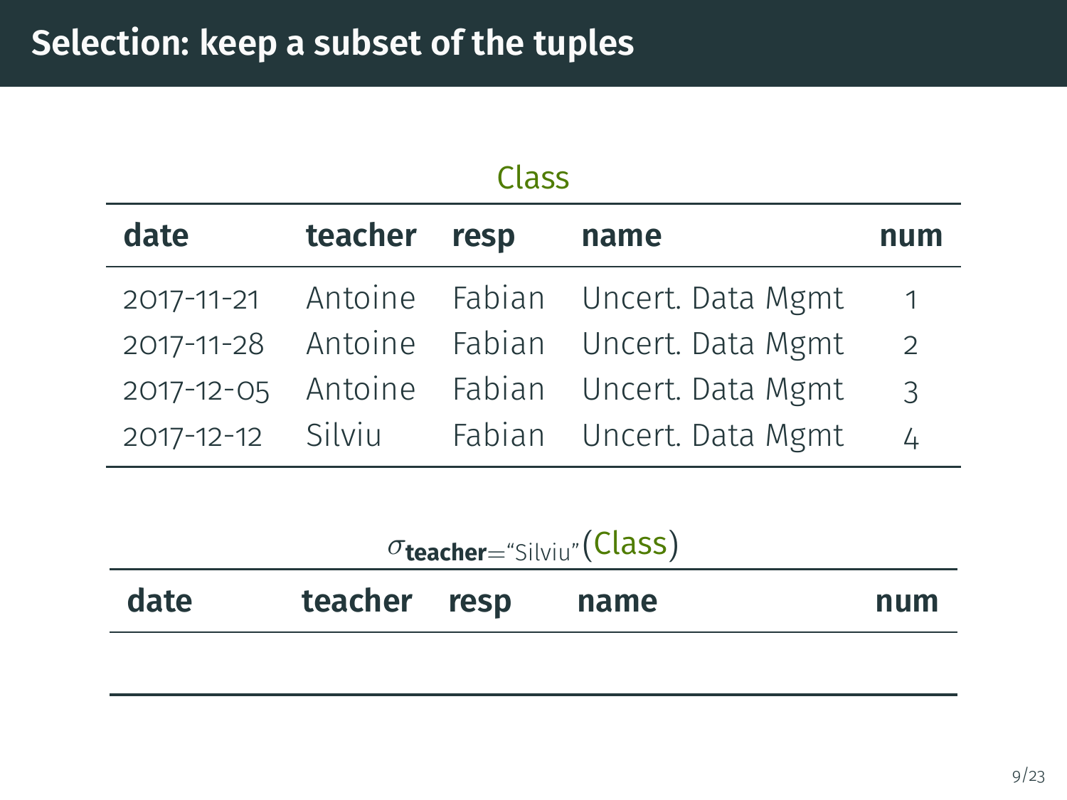# Selection: keep a subset of the tuples

Class

| date | teacher | resp | name | num |
|---|---|---|---|---|
| 2017-11-21 | Antoine | Fabian | Uncert. Data Mgmt | 1 |
| 2017-11-28 | Antoine | Fabian | Uncert. Data Mgmt | 2 |
| 2017-12-05 | Antoine | Fabian | Uncert. Data Mgmt | 3 |
| 2017-12-12 | Silviu | Fabian | Uncert. Data Mgmt | 4 |

$\sigma_{\textbf{teacher}=\text{“Silviu”}}(\text{Class})$

| date | teacher | resp | name | num |
|---|---|---|---|---|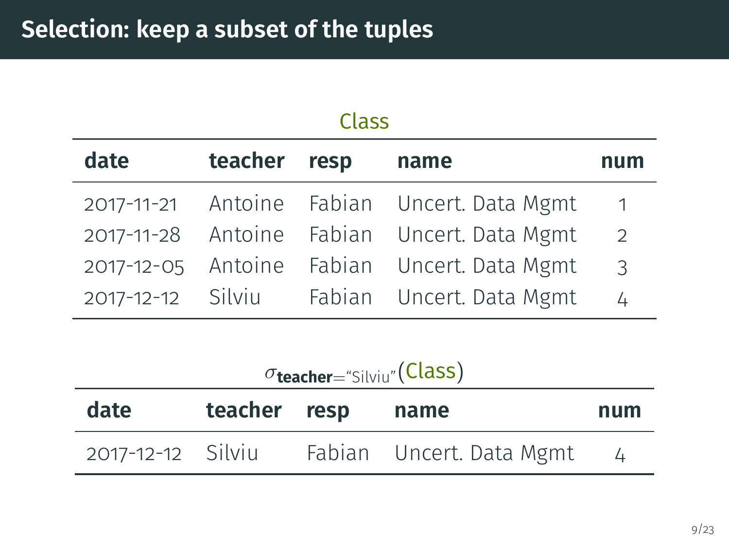# Selection: keep a subset of the tuples

Class

| date | teacher | resp | name | num |
|---|---|---|---|---|
| 2017-11-21 | Antoine | Fabian | Uncert. Data Mgmt | 1 |
| 2017-11-28 | Antoine | Fabian | Uncert. Data Mgmt | 2 |
| 2017-12-05 | Antoine | Fabian | Uncert. Data Mgmt | 3 |
| 2017-12-12 | Silviu | Fabian | Uncert. Data Mgmt | 4 |

$\sigma_{\textbf{teacher}=\text{"Silviu"}}(\text{Class})$

| date | teacher | resp | name | num |
|---|---|---|---|---|
| 2017-12-12 | Silviu | Fabian | Uncert. Data Mgmt | 4 |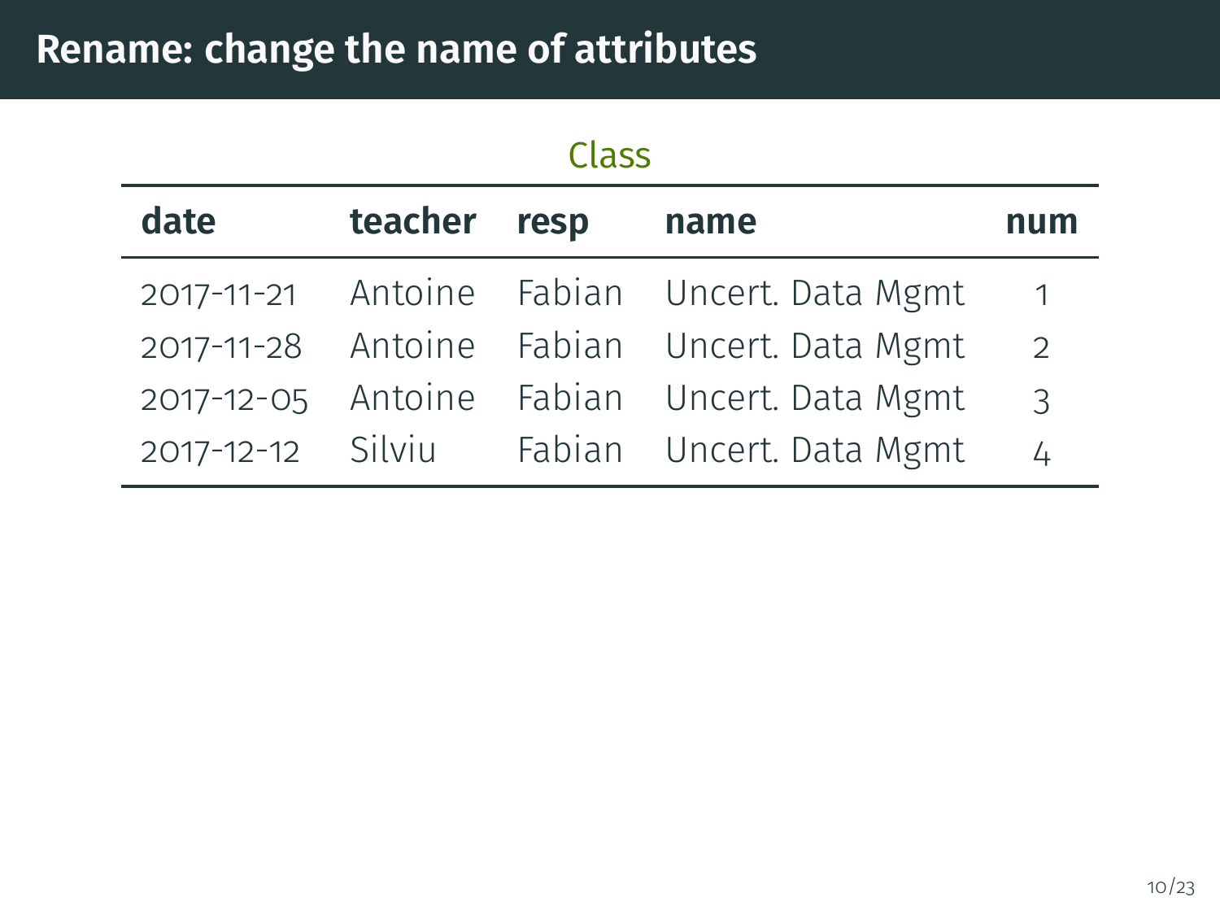# Rename: change the name of attributes

Class

| date | teacher | resp | name | num |
|---|---|---|---|---|
| 2017-11-21 | Antoine | Fabian | Uncert. Data Mgmt | 1 |
| 2017-11-28 | Antoine | Fabian | Uncert. Data Mgmt | 2 |
| 2017-12-05 | Antoine | Fabian | Uncert. Data Mgmt | 3 |
| 2017-12-12 | Silviu | Fabian | Uncert. Data Mgmt | 4 |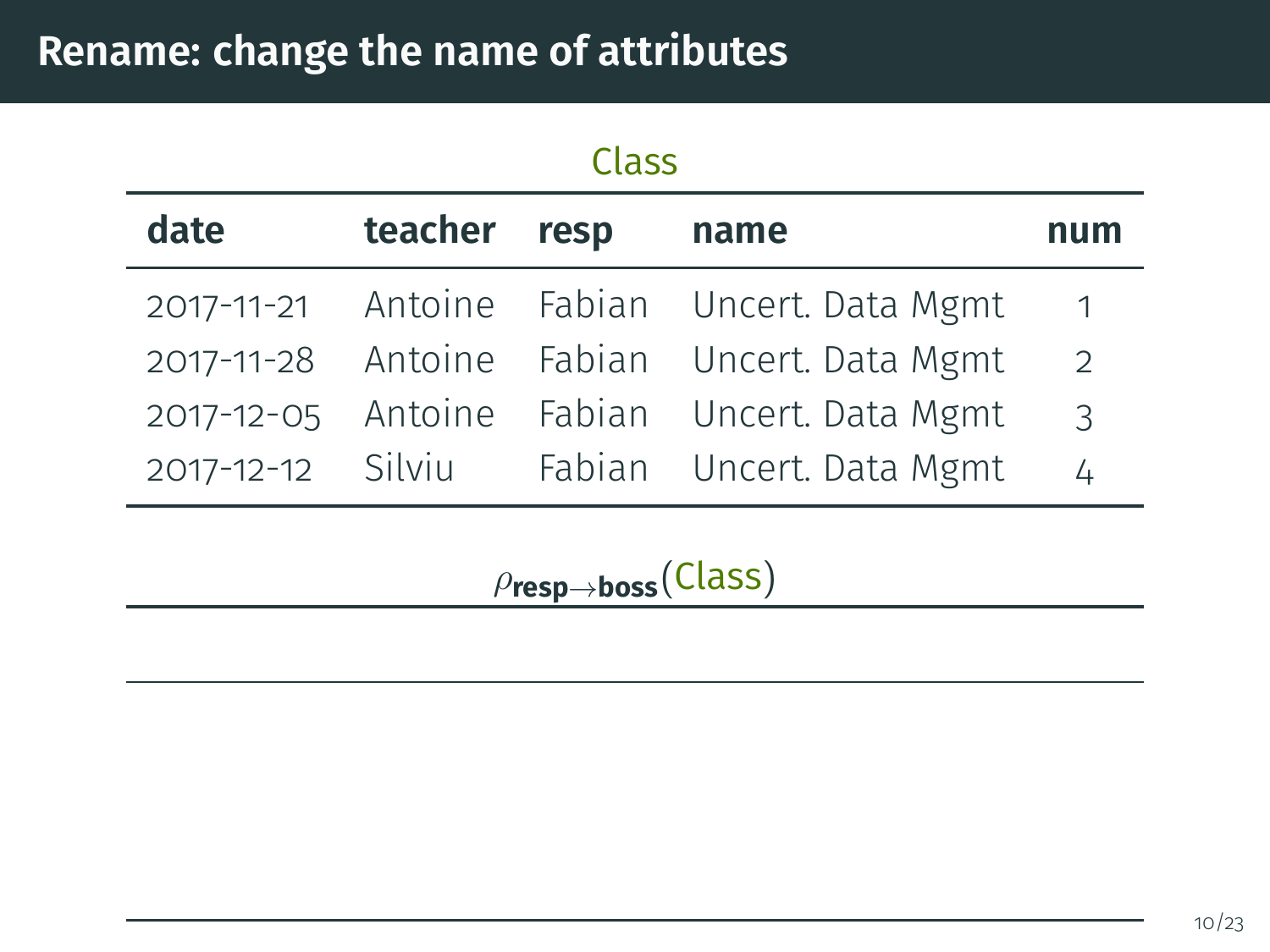# Rename: change the name of attributes

Class

| date | teacher | resp | name | num |
|---|---|---|---|---|
| 2017-11-21 | Antoine | Fabian | Uncert. Data Mgmt | 1 |
| 2017-11-28 | Antoine | Fabian | Uncert. Data Mgmt | 2 |
| 2017-12-05 | Antoine | Fabian | Uncert. Data Mgmt | 3 |
| 2017-12-12 | Silviu | Fabian | Uncert. Data Mgmt | 4 |

$\rho_{\textbf{resp} \to \textbf{boss}}(\text{Class})$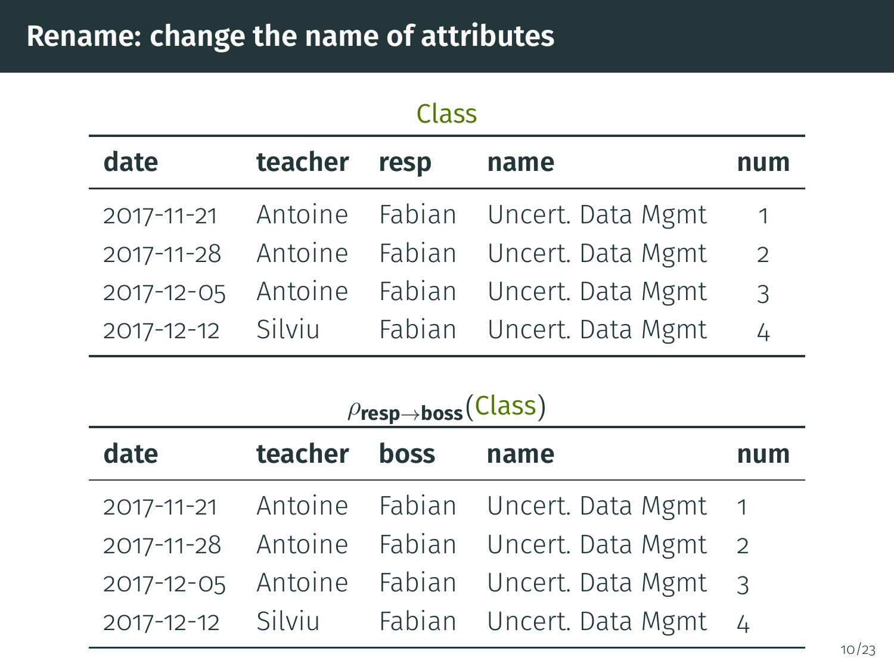# Rename: change the name of attributes

Class

| date | teacher | resp | name | num |
|---|---|---|---|---|
| 2017-11-21 | Antoine | Fabian | Uncert. Data Mgmt | 1 |
| 2017-11-28 | Antoine | Fabian | Uncert. Data Mgmt | 2 |
| 2017-12-05 | Antoine | Fabian | Uncert. Data Mgmt | 3 |
| 2017-12-12 | Silviu | Fabian | Uncert. Data Mgmt | 4 |

$\rho_{\textbf{resp} \to \textbf{boss}}$(Class)

| date | teacher | boss | name | num |
|---|---|---|---|---|
| 2017-11-21 | Antoine | Fabian | Uncert. Data Mgmt | 1 |
| 2017-11-28 | Antoine | Fabian | Uncert. Data Mgmt | 2 |
| 2017-12-05 | Antoine | Fabian | Uncert. Data Mgmt | 3 |
| 2017-12-12 | Silviu | Fabian | Uncert. Data Mgmt | 4 |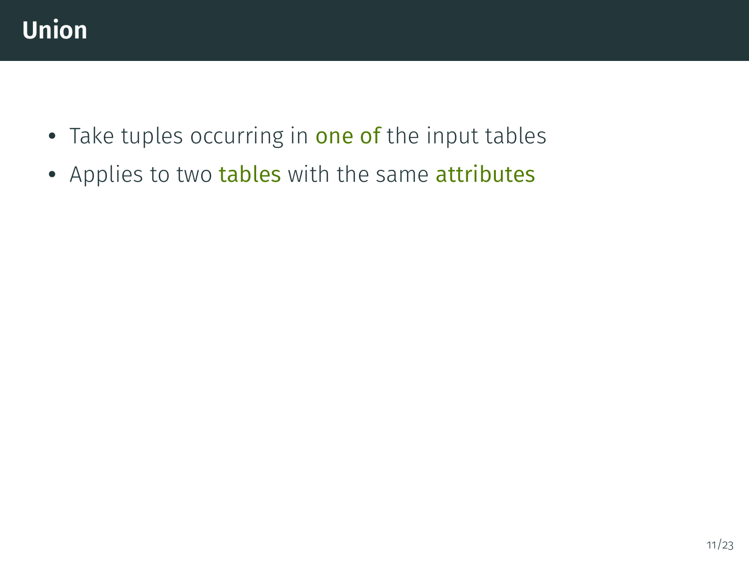# Union

- Take tuples occurring in one of the input tables
- Applies to two tables with the same attributes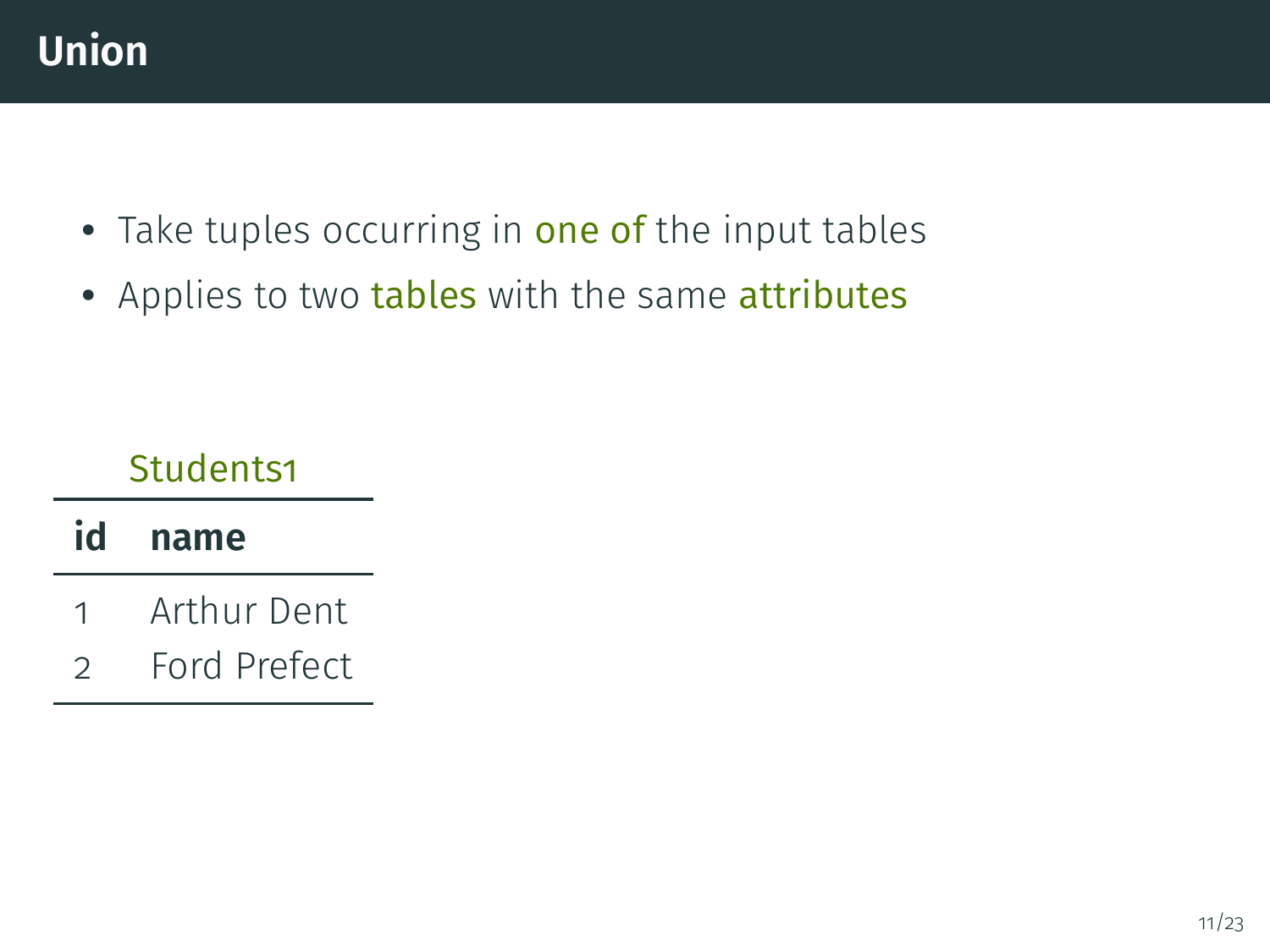# Union

- Take tuples occurring in one of the input tables
- Applies to two tables with the same attributes

Students1

| id | name |
|---|---|
| 1 | Arthur Dent |
| 2 | Ford Prefect |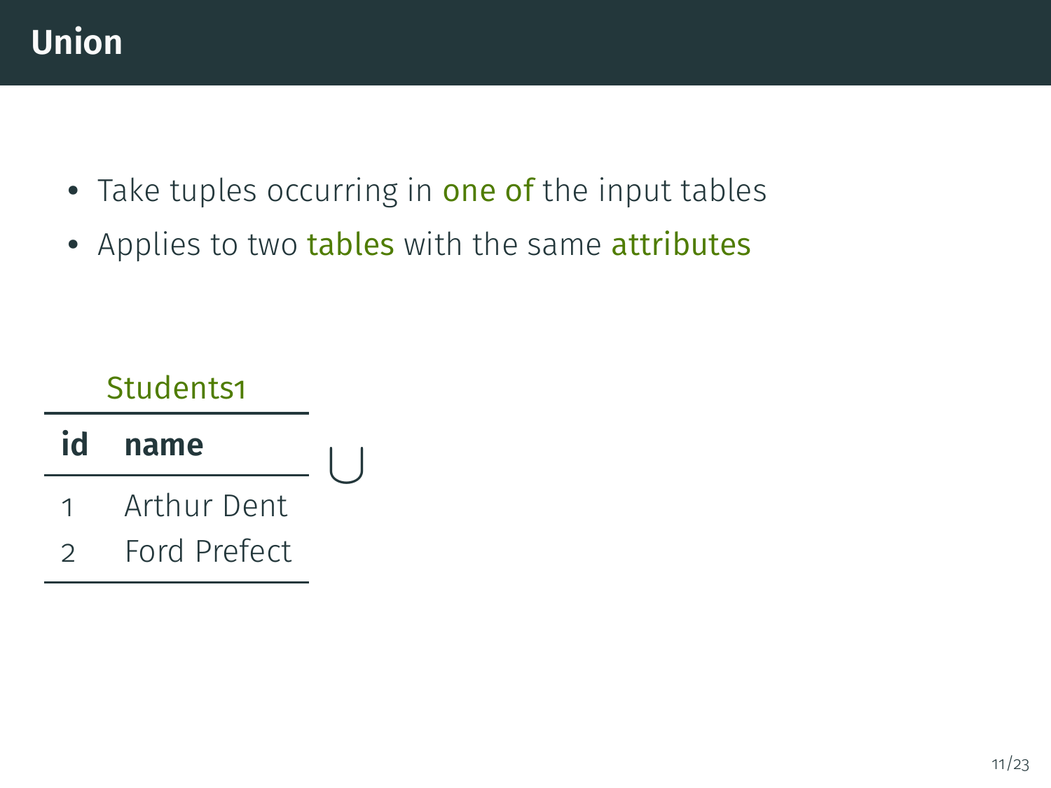# Union

- Take tuples occurring in one of the input tables
- Applies to two tables with the same attributes

Students1

| id | name |
|---|---|
| 1 | Arthur Dent |
| 2 | Ford Prefect |

$\cup$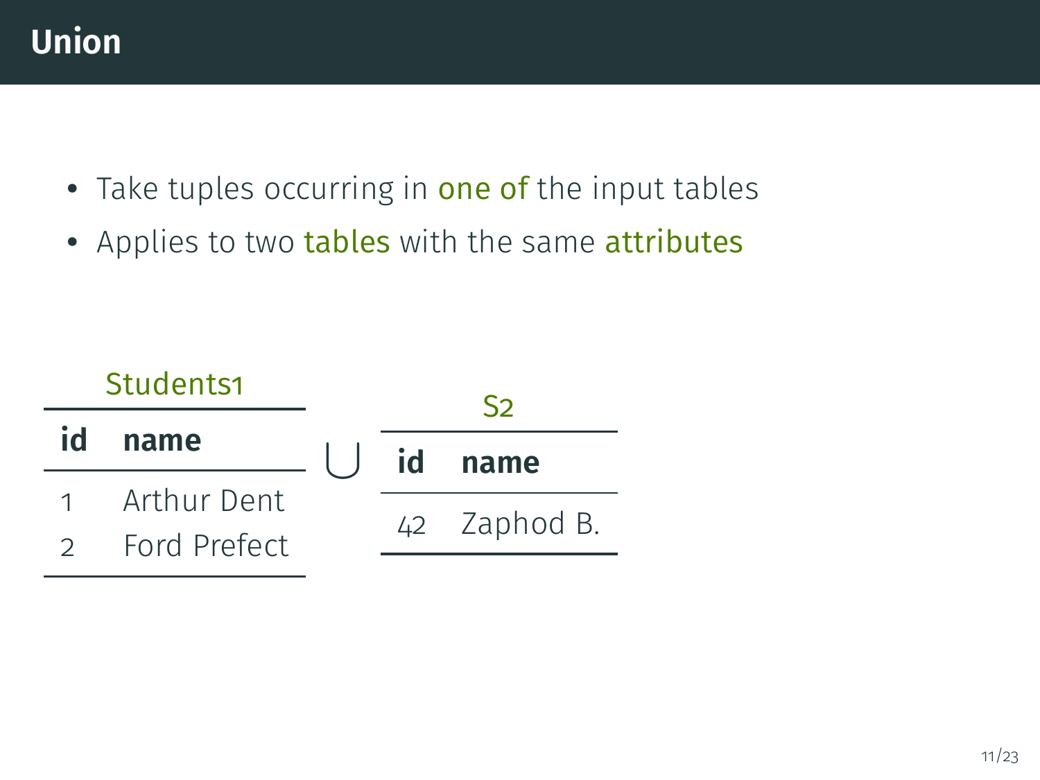# Union

- Take tuples occurring in one of the input tables
- Applies to two tables with the same attributes

**Students1**

| id | name |
|---|---|
| 1 | Arthur Dent |
| 2 | Ford Prefect |

$\bigcup$

**S2**

| id | name |
|---|---|
| 42 | Zaphod B. |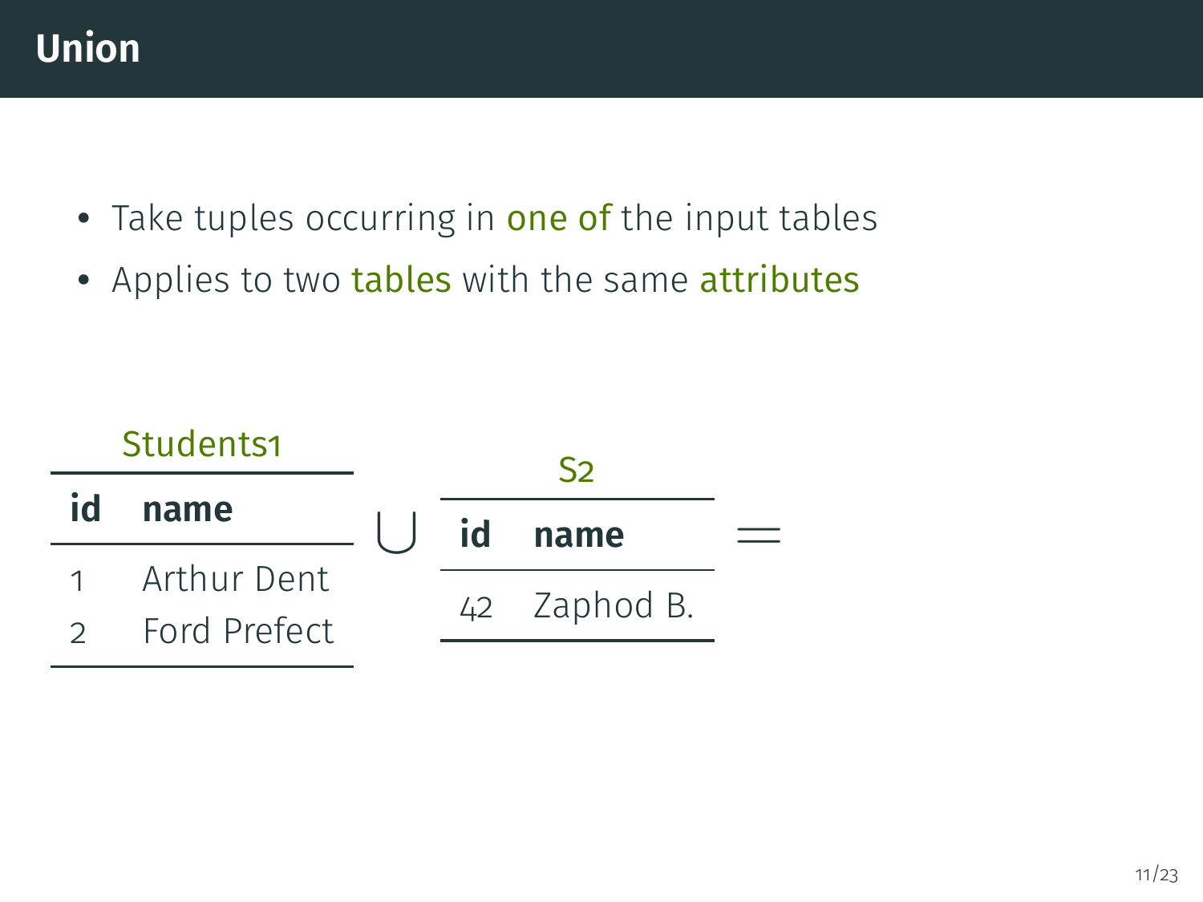# Union

- Take tuples occurring in one of the input tables
- Applies to two tables with the same attributes

Students1

| id | name |
|---|---|
| 1 | Arthur Dent |
| 2 | Ford Prefect |

$\bigcup$

S2

| id | name |
|---|---|
| 42 | Zaphod B. |

$=$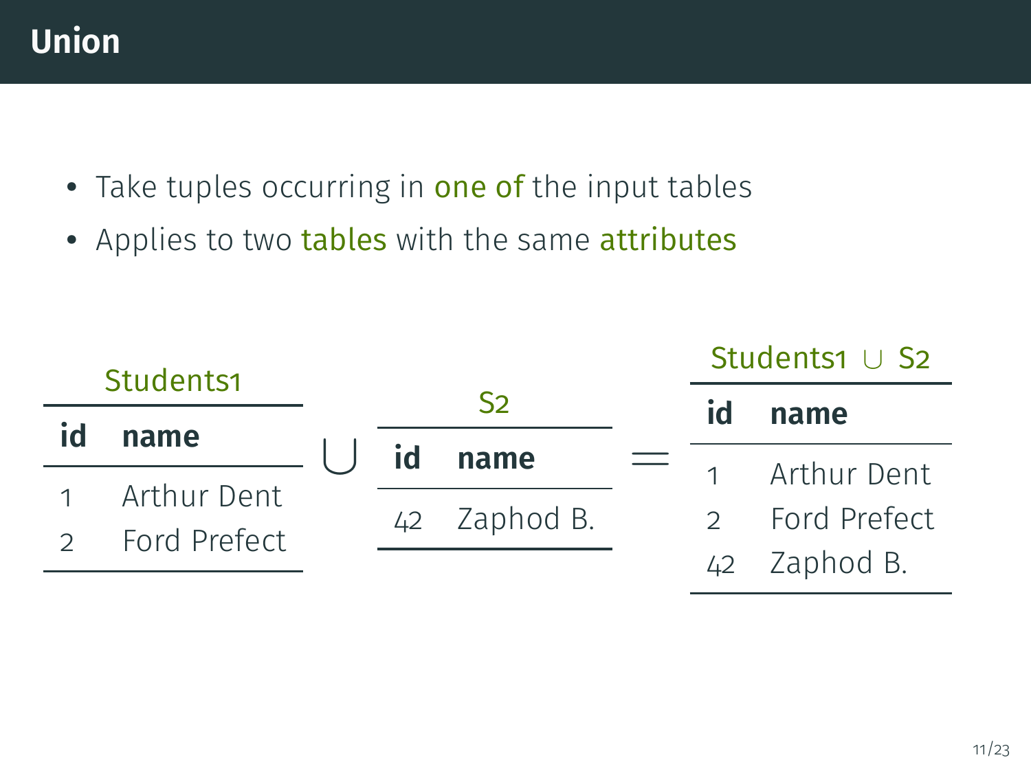# Union

- Take tuples occurring in one of the input tables
- Applies to two tables with the same attributes

**Students1**

| id | name |
|---|---|
| 1 | Arthur Dent |
| 2 | Ford Prefect |

$\cup$

**S2**

| id | name |
|---|---|
| 42 | Zaphod B. |

$=$

**Students1 $\cup$ S2**

| id | name |
|---|---|
| 1 | Arthur Dent |
| 2 | Ford Prefect |
| 42 | Zaphod B. |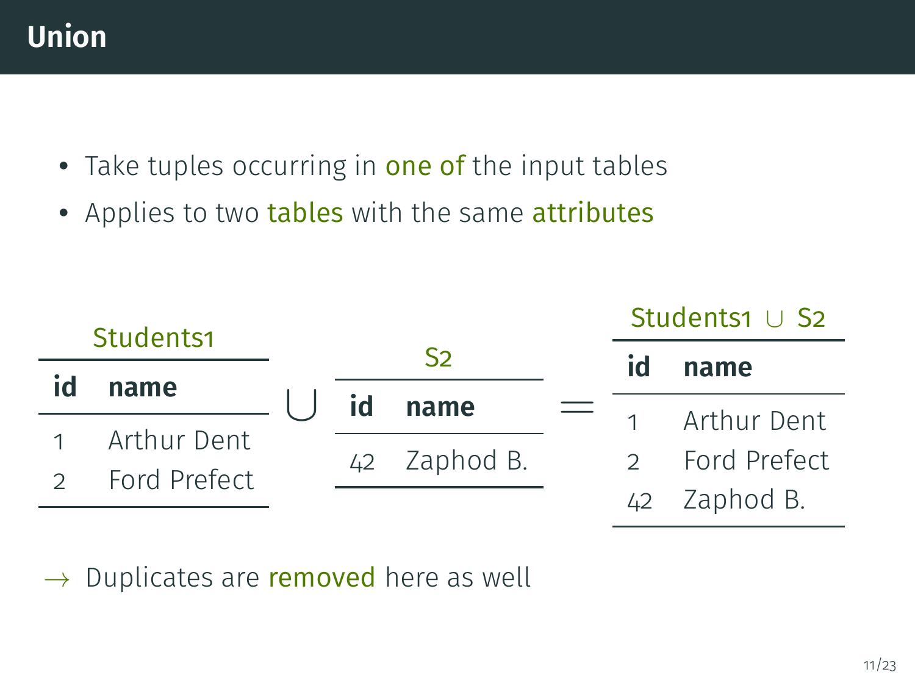# Union

- Take tuples occurring in one of the input tables
- Applies to two tables with the same attributes

**Students1**

| id | name |
|---|---|
| 1 | Arthur Dent |
| 2 | Ford Prefect |

$\bigcup$

**S2**

| id | name |
|---|---|
| 42 | Zaphod B. |

$=$

**Students1 $\cup$ S2**

| id | name |
|---|---|
| 1 | Arthur Dent |
| 2 | Ford Prefect |
| 42 | Zaphod B. |

$\rightarrow$ Duplicates are removed here as well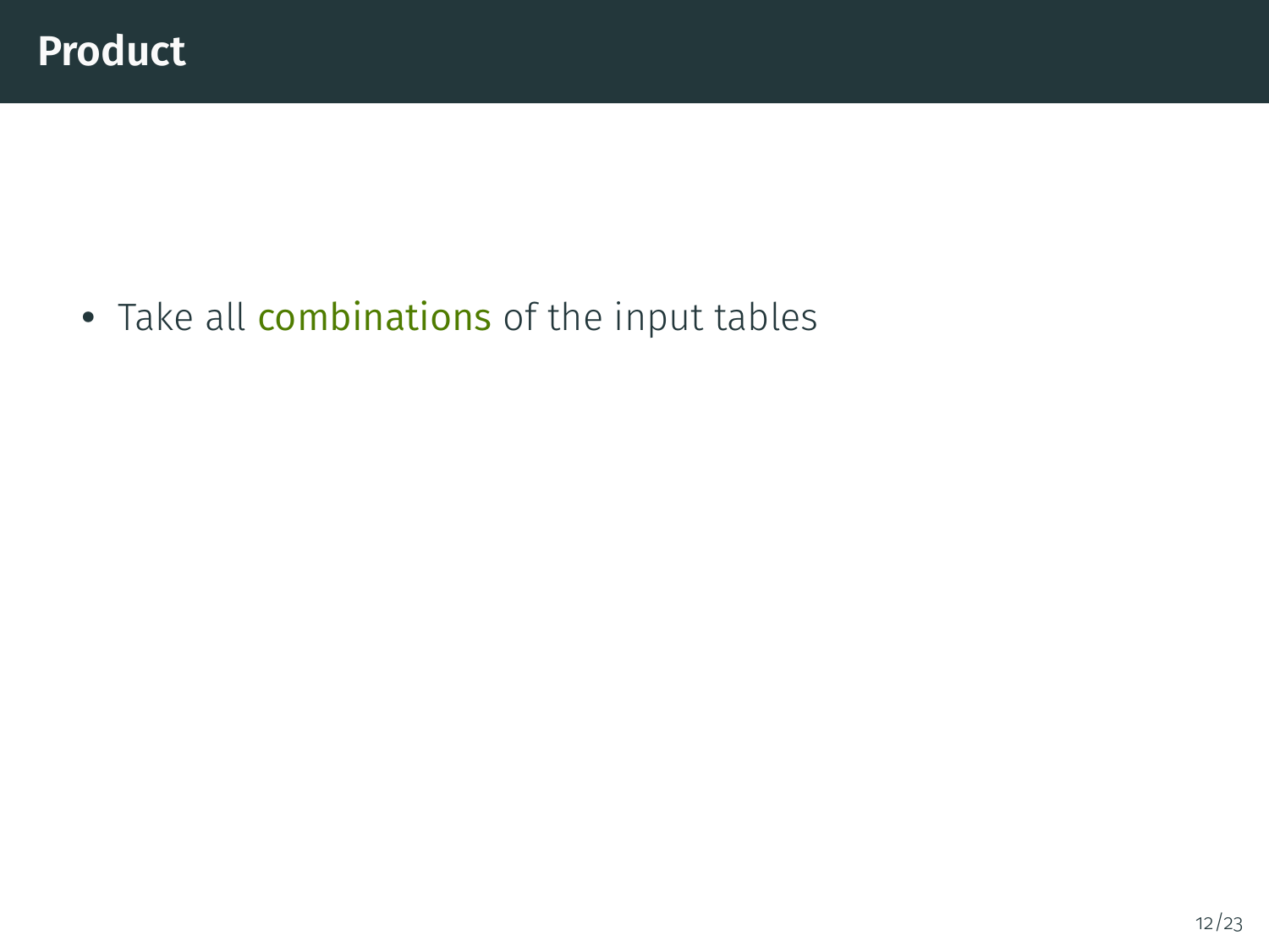# Product

- Take all combinations of the input tables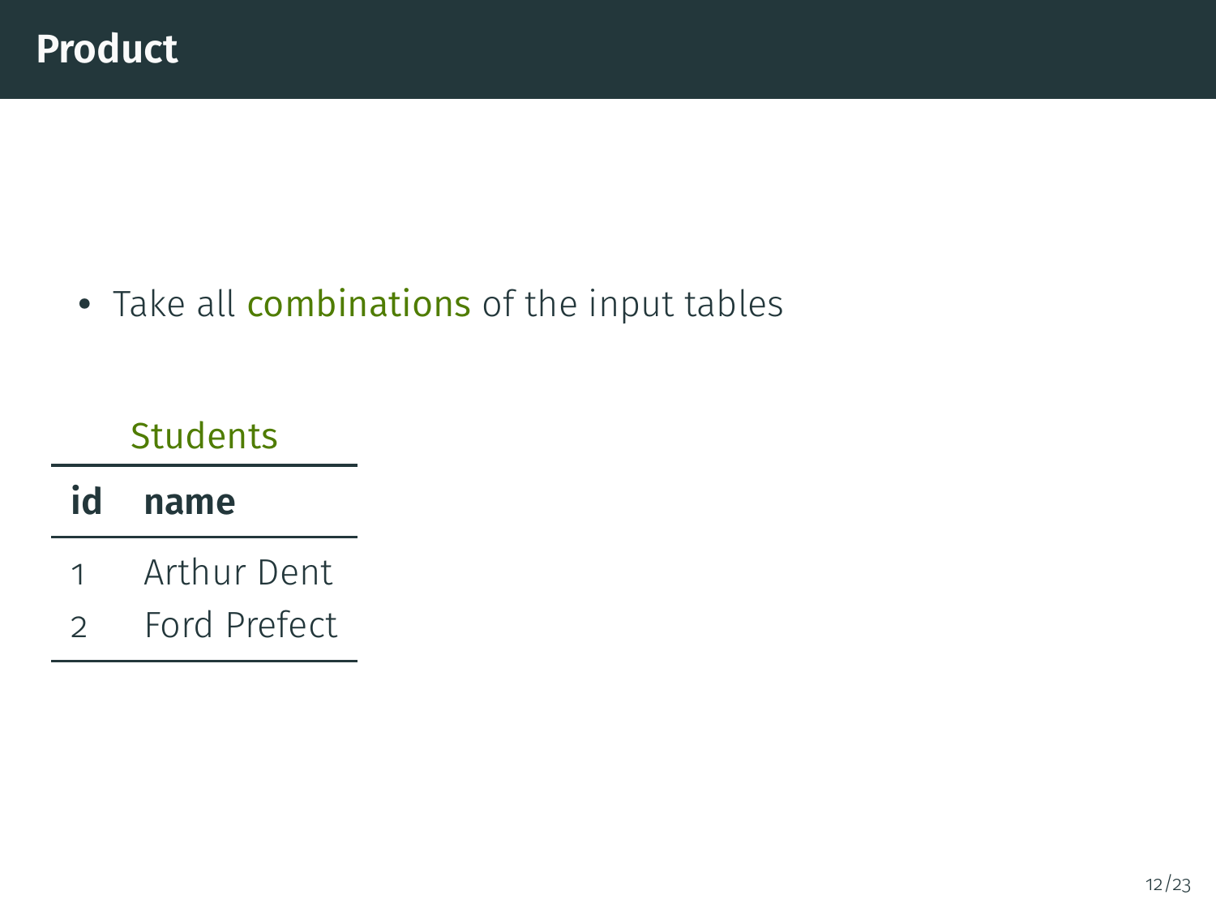# Product

- Take all combinations of the input tables

Students

| id | name |
|---|---|
| 1 | Arthur Dent |
| 2 | Ford Prefect |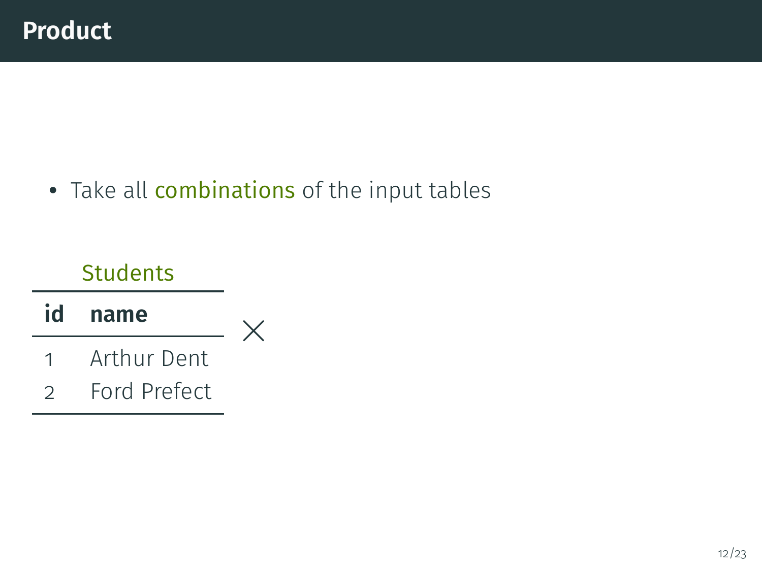# Product

- Take all combinations of the input tables

Students

| id | name |
|---|---|
| 1 | Arthur Dent |
| 2 | Ford Prefect |

$\times$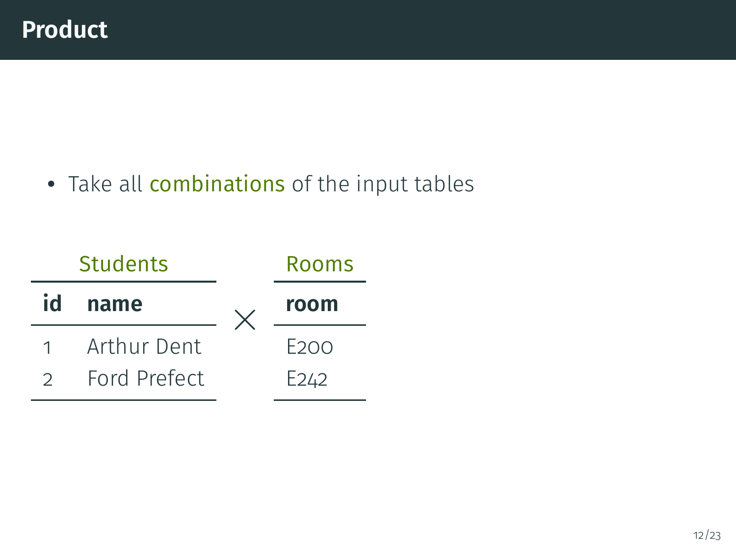# Product

- Take all combinations of the input tables

**Students**

| id | name |
|---|---|
| 1 | Arthur Dent |
| 2 | Ford Prefect |

$\times$

**Rooms**

| room |
|---|
| E200 |
| E242 |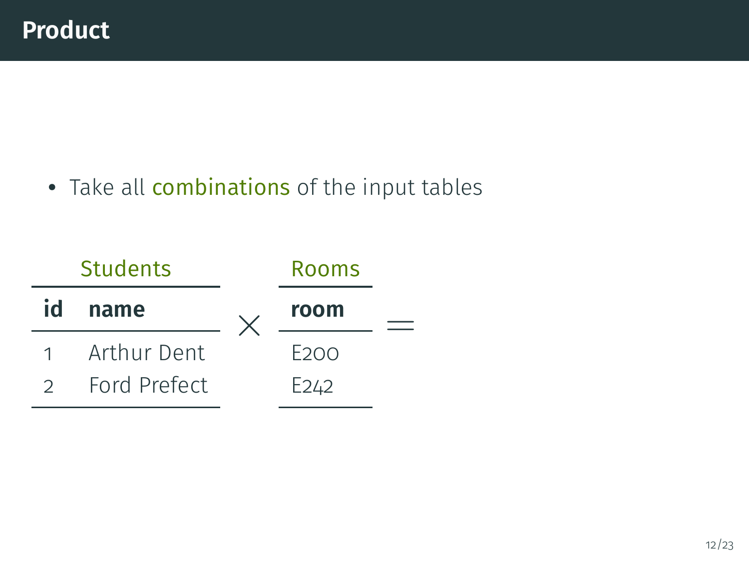# Product

- Take all combinations of the input tables

**Students**

| id | name |
|---|---|
| 1 | Arthur Dent |
| 2 | Ford Prefect |

$\times$

**Rooms**

| room |
|---|
| E200 |
| E242 |

$=$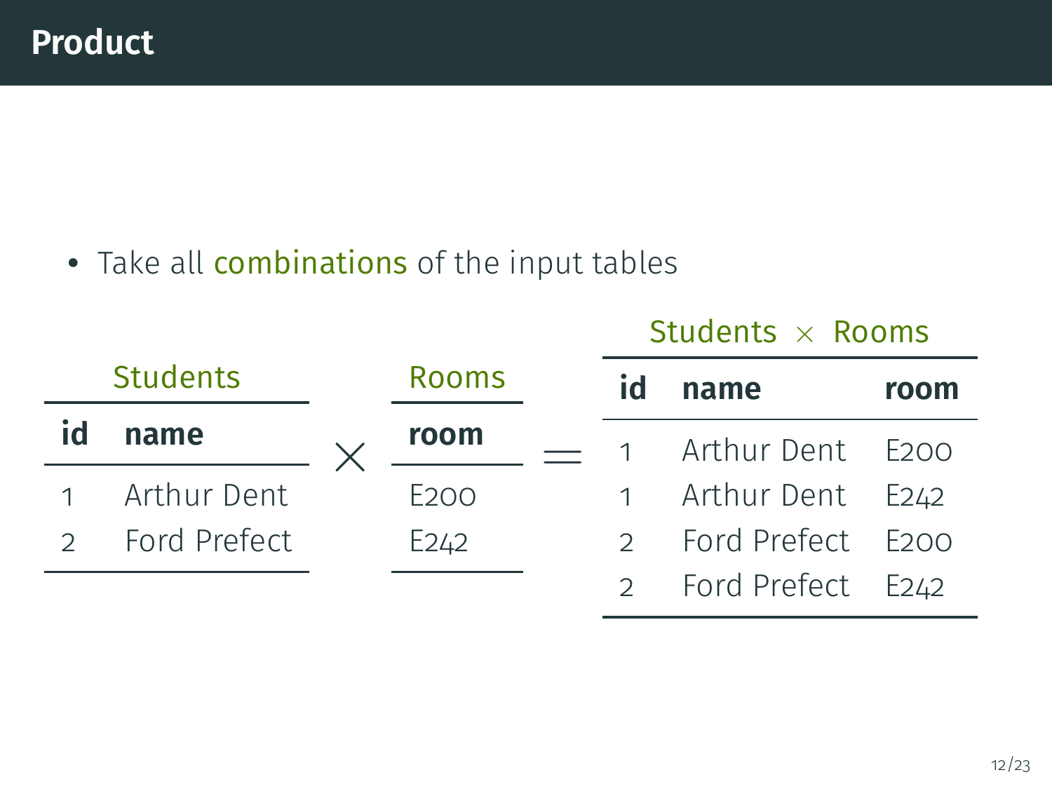# Product

- Take all combinations of the input tables

**Students**

| id | name |
|---|---|
| 1 | Arthur Dent |
| 2 | Ford Prefect |

$\times$

**Rooms**

| room |
|---|
| E200 |
| E242 |

$=$

**Students $\times$ Rooms**

| id | name | room |
|---|---|---|
| 1 | Arthur Dent | E200 |
| 1 | Arthur Dent | E242 |
| 2 | Ford Prefect | E200 |
| 2 | Ford Prefect | E242 |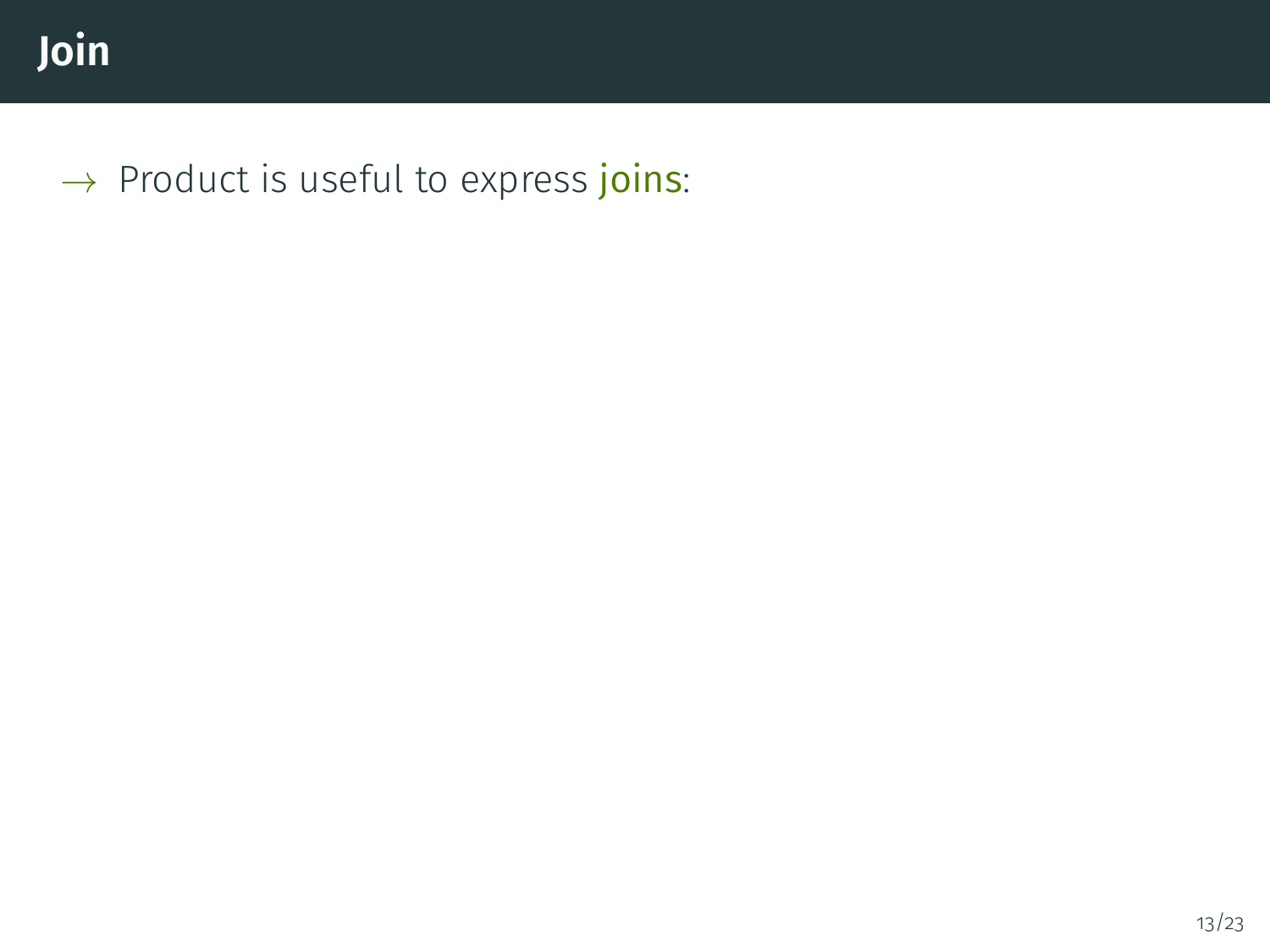# Join

→ Product is useful to express joins: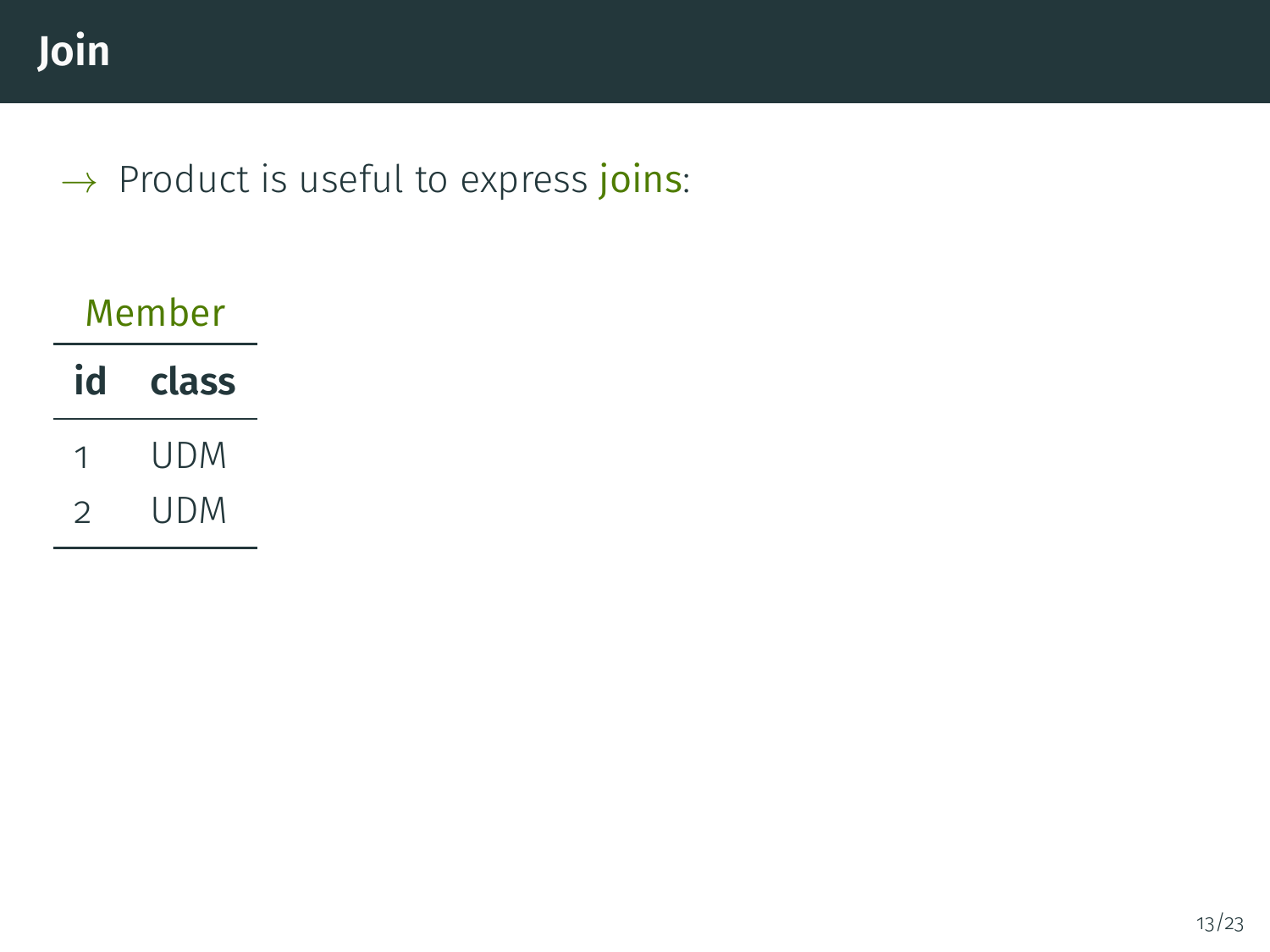# Join

→ Product is useful to express joins:

Member

| id | class |
|---|---|
| 1 | UDM |
| 2 | UDM |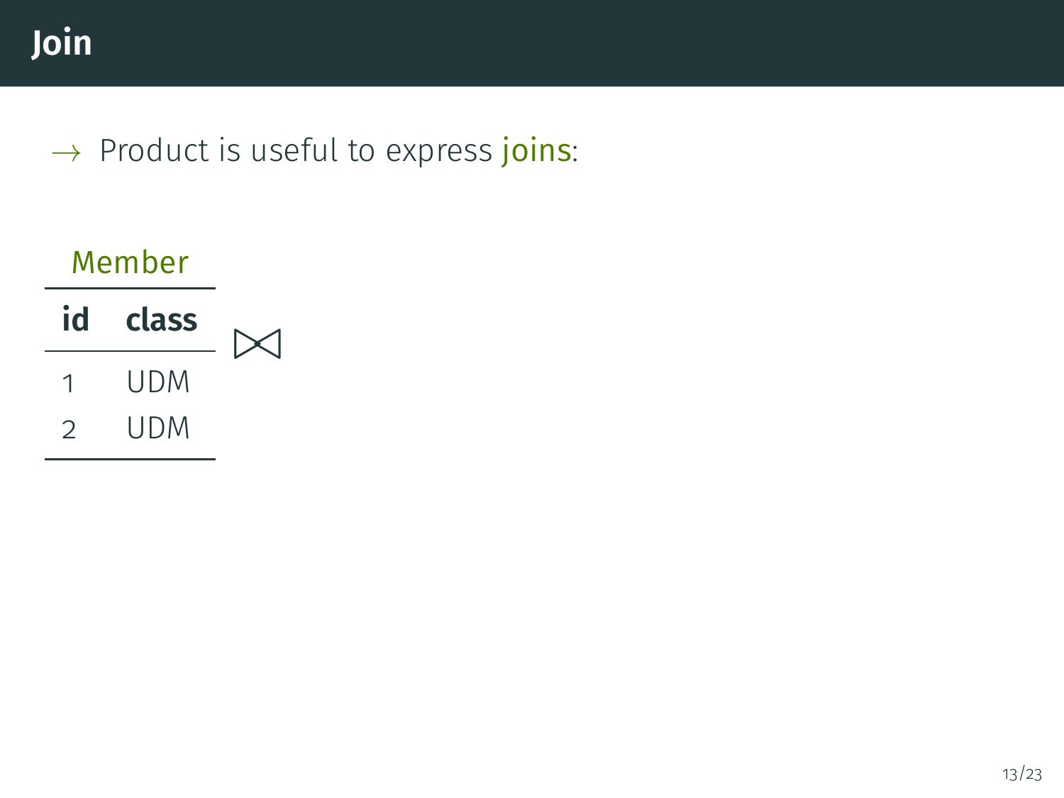# Join

→ Product is useful to express joins:

Member

| id | class |
|---|---|
| 1 | UDM |
| 2 | UDM |

$\bowtie$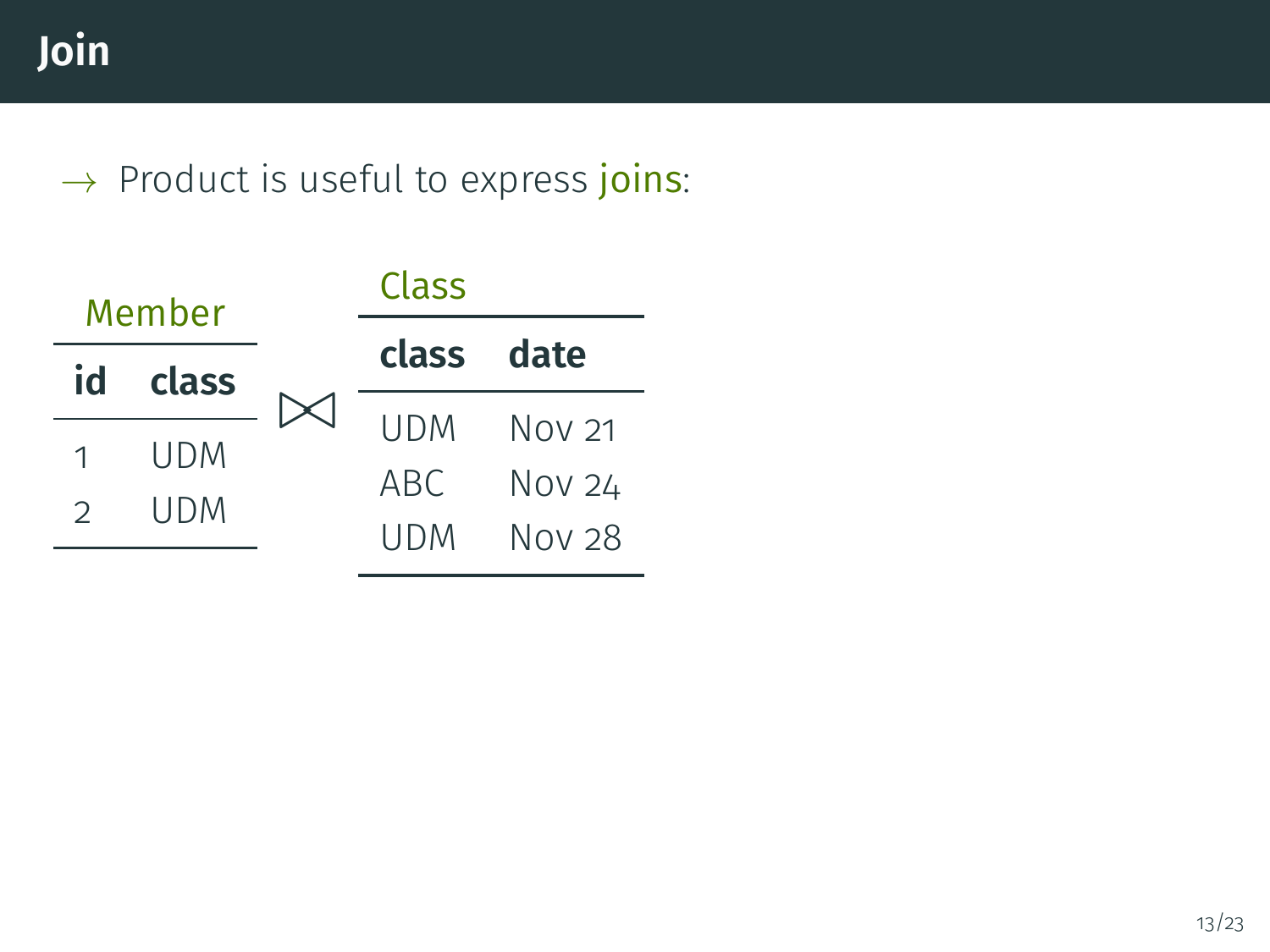# Join

→ Product is useful to express joins:

**Member**

| id | class |
|---|---|
| 1 | UDM |
| 2 | UDM |

$\bowtie$

**Class**

| class | date |
|---|---|
| UDM | Nov 21 |
| ABC | Nov 24 |
| UDM | Nov 28 |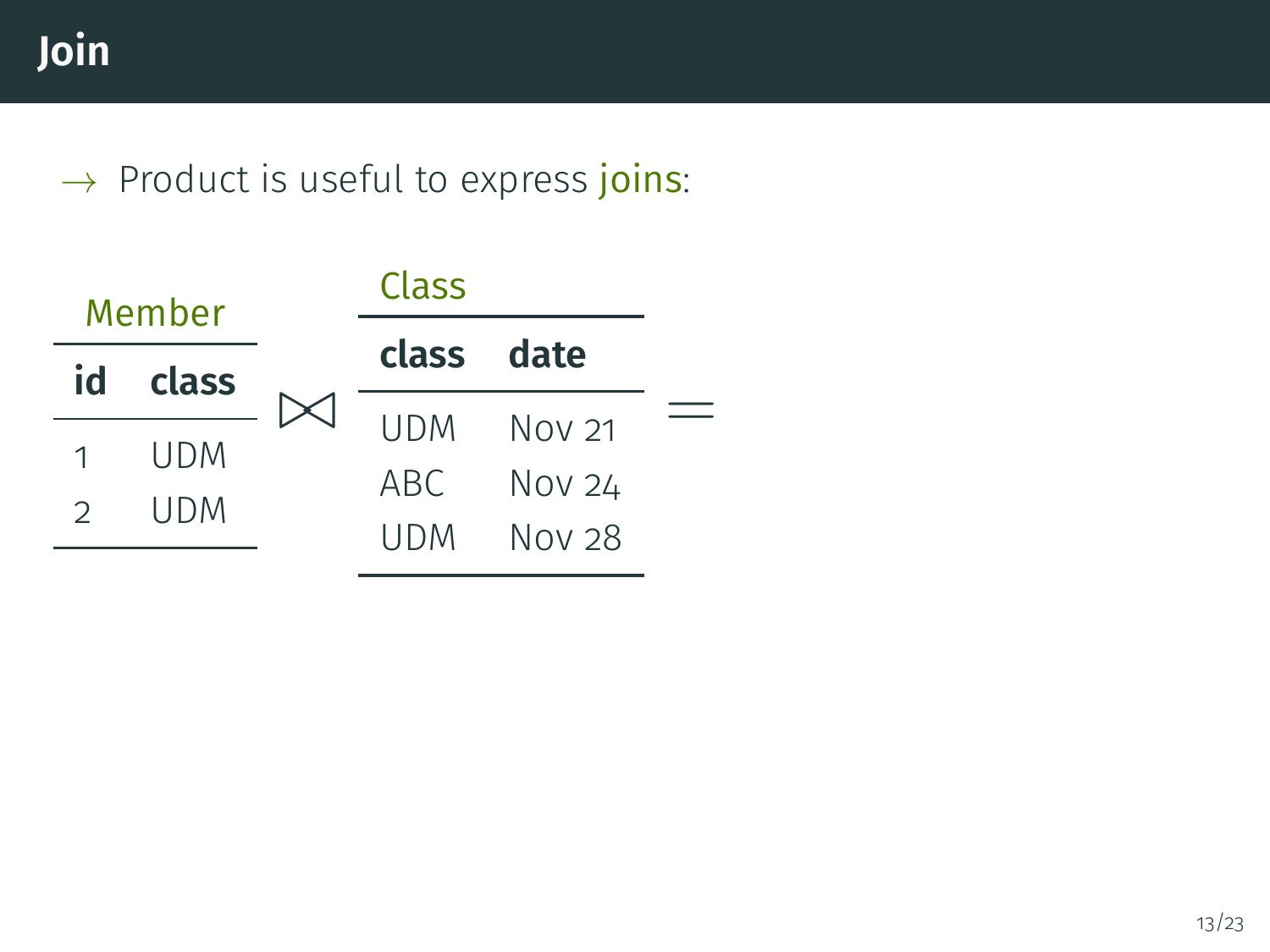# Join

→ Product is useful to express joins:

**Member**

| id | class |
|---|---|
| 1 | UDM |
| 2 | UDM |

$\bowtie$

**Class**

| class | date |
|---|---|
| UDM | Nov 21 |
| ABC | Nov 24 |
| UDM | Nov 28 |

$=$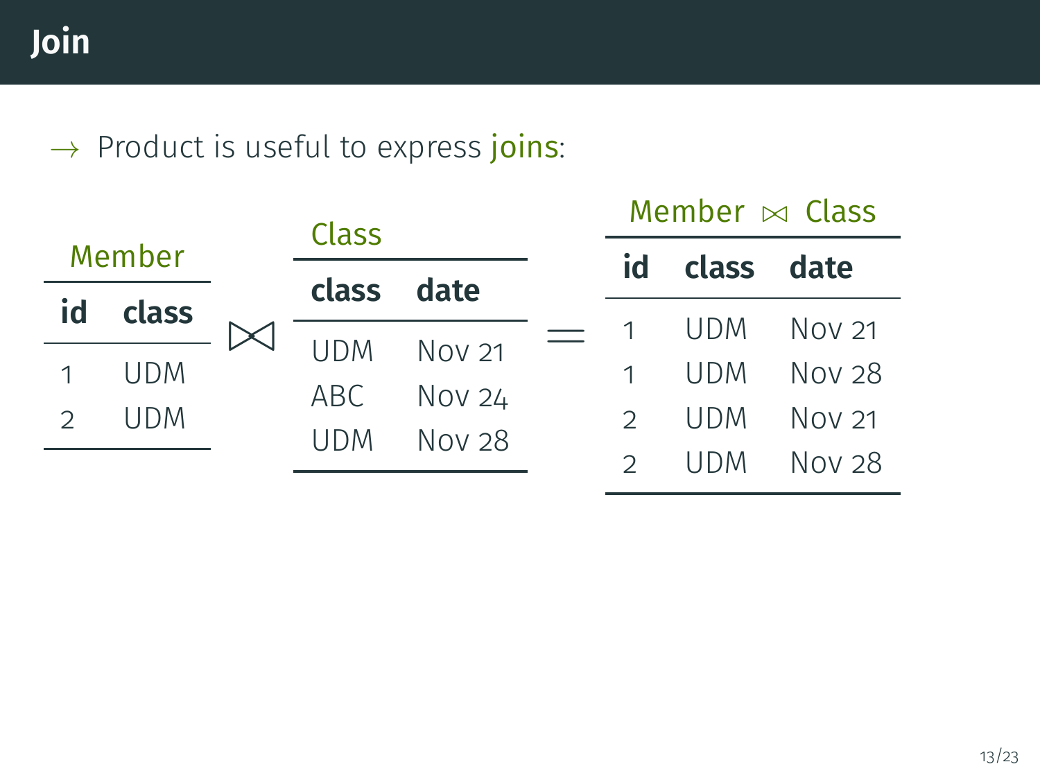# Join

→ Product is useful to express joins:

**Member**

| id | class |
|---|---|
| 1 | UDM |
| 2 | UDM |

$\bowtie$

**Class**

| class | date |
|---|---|
| UDM | Nov 21 |
| ABC | Nov 24 |
| UDM | Nov 28 |

=

**Member $\bowtie$ Class**

| id | class | date |
|---|---|---|
| 1 | UDM | Nov 21 |
| 1 | UDM | Nov 28 |
| 2 | UDM | Nov 21 |
| 2 | UDM | Nov 28 |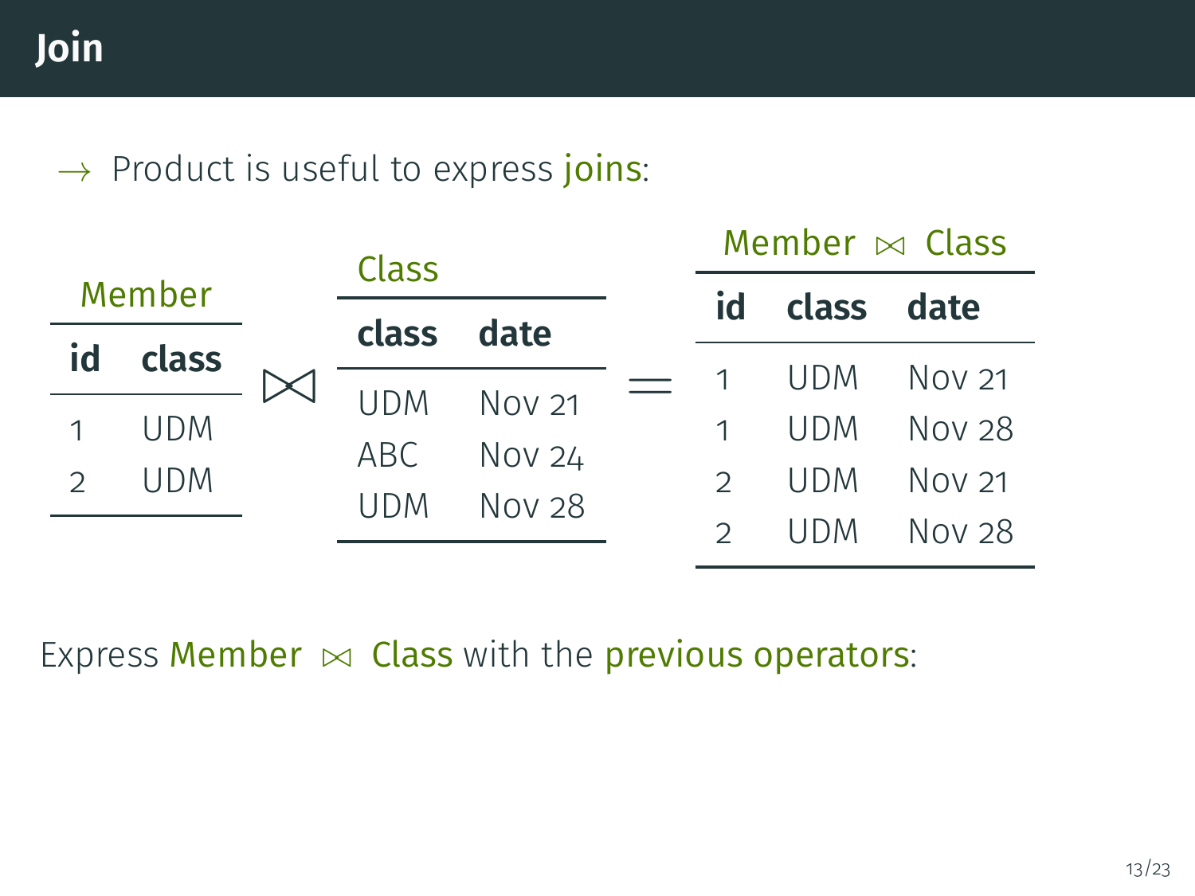# Join

→ Product is useful to express joins:

**Member**

| id | class |
|---|---|
| 1 | UDM |
| 2 | UDM |

$\bowtie$

**Class**

| class | date |
|---|---|
| UDM | Nov 21 |
| ABC | Nov 24 |
| UDM | Nov 28 |

=

**Member $\bowtie$ Class**

| id | class | date |
|---|---|---|
| 1 | UDM | Nov 21 |
| 1 | UDM | Nov 28 |
| 2 | UDM | Nov 21 |
| 2 | UDM | Nov 28 |

Express Member $\bowtie$ Class with the previous operators: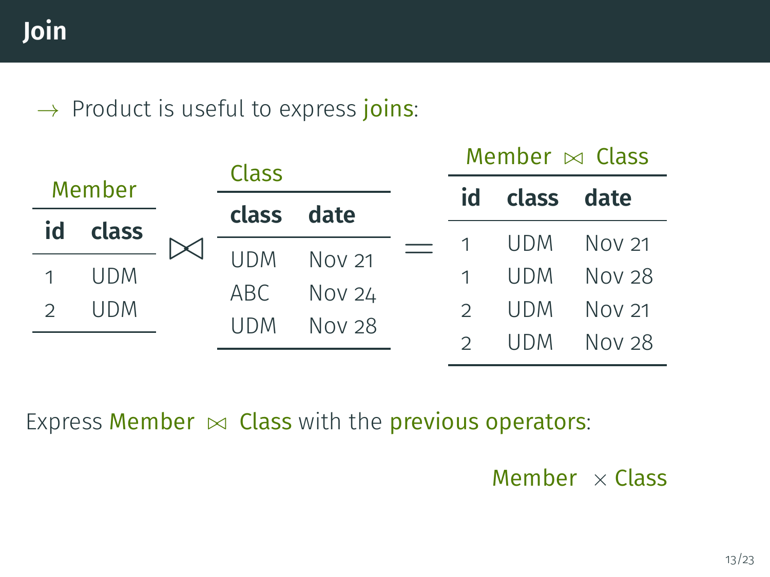# Join

→ Product is useful to express joins:

**Member**

| id | class |
|---|---|
| 1 | UDM |
| 2 | UDM |

$\bowtie$

**Class**

| class | date |
|---|---|
| UDM | Nov 21 |
| ABC | Nov 24 |
| UDM | Nov 28 |

=

**Member $\bowtie$ Class**

| id | class | date |
|---|---|---|
| 1 | UDM | Nov 21 |
| 1 | UDM | Nov 28 |
| 2 | UDM | Nov 21 |
| 2 | UDM | Nov 28 |

Express Member $\bowtie$ Class with the previous operators:

Member $\times$ Class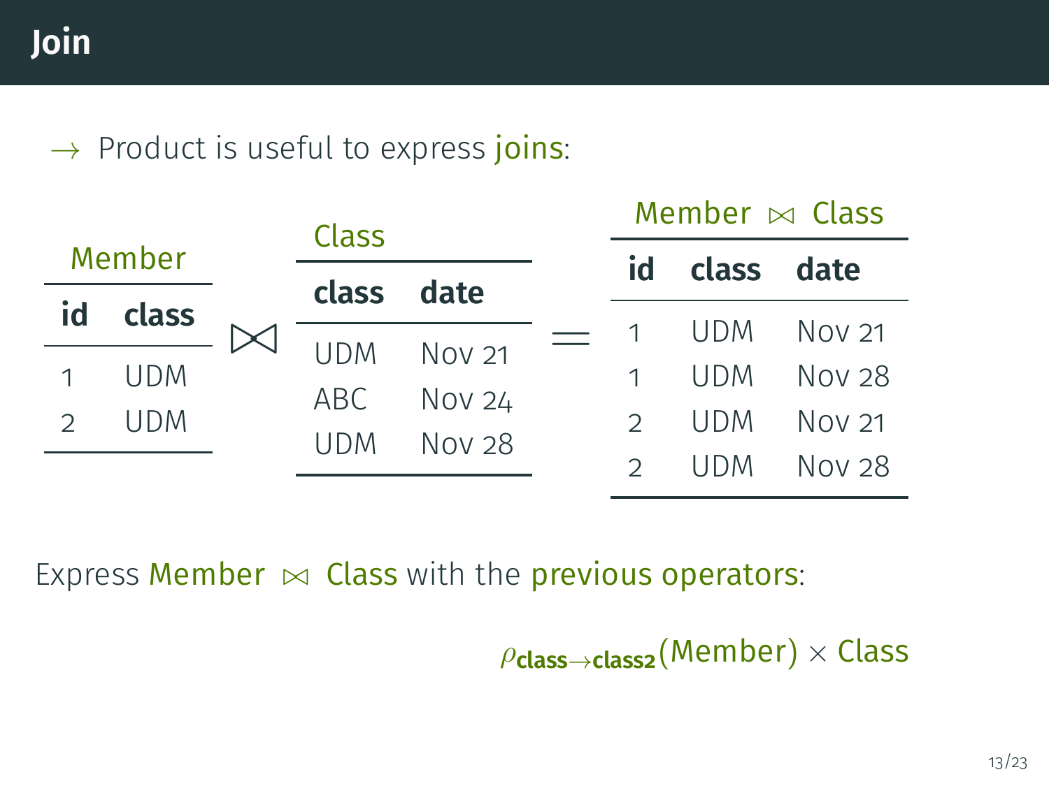# Join

→ Product is useful to express joins:

**Member**

| id | class |
|---|---|
| 1 | UDM |
| 2 | UDM |

$\bowtie$

**Class**

| class | date |
|---|---|
| UDM | Nov 21 |
| ABC | Nov 24 |
| UDM | Nov 28 |

=

**Member $\bowtie$ Class**

| id | class | date |
|---|---|---|
| 1 | UDM | Nov 21 |
| 1 | UDM | Nov 28 |
| 2 | UDM | Nov 21 |
| 2 | UDM | Nov 28 |

Express Member $\bowtie$ Class with the previous operators:

$$\rho_{\textbf{class}\to\textbf{class2}}(\text{Member}) \times \text{Class}$$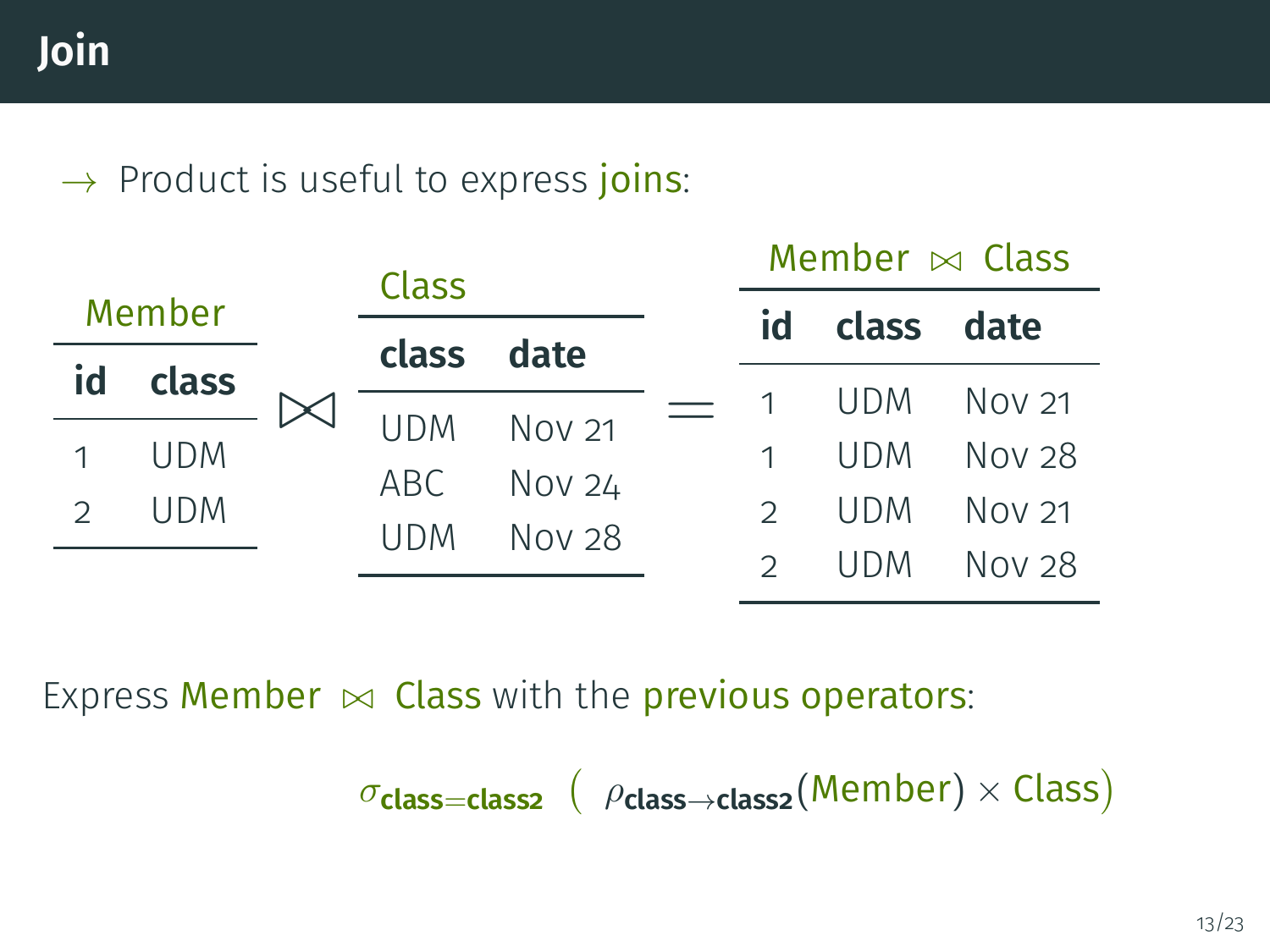# Join

→ Product is useful to express joins:

**Member**

| id | class |
|---|---|
| 1 | UDM |
| 2 | UDM |

$\bowtie$

**Class**

| class | date |
|---|---|
| UDM | Nov 21 |
| ABC | Nov 24 |
| UDM | Nov 28 |

=

**Member $\bowtie$ Class**

| id | class | date |
|---|---|---|
| 1 | UDM | Nov 21 |
| 1 | UDM | Nov 28 |
| 2 | UDM | Nov 21 |
| 2 | UDM | Nov 28 |

Express Member $\bowtie$ Class with the previous operators:

$$\sigma_{\textbf{class}=\textbf{class2}} \left( \rho_{\textbf{class}\to\textbf{class2}}(\text{Member}) \times \text{Class}\right)$$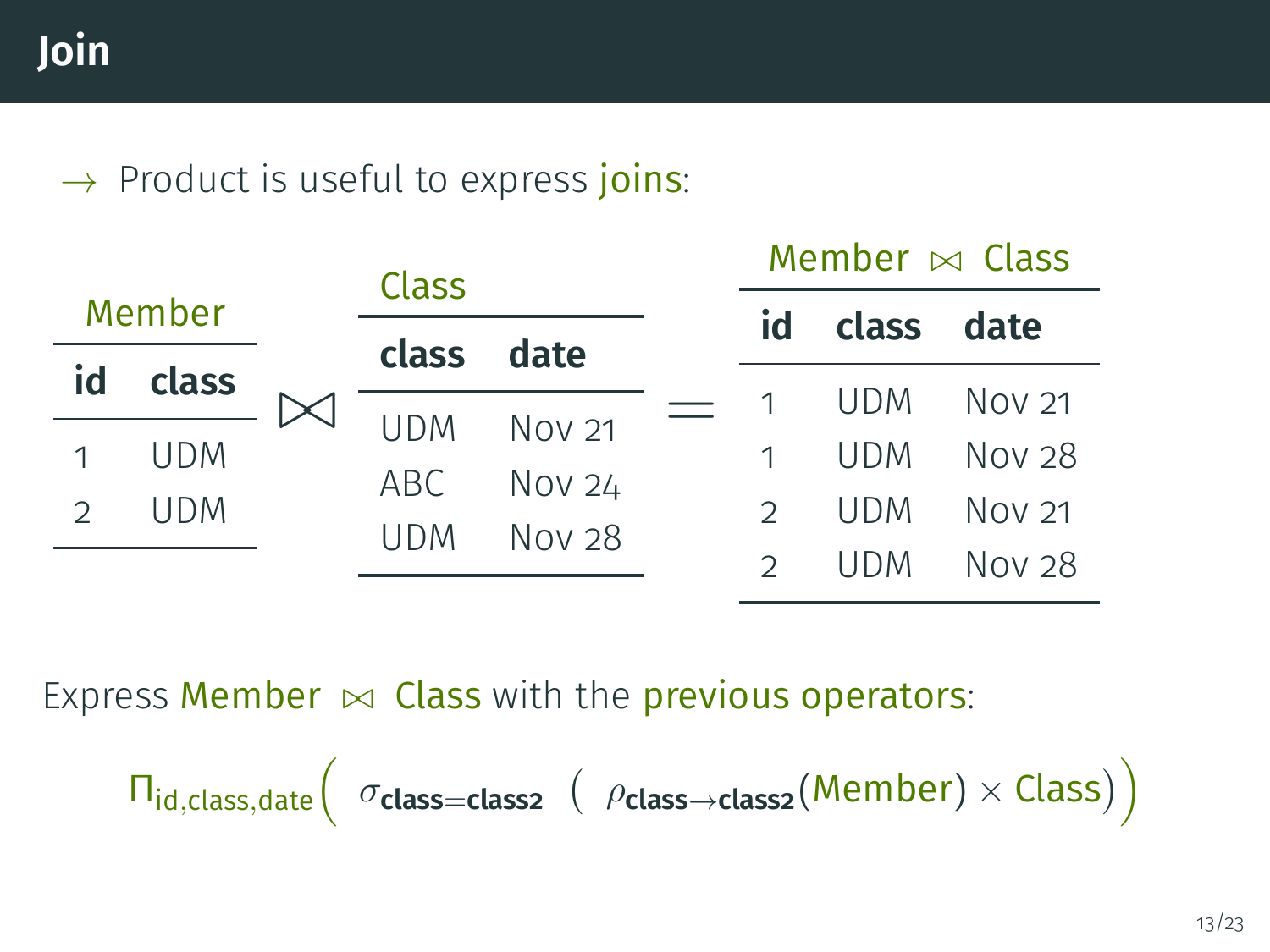# Join

→ Product is useful to express joins:

Member

| id | class |
|---|---|
| 1 | UDM |
| 2 | UDM |

$\bowtie$

Class

| class | date |
|---|---|
| UDM | Nov 21 |
| ABC | Nov 24 |
| UDM | Nov 28 |

$=$

Member $\bowtie$ Class

| id | class | date |
|---|---|---|
| 1 | UDM | Nov 21 |
| 1 | UDM | Nov 28 |
| 2 | UDM | Nov 21 |
| 2 | UDM | Nov 28 |

Express Member $\bowtie$ Class with the previous operators:

$$\Pi_{\text{id,class,date}}\Big( \sigma_{\textbf{class}=\textbf{class2}} \Big( \rho_{\textbf{class}\to\textbf{class2}}(\text{Member}) \times \text{Class}\Big)\Big)$$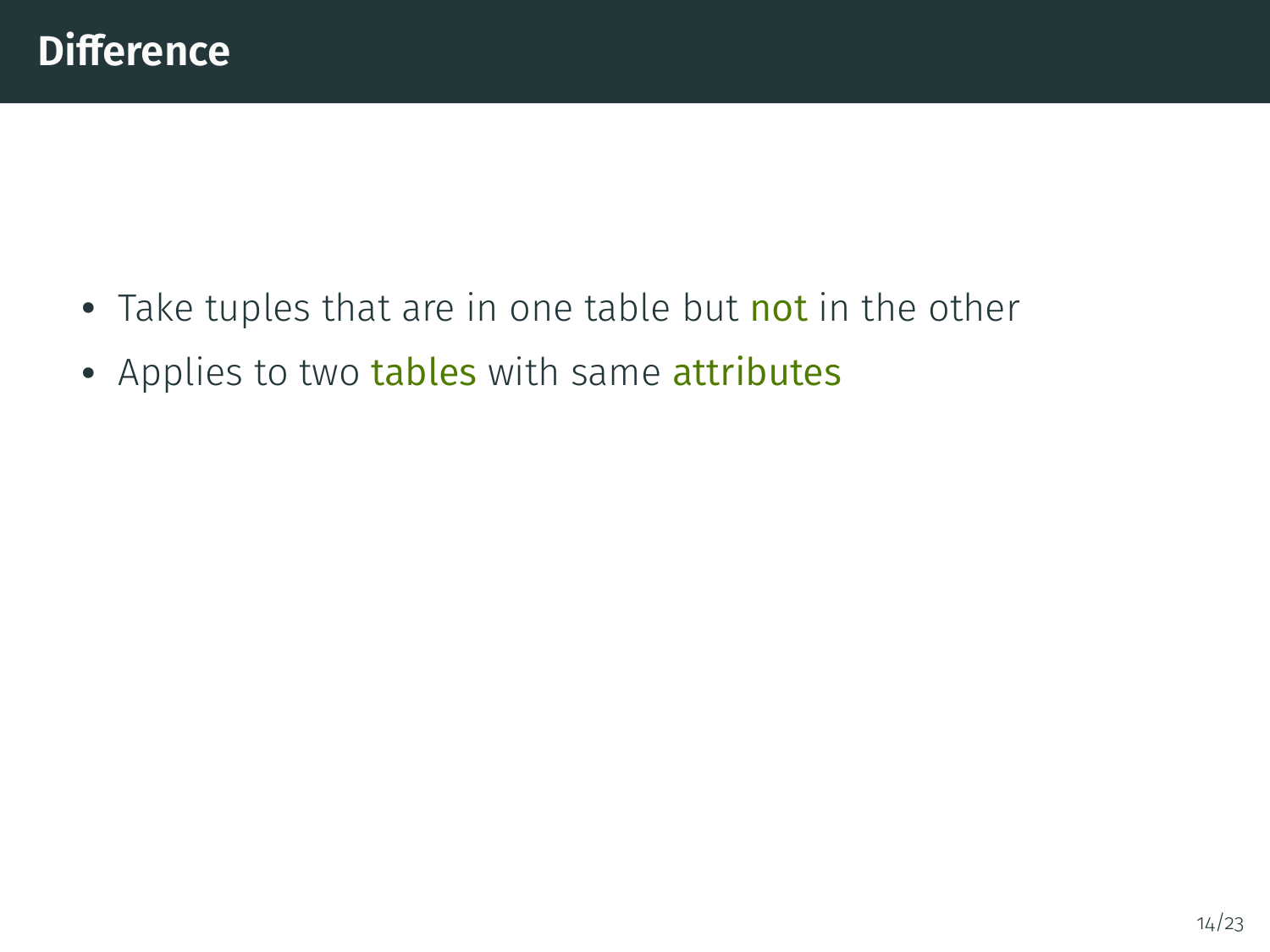## Difference

- Take tuples that are in one table but not in the other
- Applies to two tables with same attributes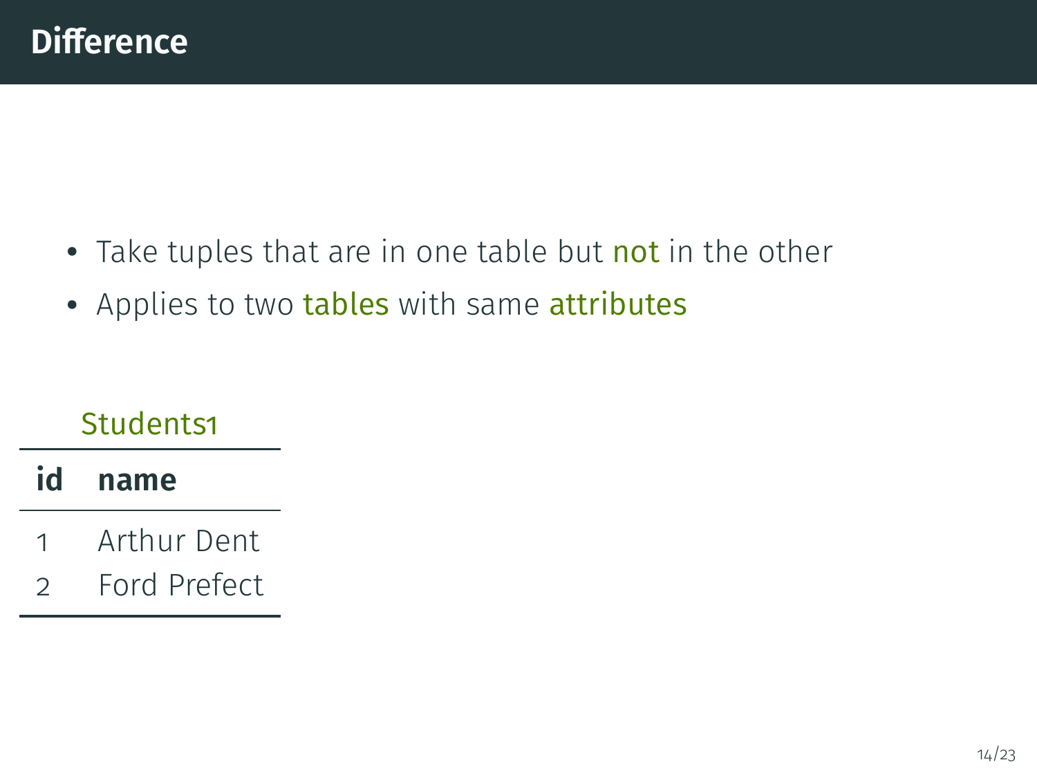# Difference

- Take tuples that are in one table but not in the other
- Applies to two tables with same attributes

Students1

| id | name |
|---|---|
| 1 | Arthur Dent |
| 2 | Ford Prefect |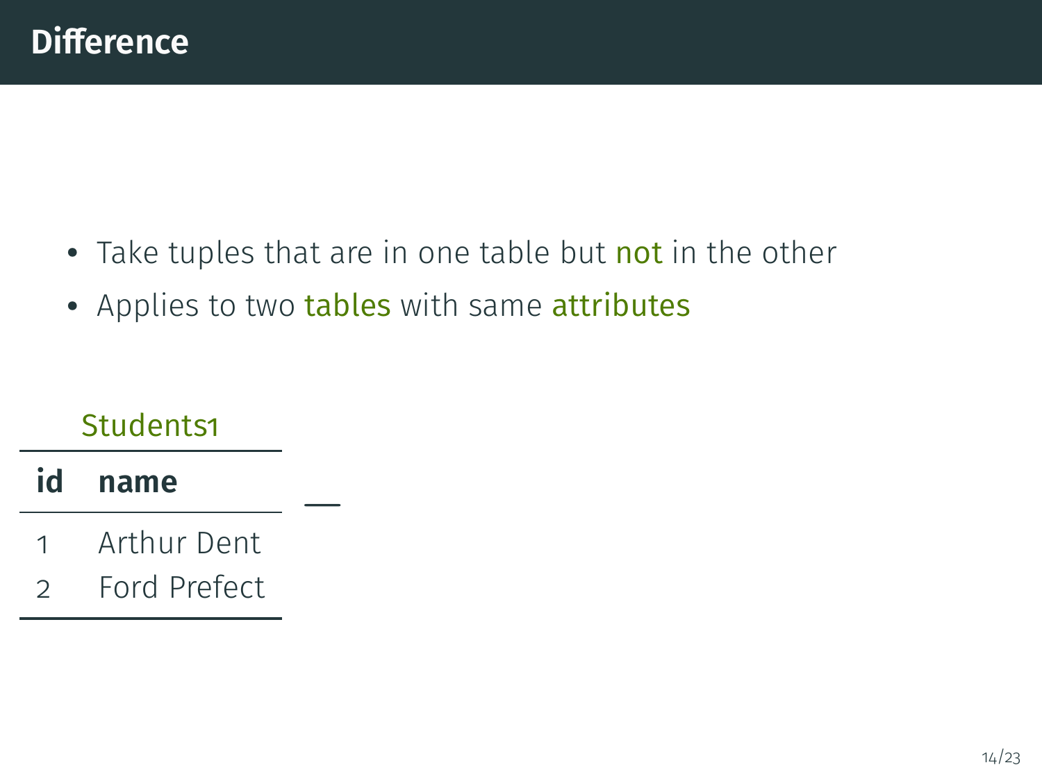# Difference

- Take tuples that are in one table but not in the other
- Applies to two tables with same attributes

Students1

| id | name |
| --- | --- |
| 1 | Arthur Dent |
| 2 | Ford Prefect |

−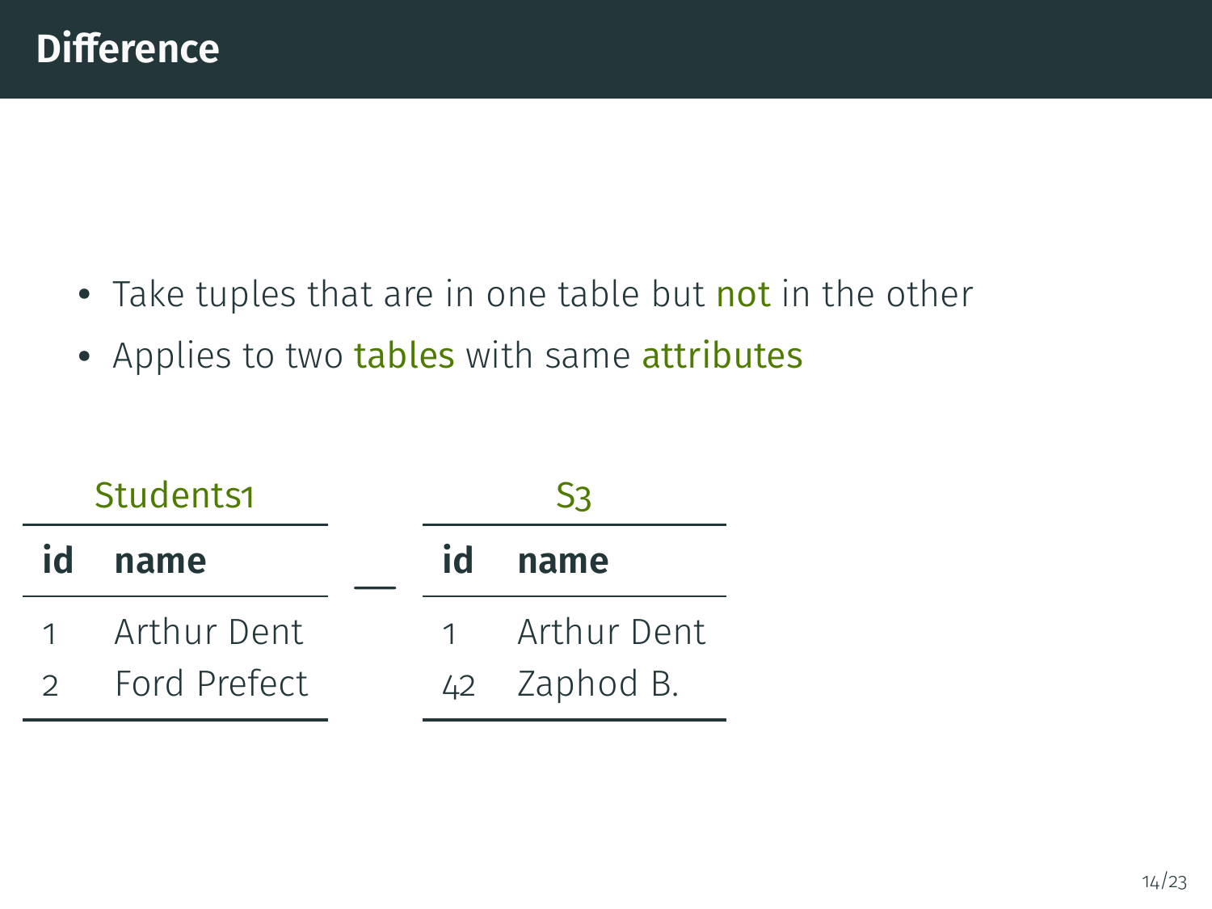## Difference

- Take tuples that are in one table but not in the other
- Applies to two tables with same attributes

Students1

| id | name |
|---|---|
| 1 | Arthur Dent |
| 2 | Ford Prefect |

—

S3

| id | name |
|---|---|
| 1 | Arthur Dent |
| 42 | Zaphod B. |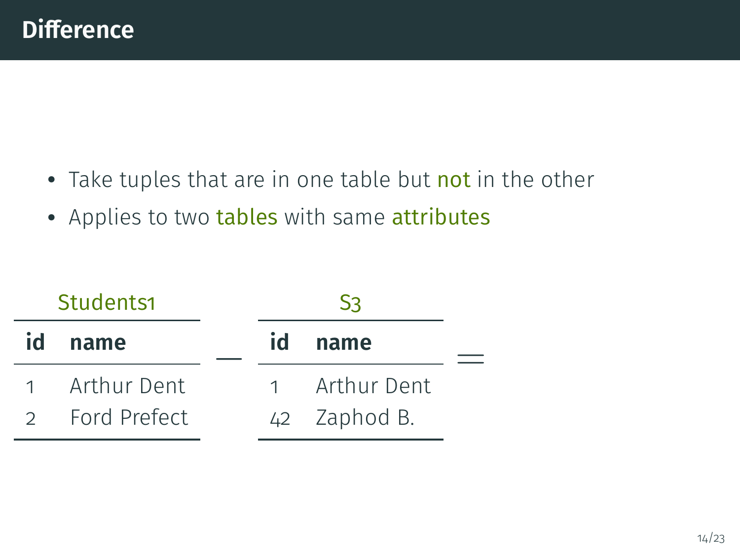## Difference

- Take tuples that are in one table but not in the other
- Applies to two tables with same attributes

Students1

| id | name |
|---|---|
| 1 | Arthur Dent |
| 2 | Ford Prefect |

−

S3

| id | name |
|---|---|
| 1 | Arthur Dent |
| 42 | Zaphod B. |

=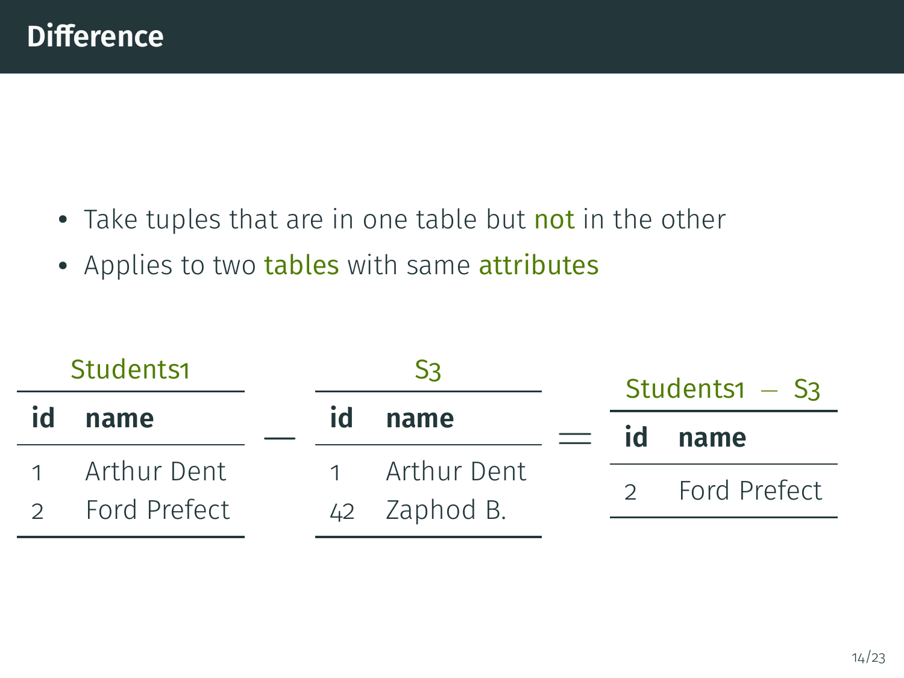# Difference

- Take tuples that are in one table but not in the other
- Applies to two tables with same attributes

Students1

| id | name |
|---|---|
| 1 | Arthur Dent |
| 2 | Ford Prefect |

−

S3

| id | name |
|---|---|
| 1 | Arthur Dent |
| 42 | Zaphod B. |

=

Students1 − S3

| id | name |
|---|---|
| 2 | Ford Prefect |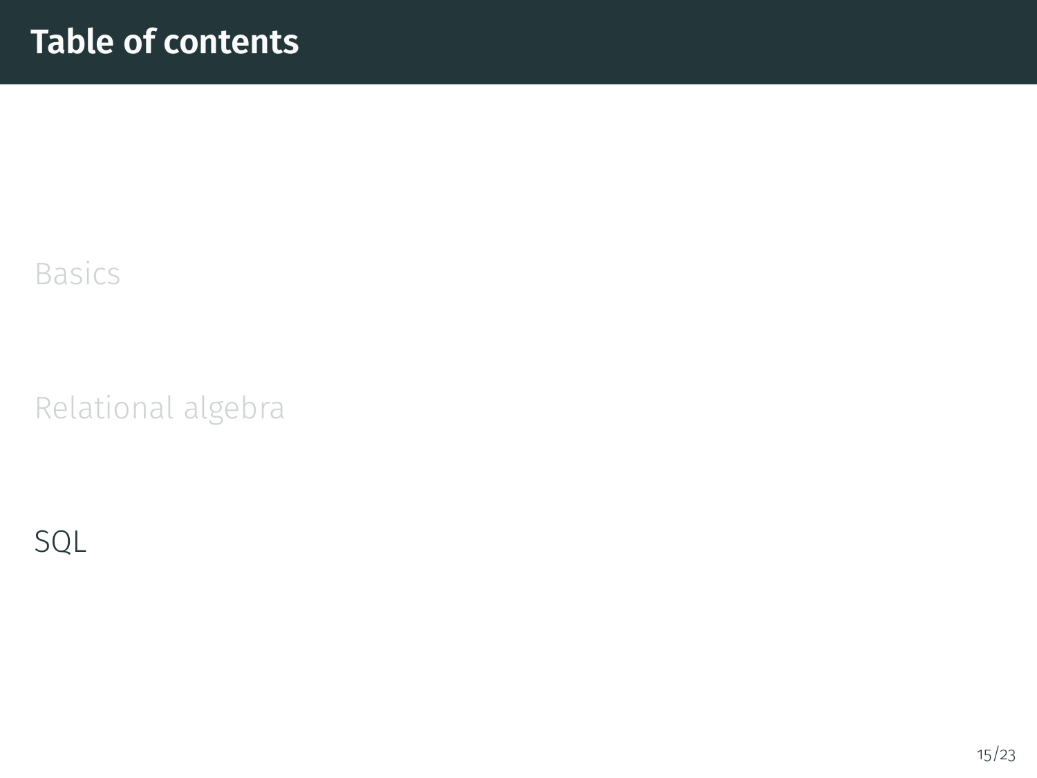# Table of contents

Basics

Relational algebra

SQL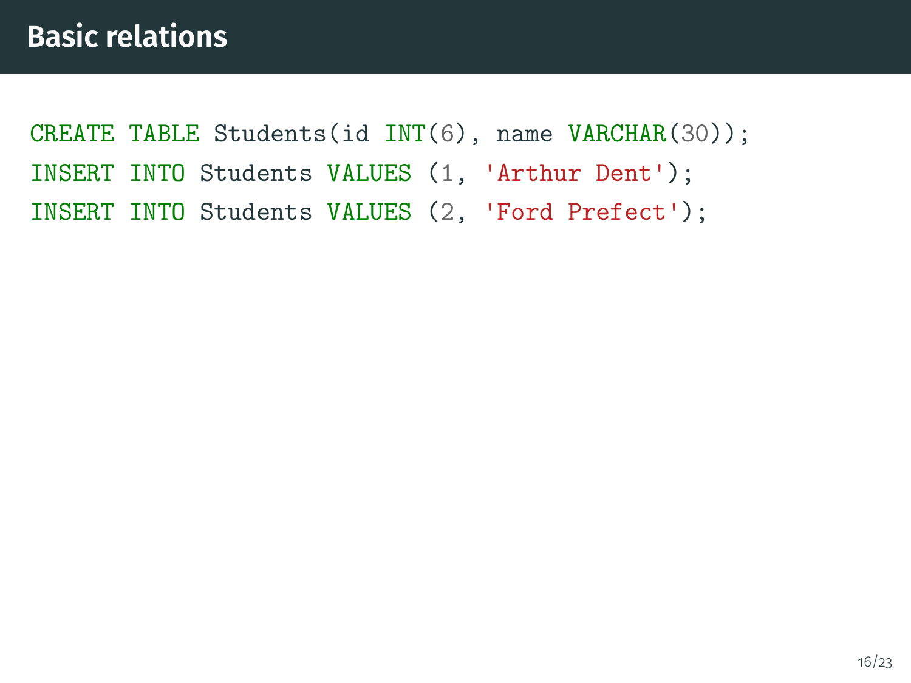# Basic relations

```sql
CREATE TABLE Students(id INT(6), name VARCHAR(30));
INSERT INTO Students VALUES (1, 'Arthur Dent');
INSERT INTO Students VALUES (2, 'Ford Prefect');
```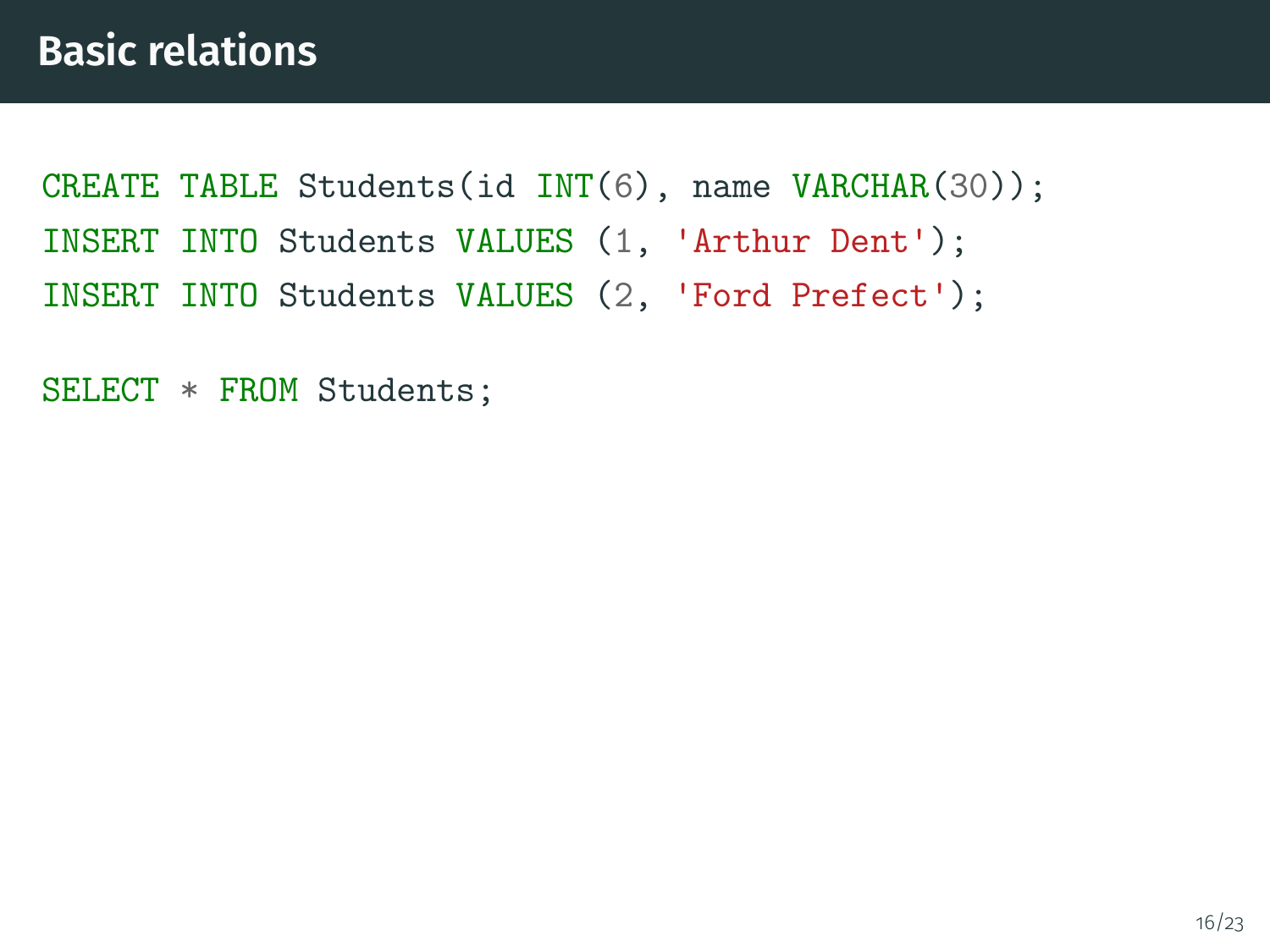# Basic relations

```sql
CREATE TABLE Students(id INT(6), name VARCHAR(30));
INSERT INTO Students VALUES (1, 'Arthur Dent');
INSERT INTO Students VALUES (2, 'Ford Prefect');

SELECT * FROM Students;
```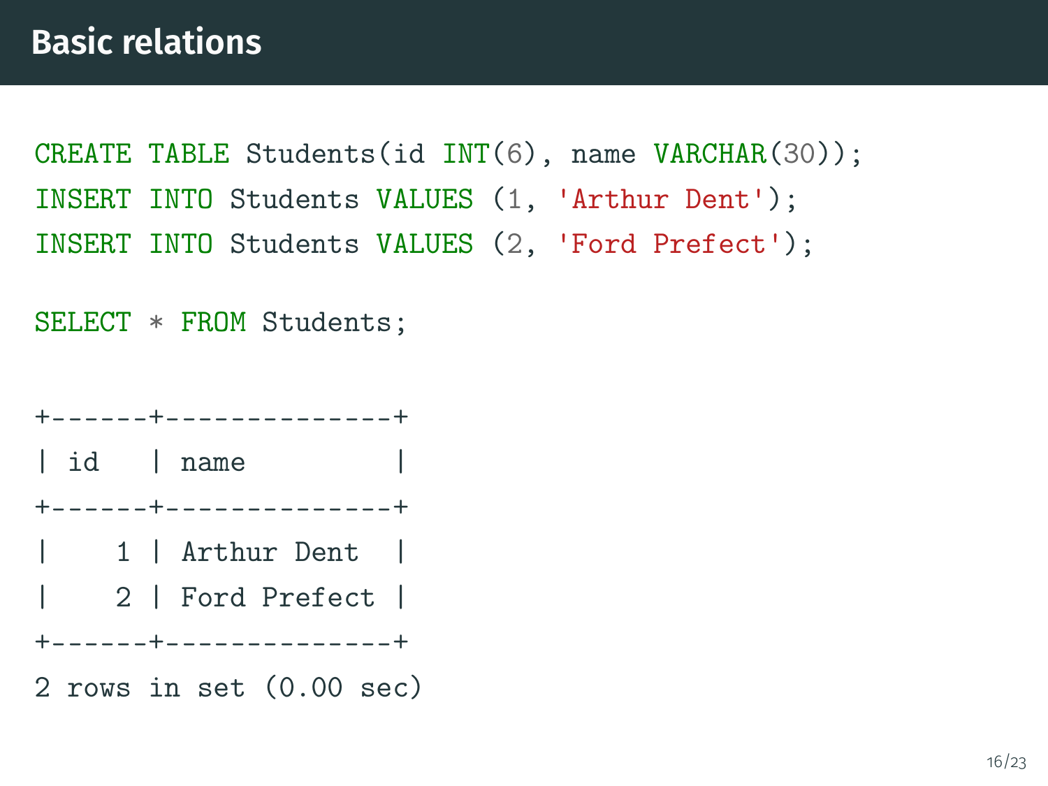## Basic relations

```
CREATE TABLE Students(id INT(6), name VARCHAR(30));
INSERT INTO Students VALUES (1, 'Arthur Dent');
INSERT INTO Students VALUES (2, 'Ford Prefect');

SELECT * FROM Students;
```

```
+------+--------------+
| id   | name         |
+------+--------------+
|    1 | Arthur Dent  |
|    2 | Ford Prefect |
+------+--------------+
2 rows in set (0.00 sec)
```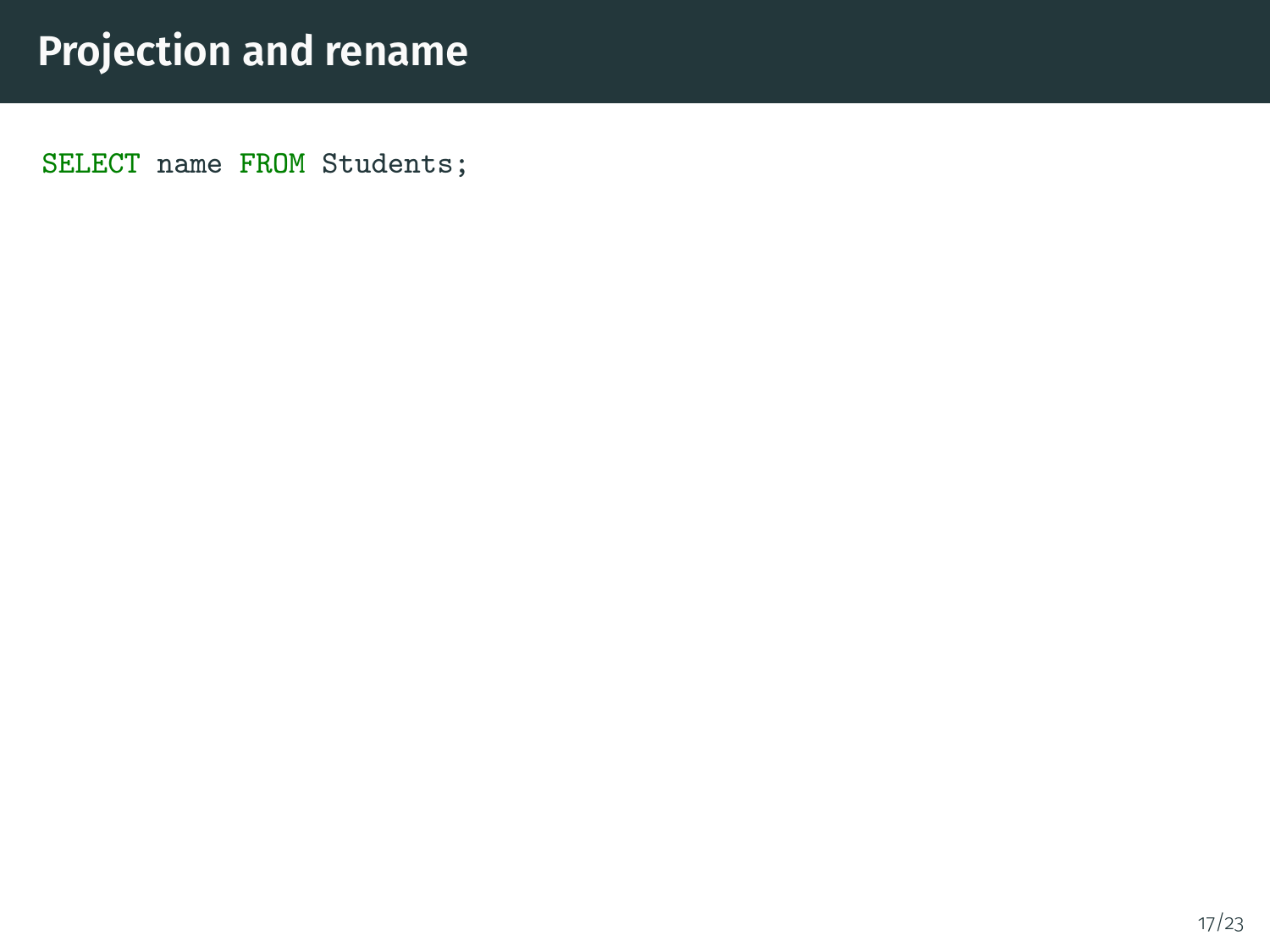# Projection and rename

```
SELECT name FROM Students;
```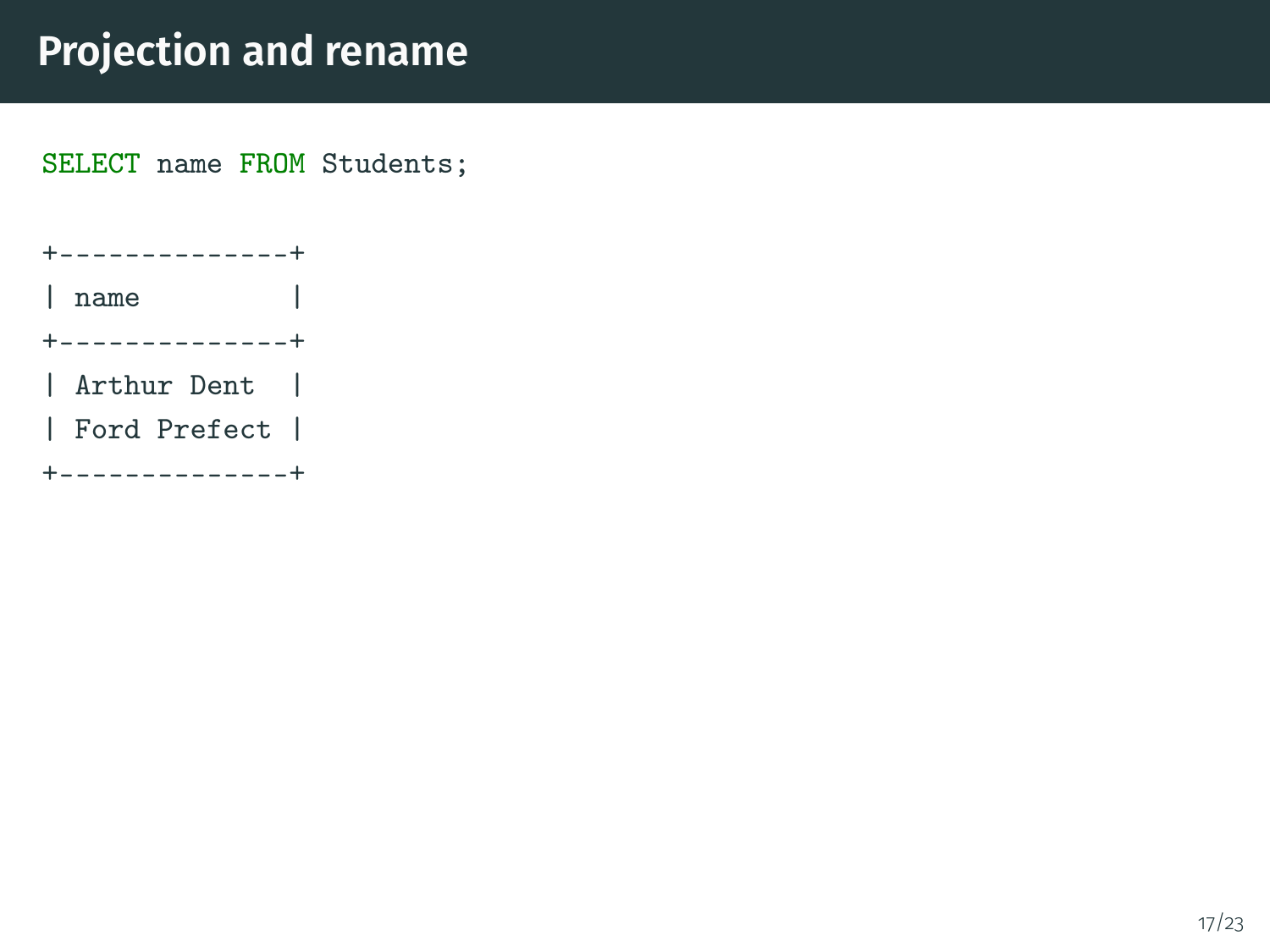# Projection and rename

```sql
SELECT name FROM Students;
```

```
+--------------+
| name         |
+--------------+
| Arthur Dent  |
| Ford Prefect |
+--------------+
```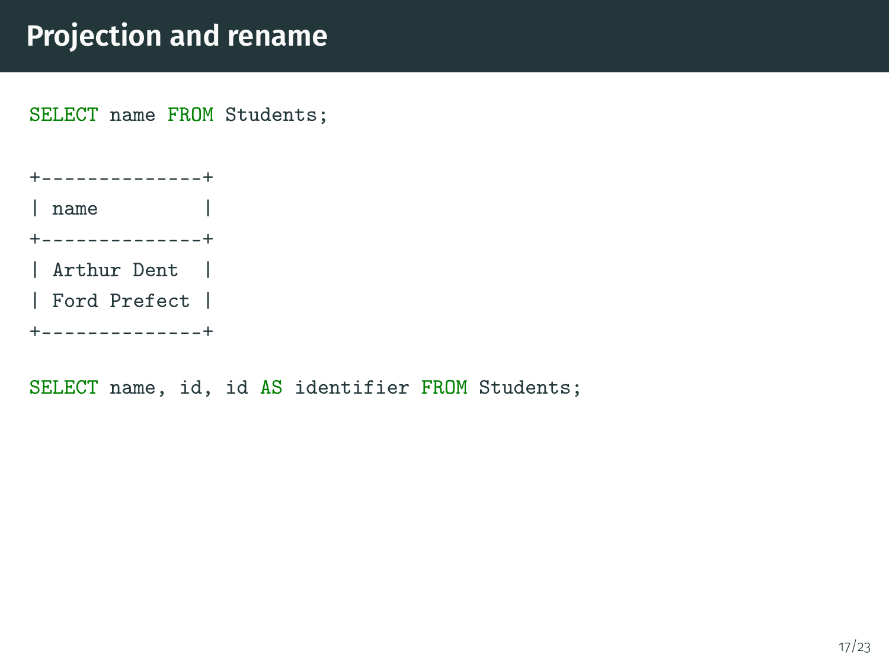# Projection and rename

```sql
SELECT name FROM Students;
```

```
+---------------+
| name          |
+---------------+
| Arthur Dent   |
| Ford Prefect  |
+---------------+
```

```sql
SELECT name, id, id AS identifier FROM Students;
```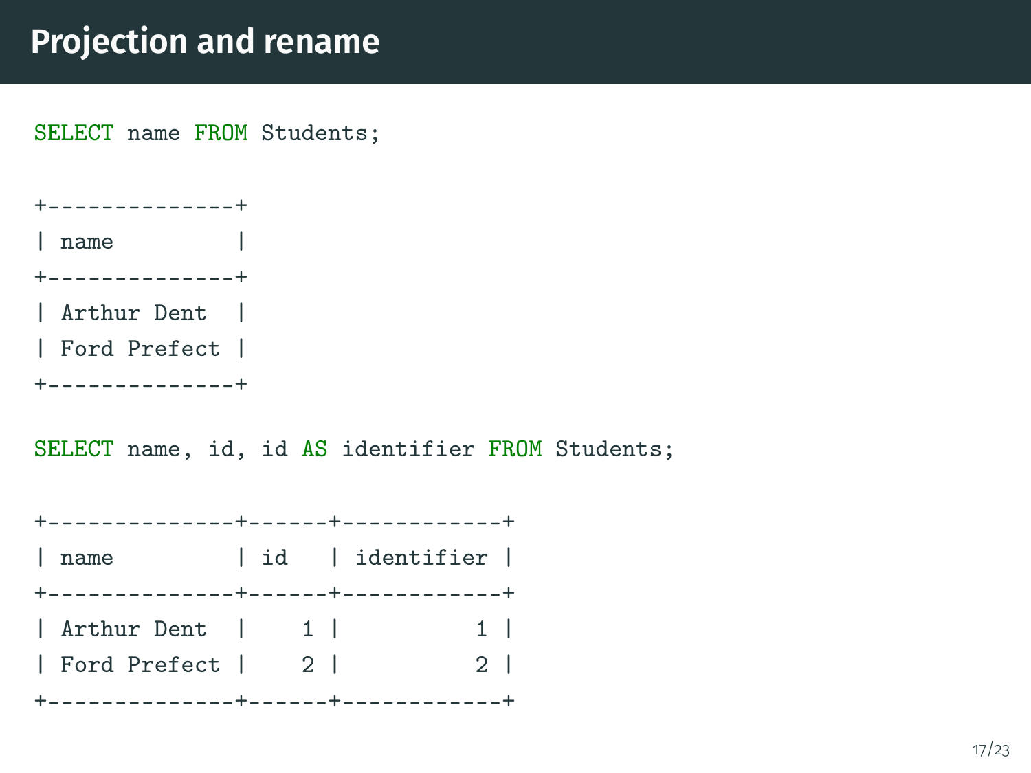# Projection and rename

```sql
SELECT name FROM Students;
```

```
+--------------+
| name         |
+--------------+
| Arthur Dent  |
| Ford Prefect |
+--------------+
```

```sql
SELECT name, id, id AS identifier FROM Students;
```

```
+--------------+------+------------+
| name         | id   | identifier |
+--------------+------+------------+
| Arthur Dent  |    1 |          1 |
| Ford Prefect |    2 |          2 |
+--------------+------+------------+
```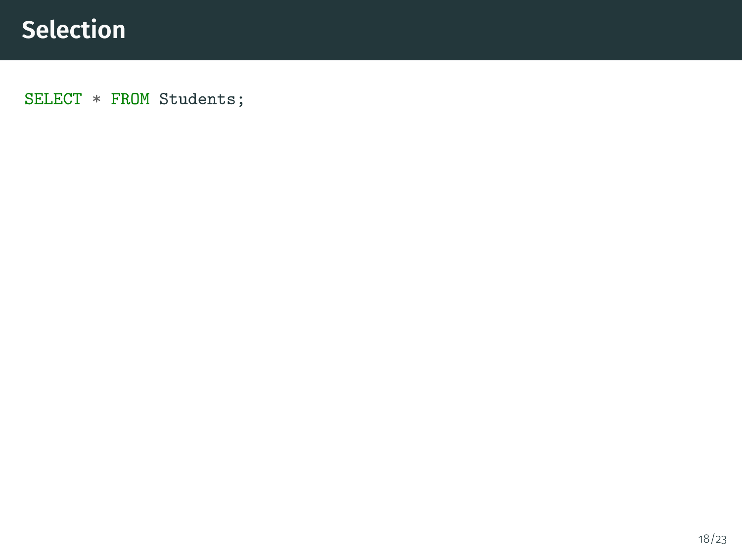# Selection

```
SELECT * FROM Students;
```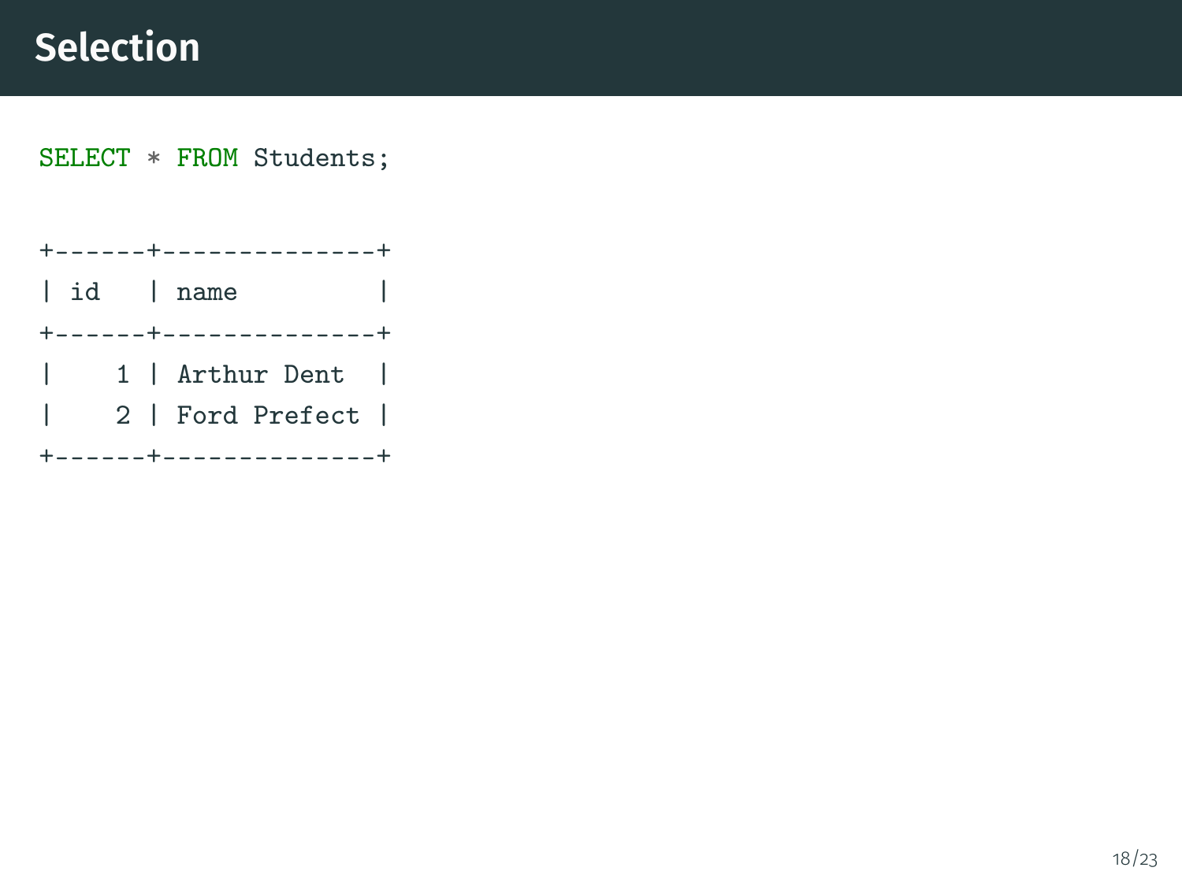# Selection

```
SELECT * FROM Students;
```

```
+------+--------------+
| id   | name         |
+------+--------------+
|    1 | Arthur Dent  |
|    2 | Ford Prefect |
+------+--------------+
```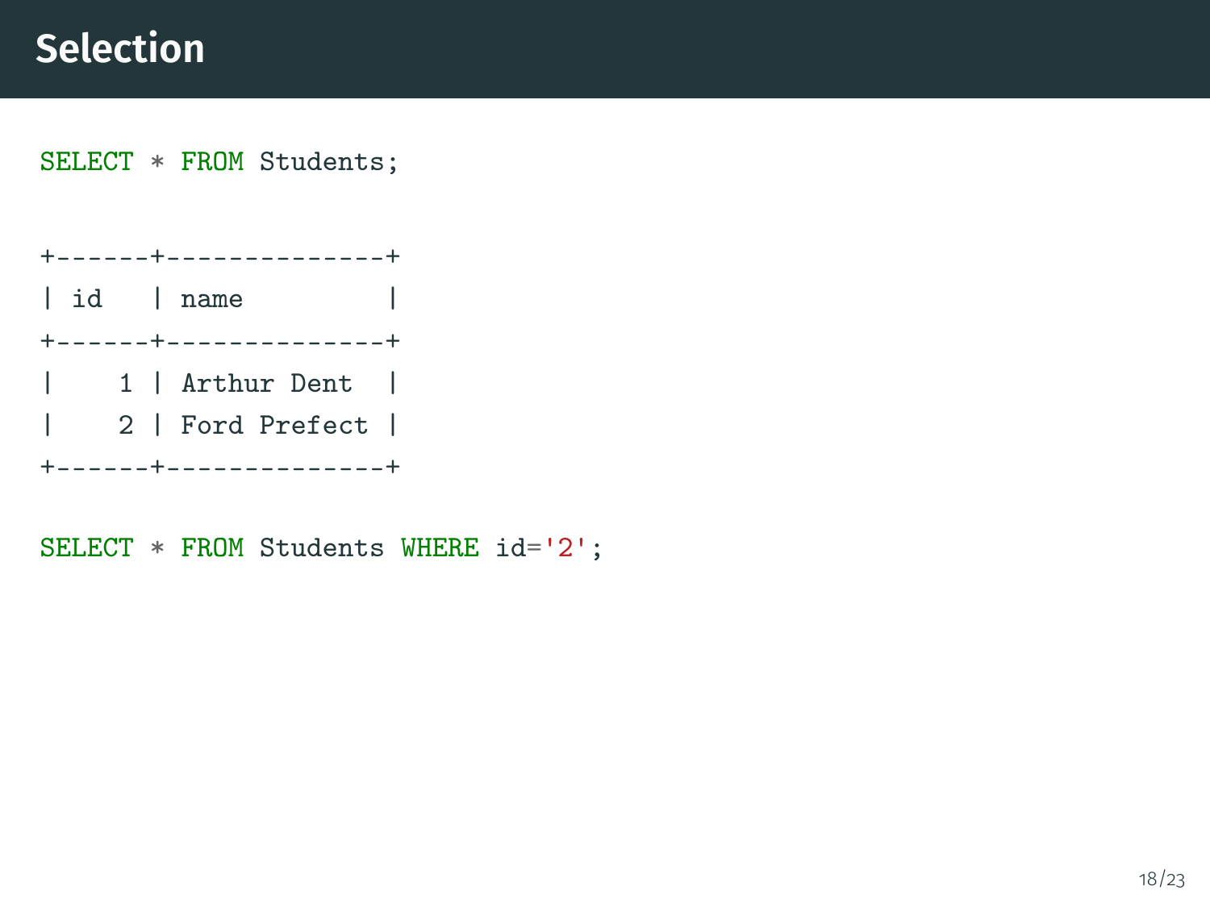# Selection

```sql
SELECT * FROM Students;
```

```
+------+--------------+
| id   | name         |
+------+--------------+
|    1 | Arthur Dent  |
|    2 | Ford Prefect |
+------+--------------+
```

```sql
SELECT * FROM Students WHERE id='2';
```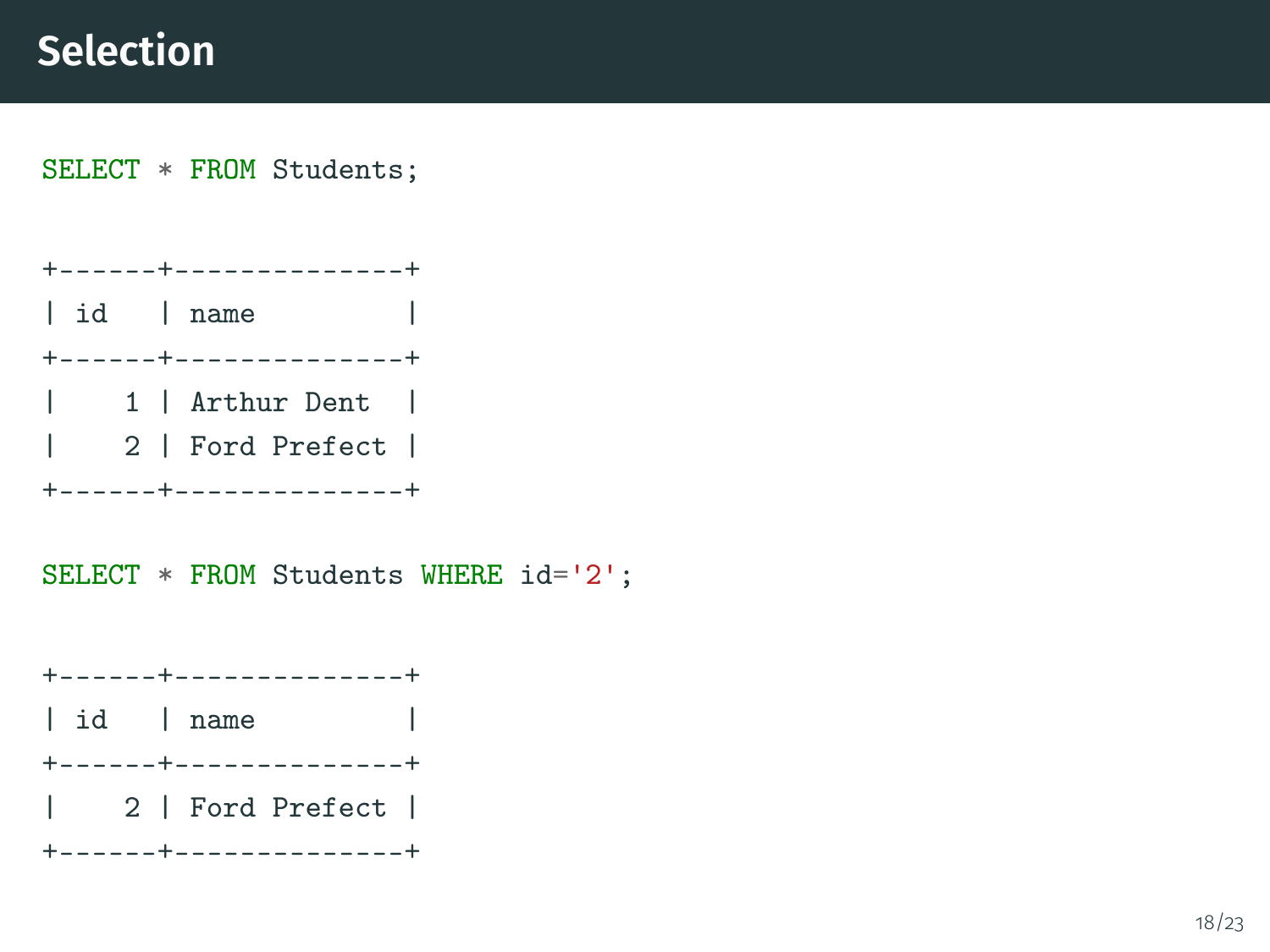# Selection

```
SELECT * FROM Students;
```

```
+------+--------------+
| id   | name         |
+------+--------------+
|    1 | Arthur Dent  |
|    2 | Ford Prefect |
+------+--------------+
```

```
SELECT * FROM Students WHERE id='2';
```

```
+------+--------------+
| id   | name         |
+------+--------------+
|    2 | Ford Prefect |
+------+--------------+
```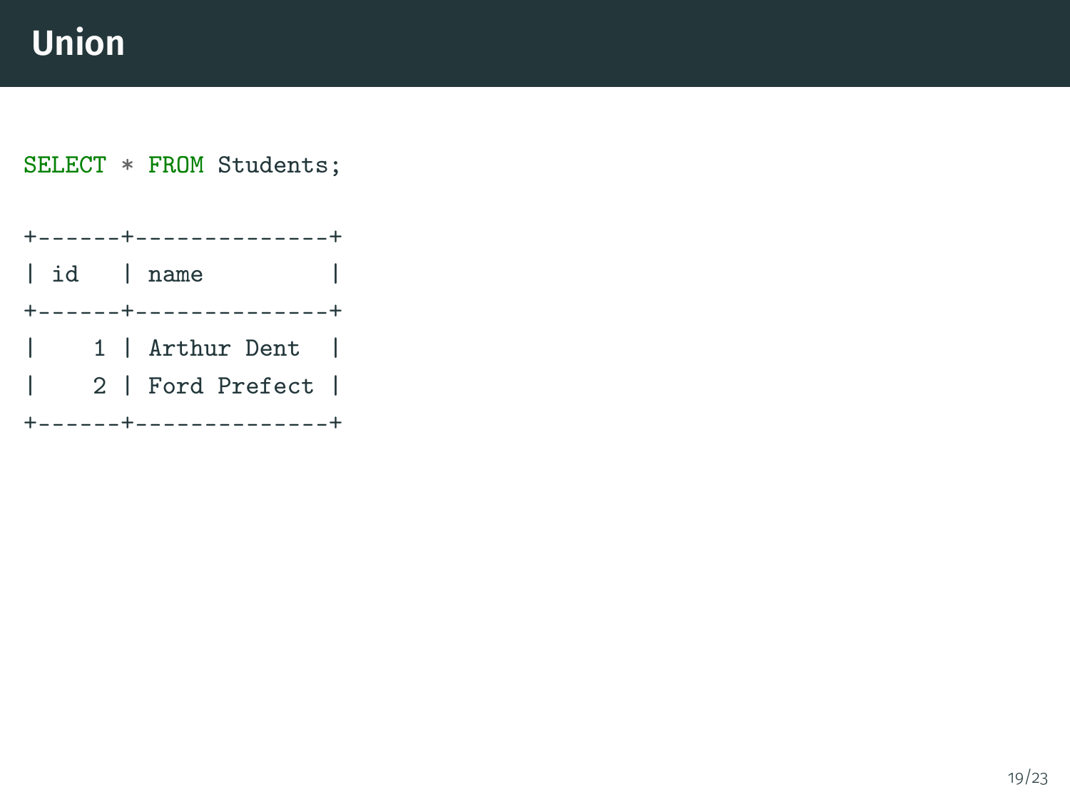# Union

```
SELECT * FROM Students;

+------+--------------+
| id   | name         |
+------+--------------+
|    1 | Arthur Dent  |
|    2 | Ford Prefect |
+------+--------------+
```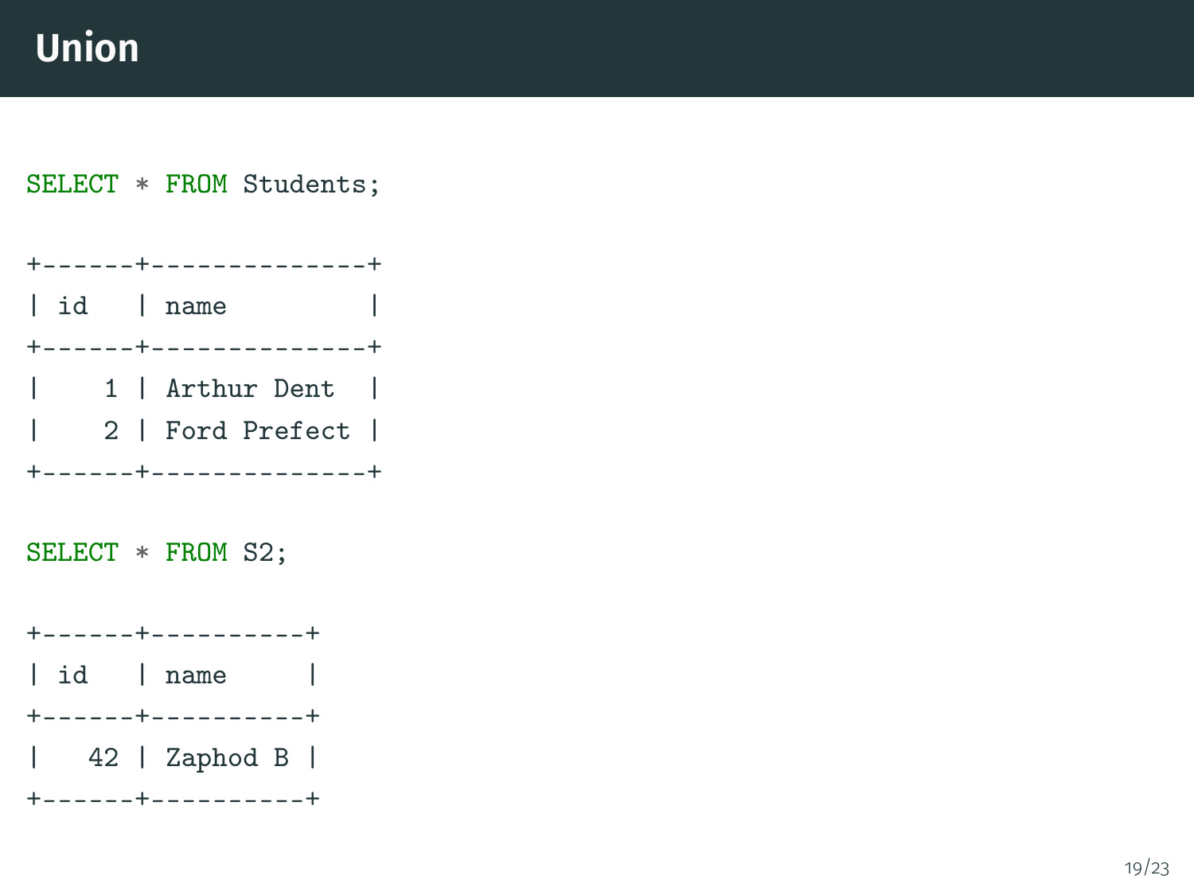# Union

```
SELECT * FROM Students;

+------+--------------+
| id   | name         |
+------+--------------+
|    1 | Arthur Dent  |
|    2 | Ford Prefect |
+------+--------------+

SELECT * FROM S2;

+------+----------+
| id   | name     |
+------+----------+
|   42 | Zaphod B |
+------+----------+
```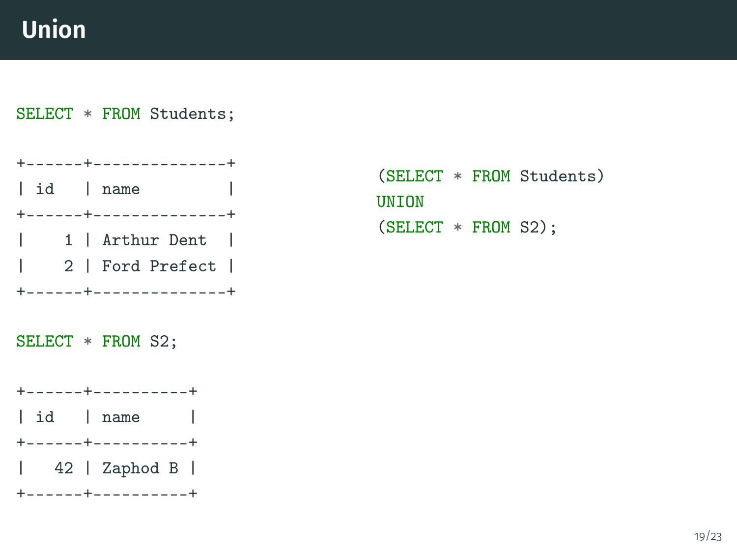# Union

```
SELECT * FROM Students;

+------+--------------+
| id   | name         |
+------+--------------+
|    1 | Arthur Dent  |
|    2 | Ford Prefect |
+------+--------------+
```

```
SELECT * FROM S2;

+------+----------+
| id   | name     |
+------+----------+
|   42 | Zaphod B |
+------+----------+
```

```
(SELECT * FROM Students)
UNION
(SELECT * FROM S2);
```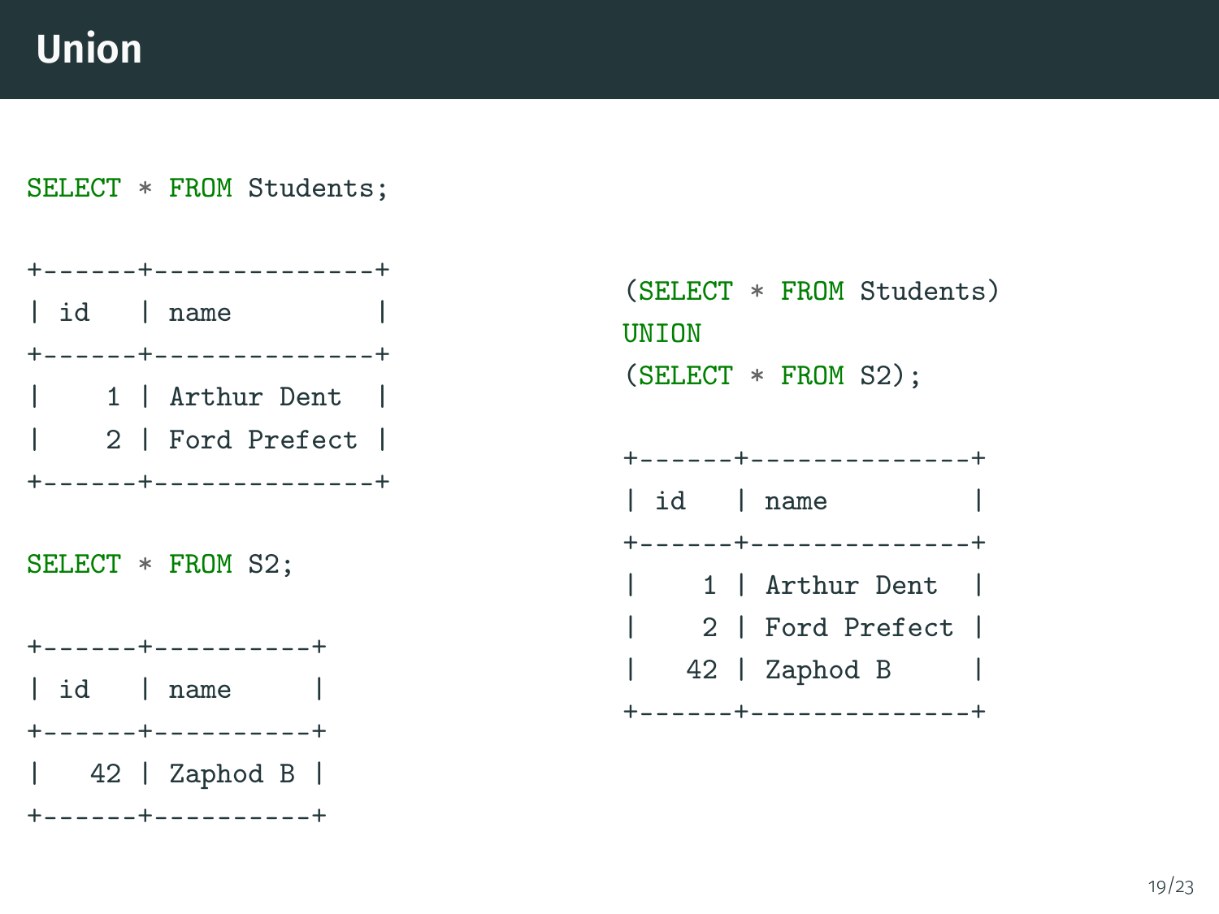# Union

```
SELECT * FROM Students;

+------+--------------+
| id   | name         |
+------+--------------+
|    1 | Arthur Dent  |
|    2 | Ford Prefect |
+------+--------------+
```

```
SELECT * FROM S2;

+------+----------+
| id   | name     |
+------+----------+
|   42 | Zaphod B |
+------+----------+
```

```
(SELECT * FROM Students)
UNION
(SELECT * FROM S2);

+------+--------------+
| id   | name         |
+------+--------------+
|    1 | Arthur Dent  |
|    2 | Ford Prefect |
|   42 | Zaphod B     |
+------+--------------+
```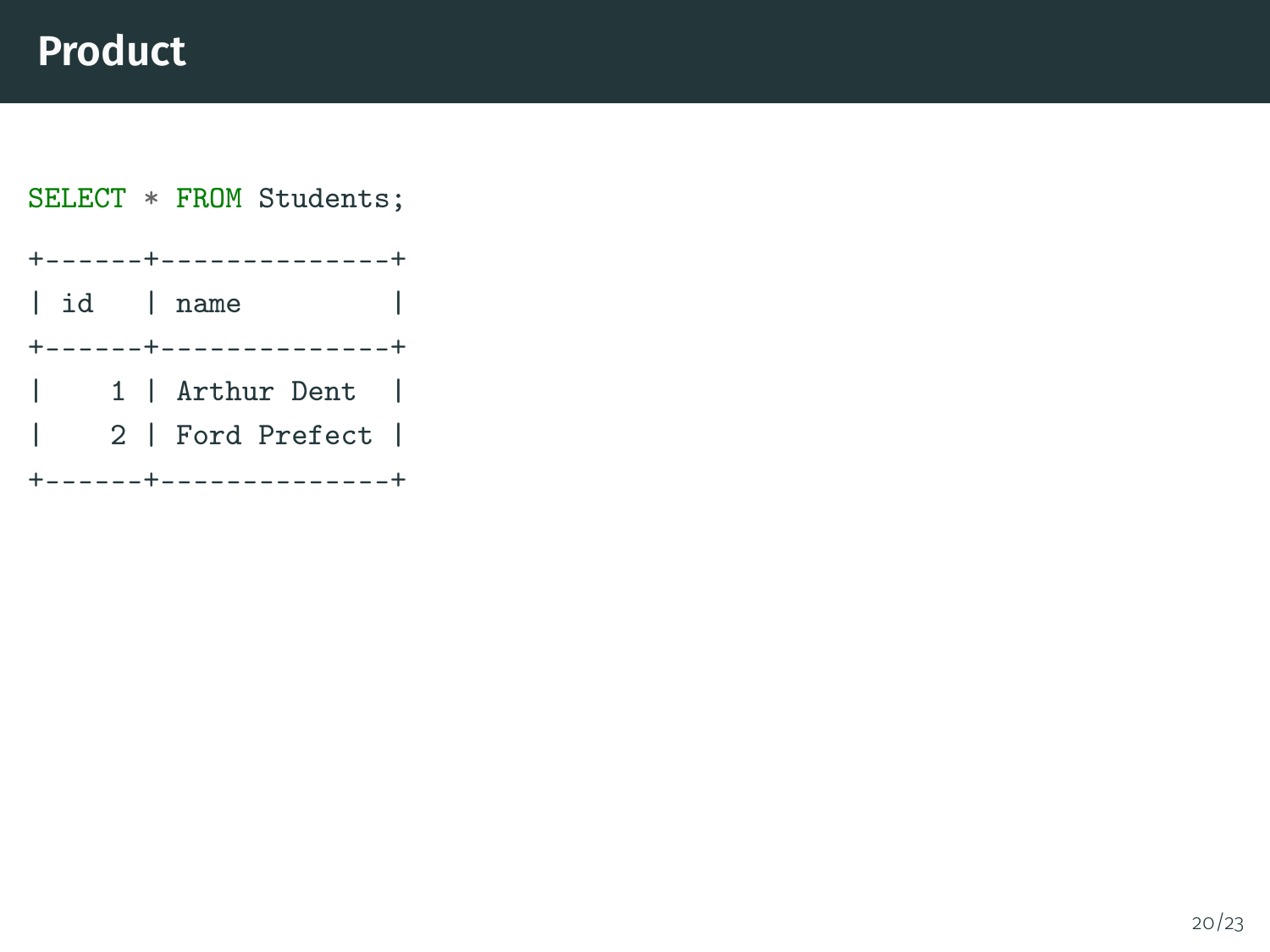# Product

```
SELECT * FROM Students;
```

```
+------+--------------+
| id   | name         |
+------+--------------+
|    1 | Arthur Dent  |
|    2 | Ford Prefect |
+------+--------------+
```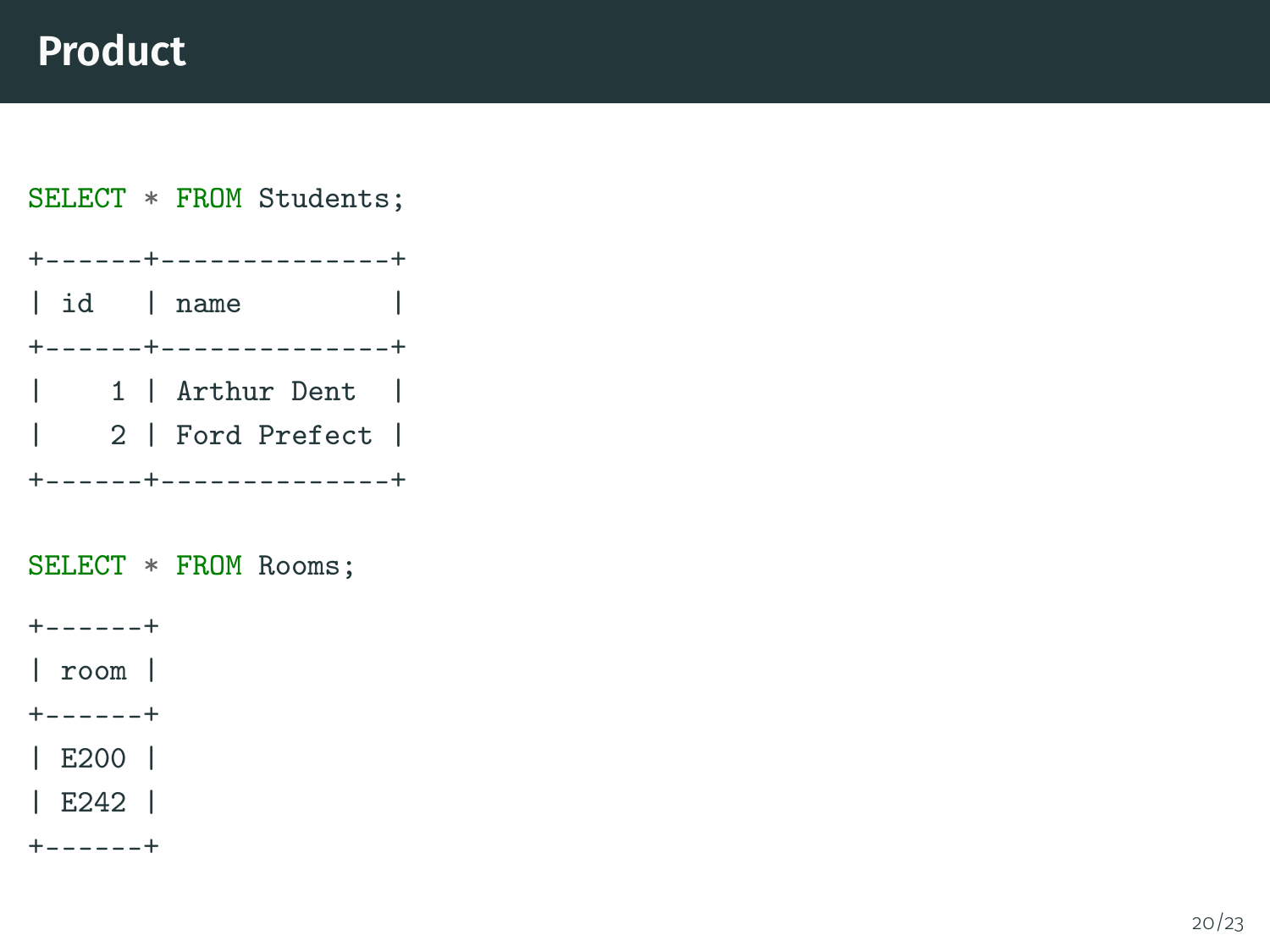# Product

```
SELECT * FROM Students;

+------+--------------+
| id   | name         |
+------+--------------+
|    1 | Arthur Dent  |
|    2 | Ford Prefect |
+------+--------------+

SELECT * FROM Rooms;

+------+
| room |
+------+
| E200 |
| E242 |
+------+
```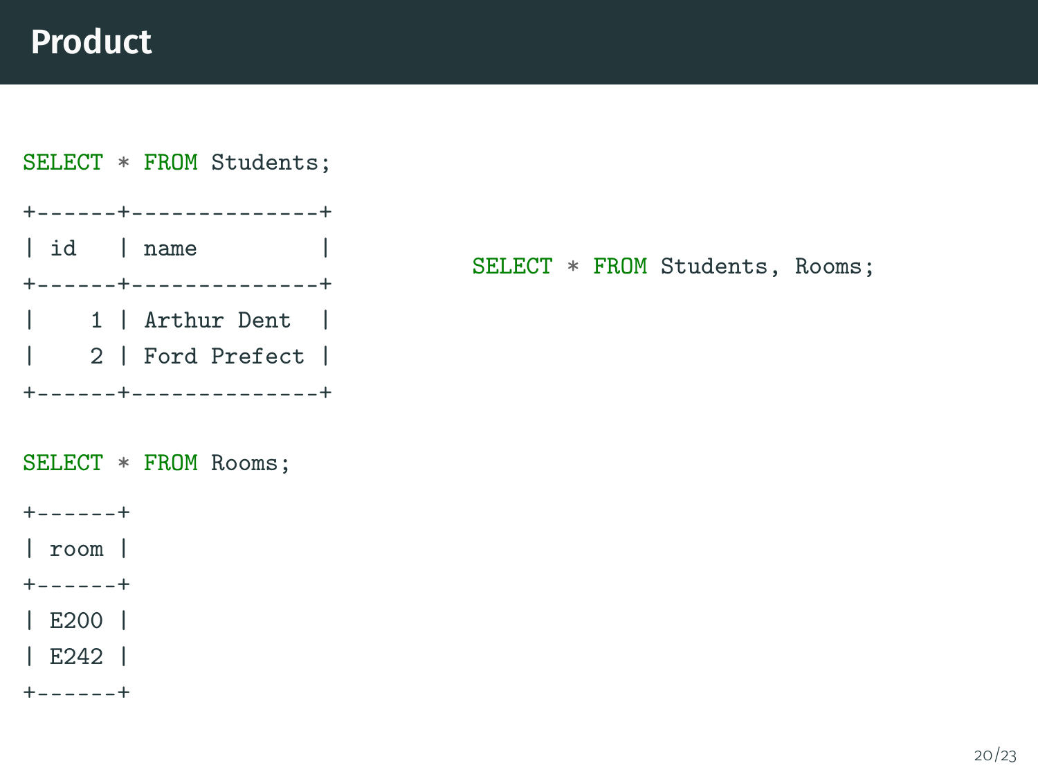# Product

```
SELECT * FROM Students;
```

```
+------+--------------+
| id   | name         |
+------+--------------+
|    1 | Arthur Dent  |
|    2 | Ford Prefect |
+------+--------------+
```

```
SELECT * FROM Rooms;
```

```
+------+
| room |
+------+
| E200 |
| E242 |
+------+
```

```
SELECT * FROM Students, Rooms;
```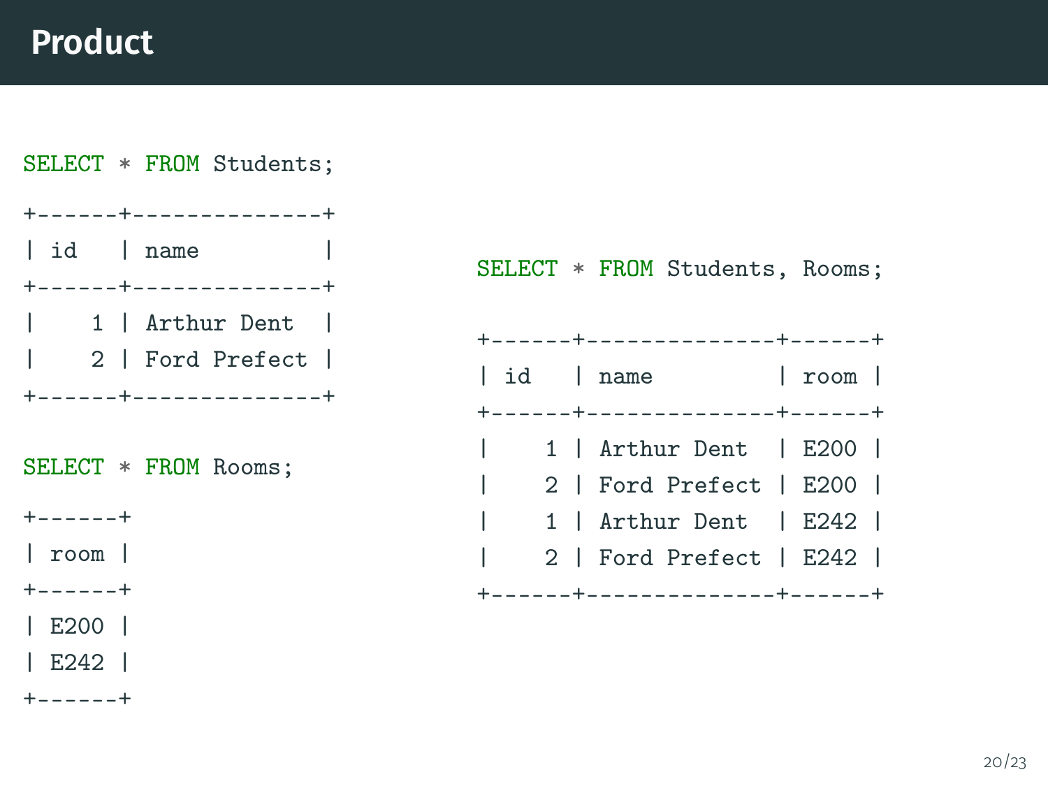# Product

```
SELECT * FROM Students;

+------+--------------+
| id   | name         |
+------+--------------+
|    1 | Arthur Dent  |
|    2 | Ford Prefect |
+------+--------------+
```

```
SELECT * FROM Rooms;

+------+
| room |
+------+
| E200 |
| E242 |
+------+
```

```
SELECT * FROM Students, Rooms;

+------+--------------+------+
| id   | name         | room |
+------+--------------+------+
|    1 | Arthur Dent  | E200 |
|    2 | Ford Prefect | E200 |
|    1 | Arthur Dent  | E242 |
|    2 | Ford Prefect | E242 |
+------+--------------+------+
```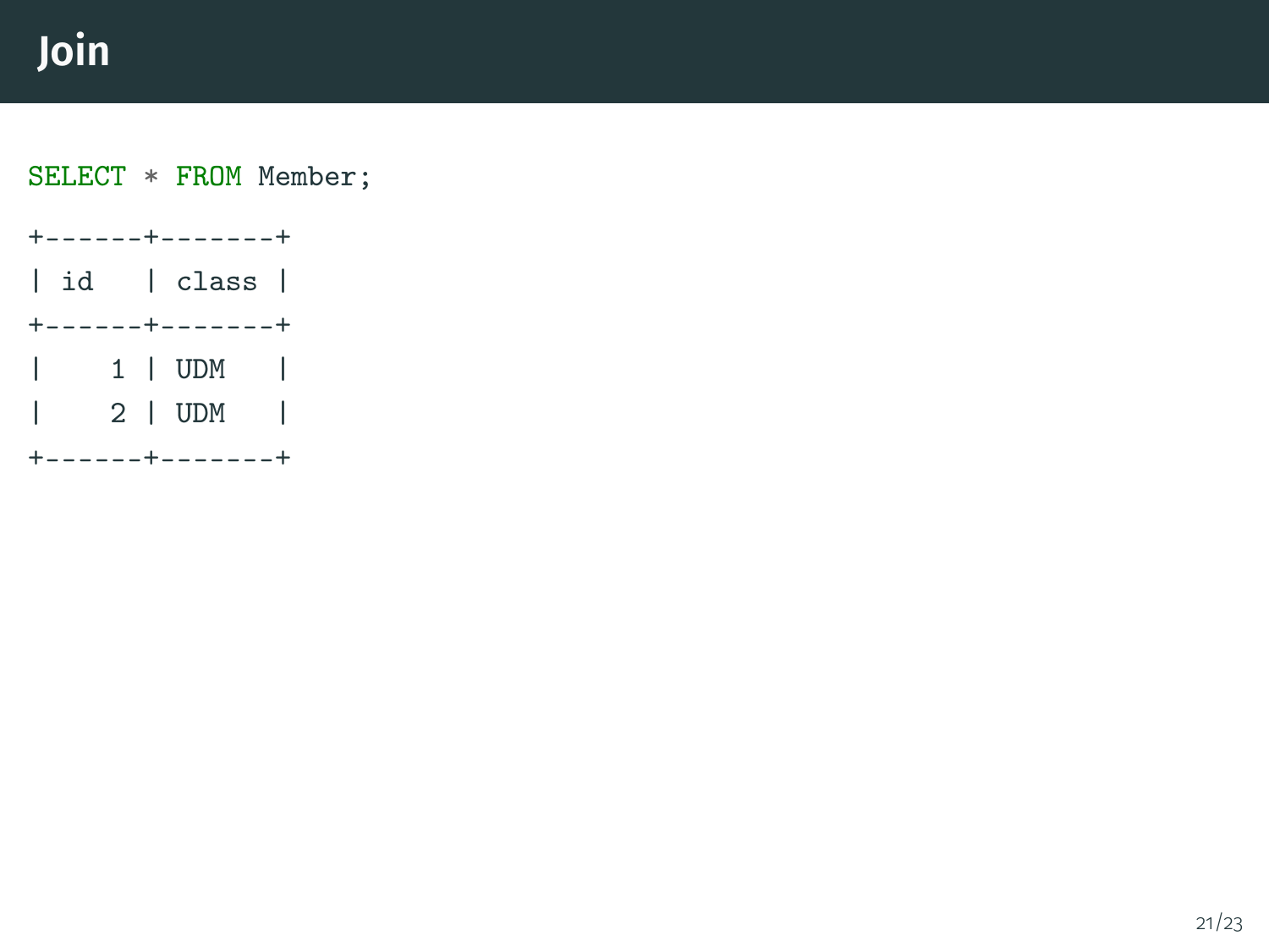# Join

```sql
SELECT * FROM Member;
```

```
+------+-------+
| id   | class |
+------+-------+
|    1 | UDM   |
|    2 | UDM   |
+------+-------+
```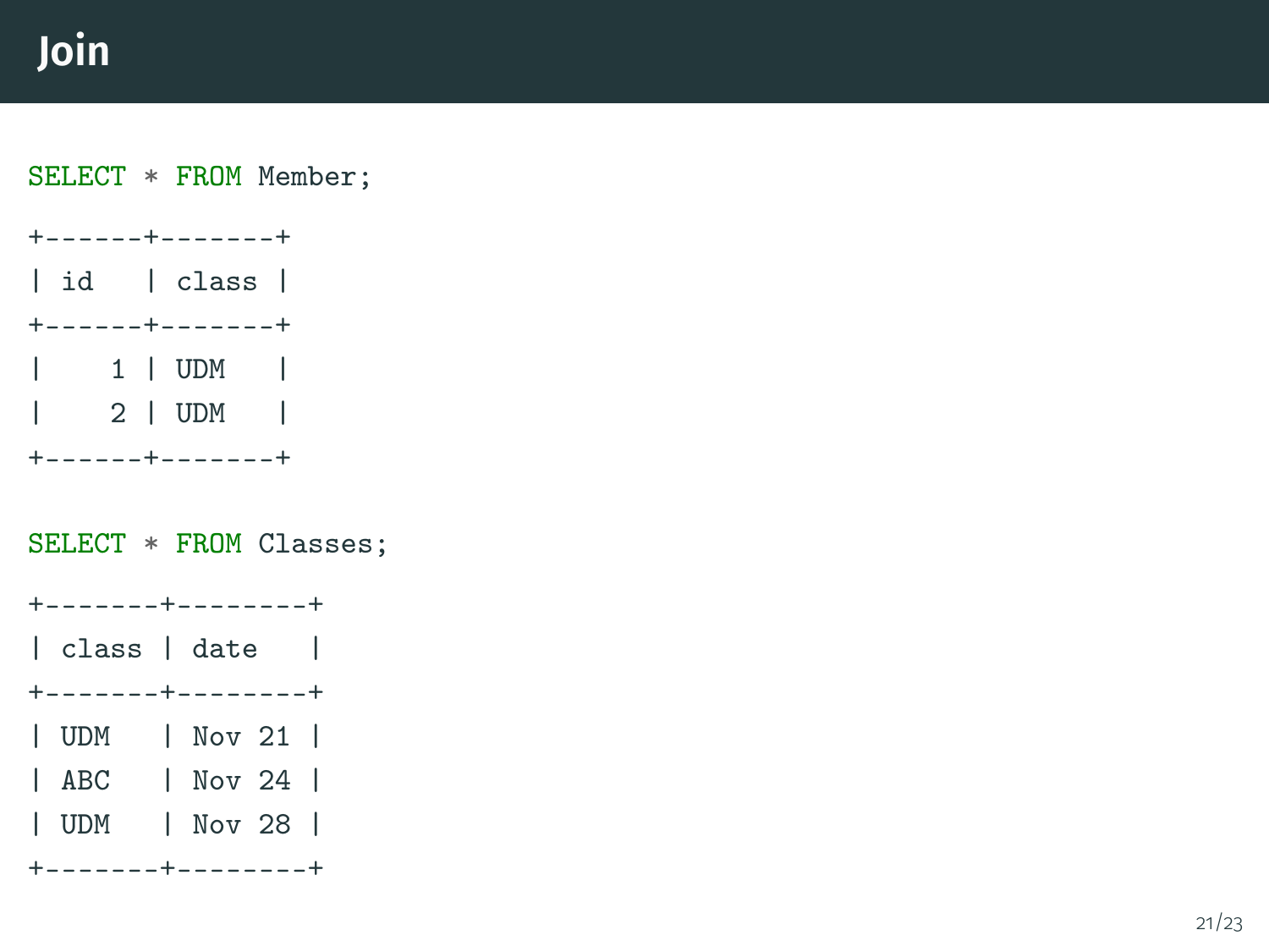# Join

```
SELECT * FROM Member;
```

```
+------+-------+
| id   | class |
+------+-------+
|    1 | UDM   |
|    2 | UDM   |
+------+-------+
```

```
SELECT * FROM Classes;
```

```
+-------+--------+
| class | date   |
+-------+--------+
| UDM   | Nov 21 |
| ABC   | Nov 24 |
| UDM   | Nov 28 |
+-------+--------+
```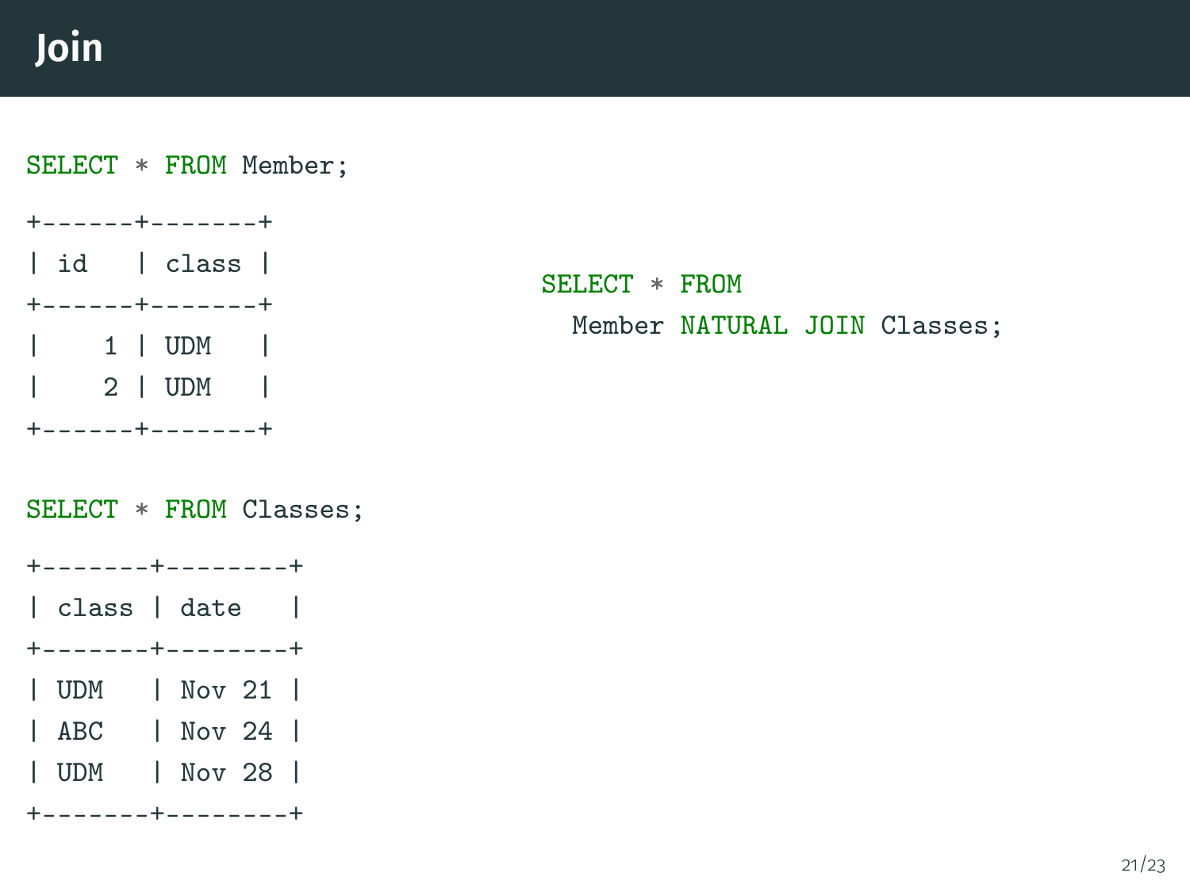# Join

```
SELECT * FROM Member;
```

```
+------+-------+
| id   | class |
+------+-------+
|    1 | UDM   |
|    2 | UDM   |
+------+-------+
```

```
SELECT * FROM Classes;
```

```
+-------+--------+
| class | date   |
+-------+--------+
| UDM   | Nov 21 |
| ABC   | Nov 24 |
| UDM   | Nov 28 |
+-------+--------+
```

```
SELECT * FROM
  Member NATURAL JOIN Classes;
```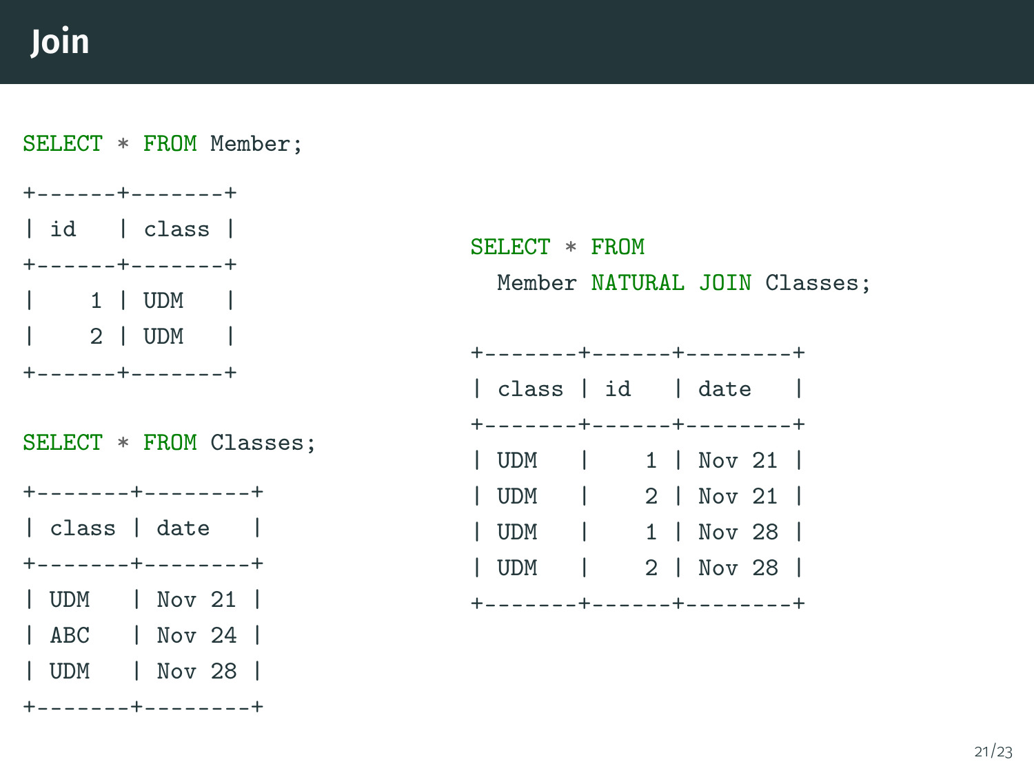# Join

```
SELECT * FROM Member;
```

```
+------+-------+
| id   | class |
+------+-------+
|    1 | UDM   |
|    2 | UDM   |
+------+-------+
```

```
SELECT * FROM Classes;
```

```
+-------+--------+
| class | date   |
+-------+--------+
| UDM   | Nov 21 |
| ABC   | Nov 24 |
| UDM   | Nov 28 |
+-------+--------+
```

```
SELECT * FROM
  Member NATURAL JOIN Classes;
```

```
+-------+------+--------+
| class | id   | date   |
+-------+------+--------+
| UDM   |    1 | Nov 21 |
| UDM   |    2 | Nov 21 |
| UDM   |    1 | Nov 28 |
| UDM   |    2 | Nov 28 |
+-------+------+--------+
```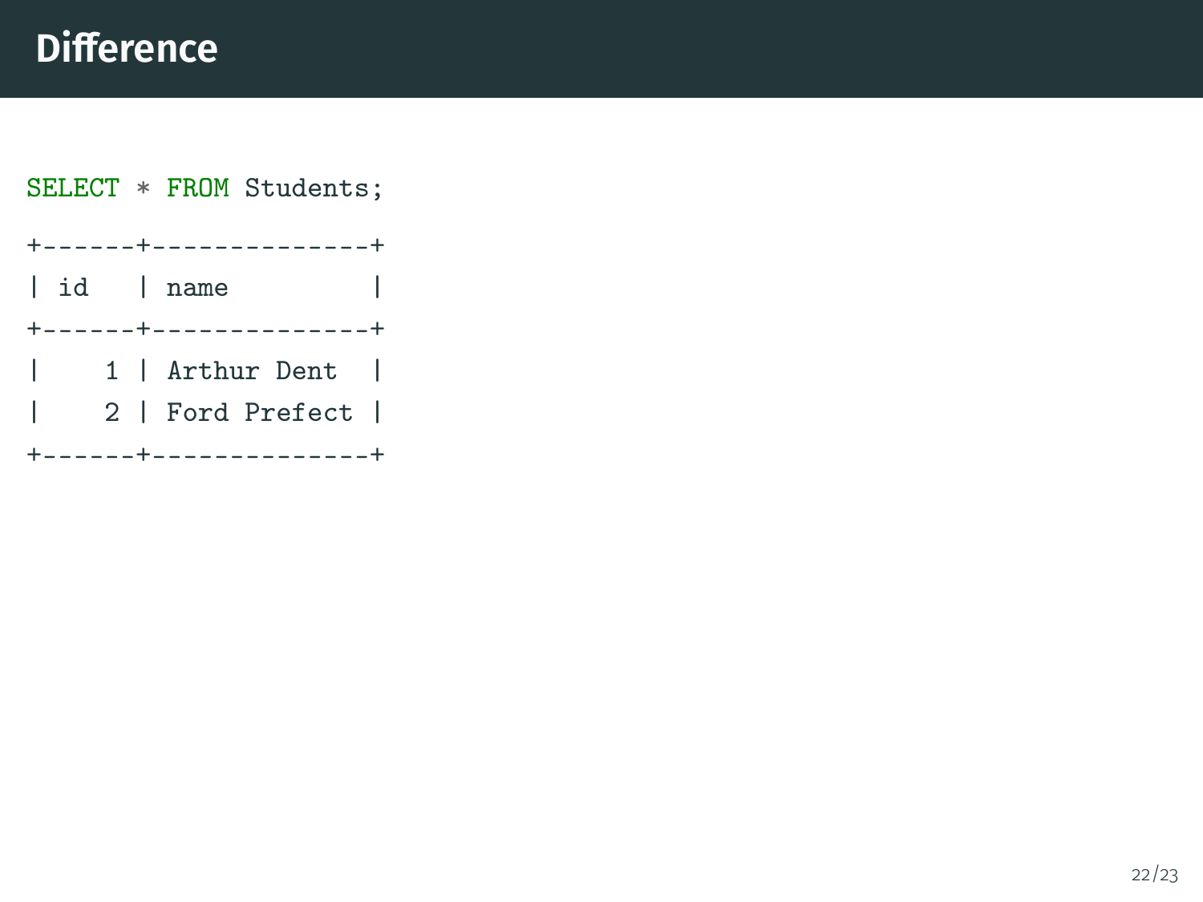# Difference

```
SELECT * FROM Students;
```

```
+------+--------------+
| id   | name         |
+------+--------------+
|    1 | Arthur Dent  |
|    2 | Ford Prefect |
+------+--------------+
```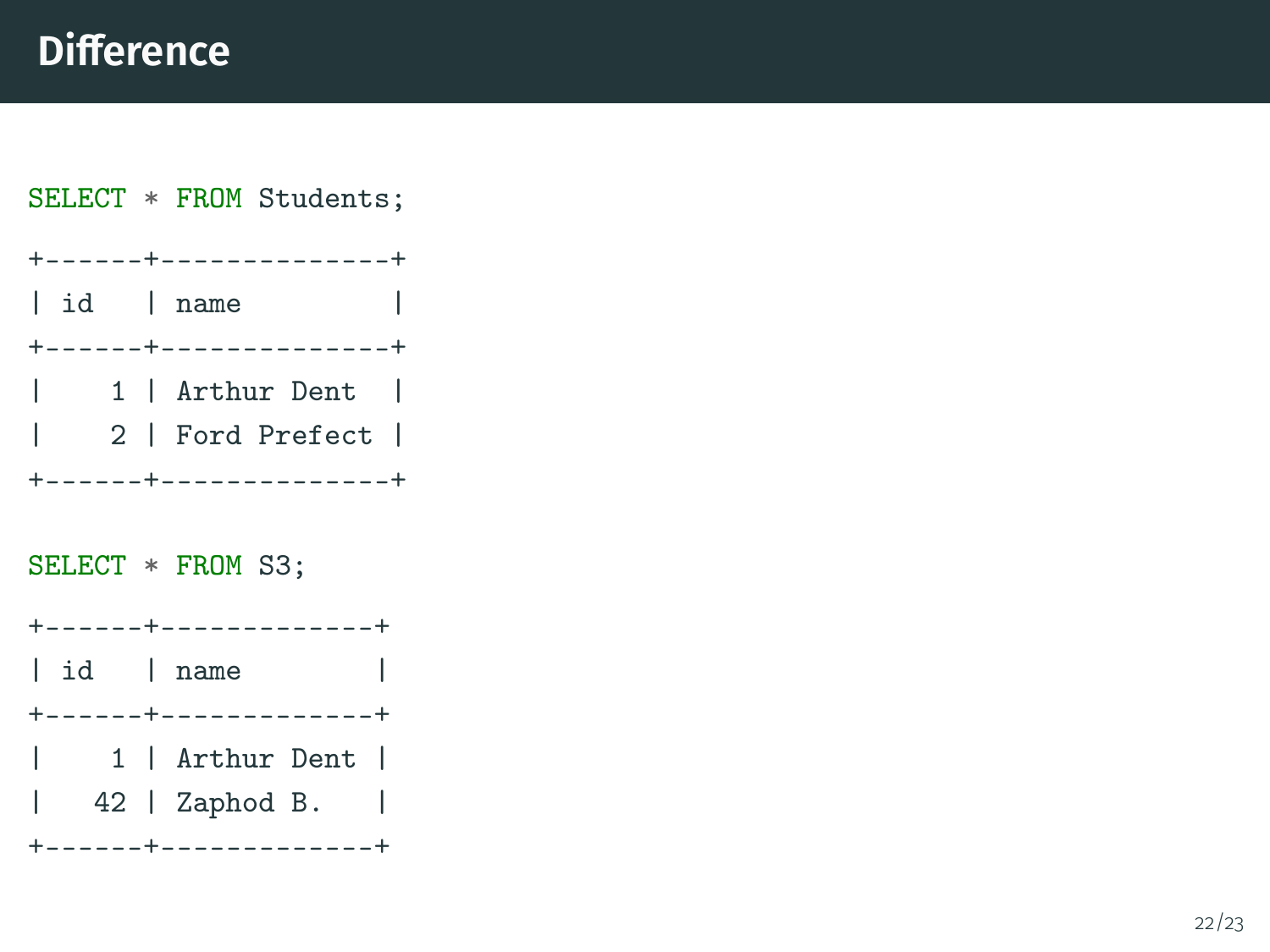# Difference

```
SELECT * FROM Students;
```

```
+------+--------------+
| id   | name         |
+------+--------------+
|    1 | Arthur Dent  |
|    2 | Ford Prefect |
+------+--------------+
```

```
SELECT * FROM S3;
```

```
+------+-------------+
| id   | name        |
+------+-------------+
|    1 | Arthur Dent |
|   42 | Zaphod B.   |
+------+-------------+
```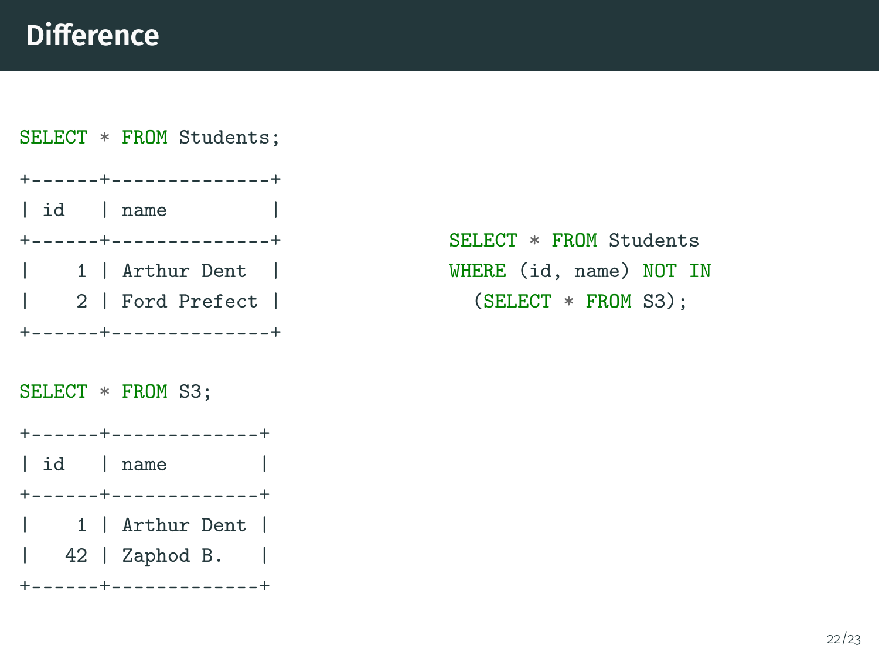## Difference

```
SELECT * FROM Students;
```

```
+------+--------------+
| id   | name         |
+------+--------------+
|    1 | Arthur Dent  |
|    2 | Ford Prefect |
+------+--------------+
```

```
SELECT * FROM S3;
```

```
+------+-------------+
| id   | name        |
+------+-------------+
|    1 | Arthur Dent |
|   42 | Zaphod B.   |
+------+-------------+
```

```
SELECT * FROM Students
WHERE (id, name) NOT IN
  (SELECT * FROM S3);
```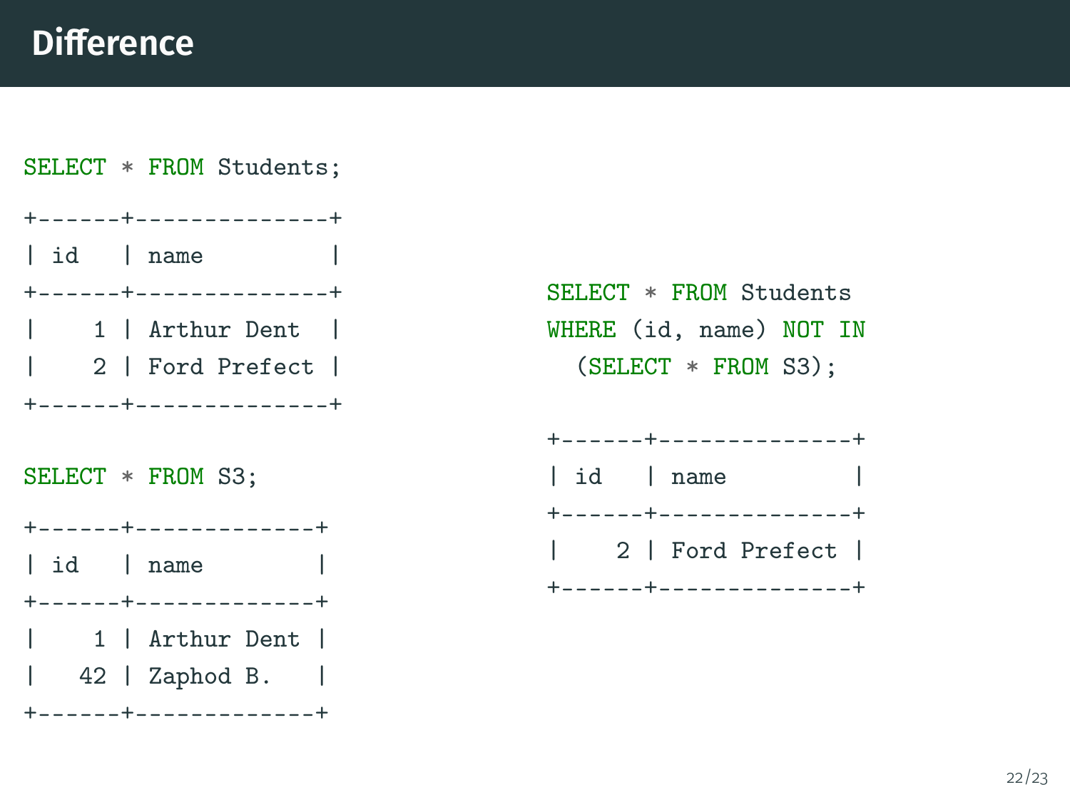# Difference

```
SELECT * FROM Students;
```

```
+------+--------------+
| id   | name         |
+------+--------------+
|    1 | Arthur Dent  |
|    2 | Ford Prefect |
+------+--------------+
```

```
SELECT * FROM S3;
```

```
+------+-------------+
| id   | name        |
+------+-------------+
|    1 | Arthur Dent |
|   42 | Zaphod B.   |
+------+-------------+
```

```
SELECT * FROM Students
WHERE (id, name) NOT IN
  (SELECT * FROM S3);
```

```
+------+--------------+
| id   | name         |
+------+--------------+
|    2 | Ford Prefect |
+------+--------------+
```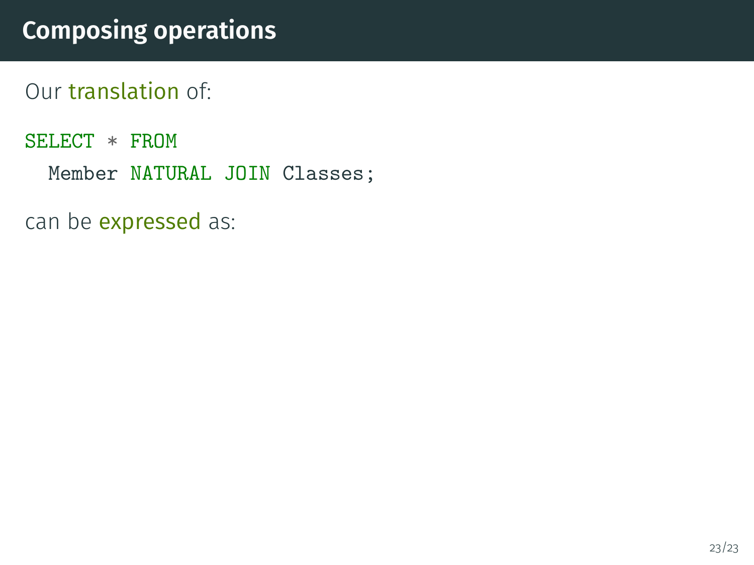# Composing operations

Our translation of:

```
SELECT * FROM
  Member NATURAL JOIN Classes;
```

can be expressed as: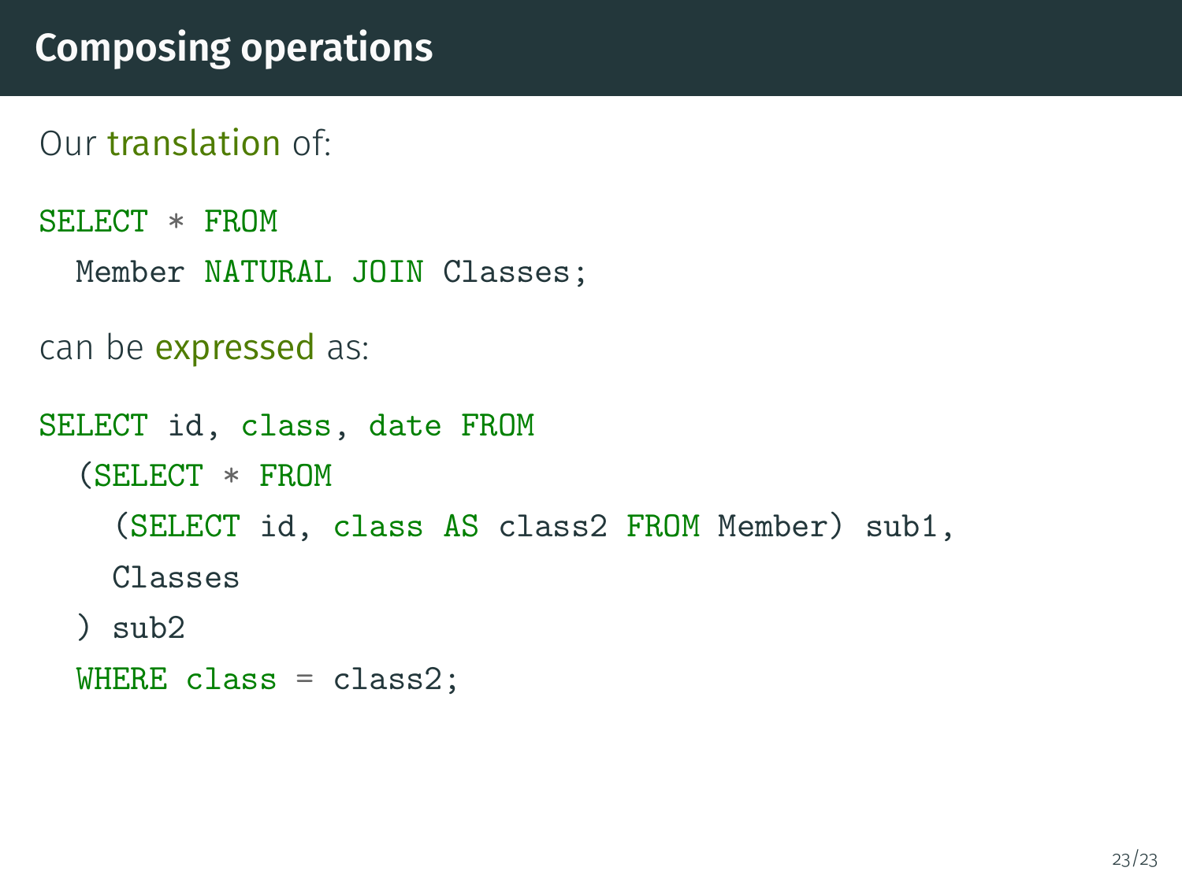## Composing operations

Our translation of:

```
SELECT * FROM
  Member NATURAL JOIN Classes;
```

can be expressed as:

```
SELECT id, class, date FROM
  (SELECT * FROM
    (SELECT id, class AS class2 FROM Member) sub1,
    Classes
  ) sub2
  WHERE class = class2;
```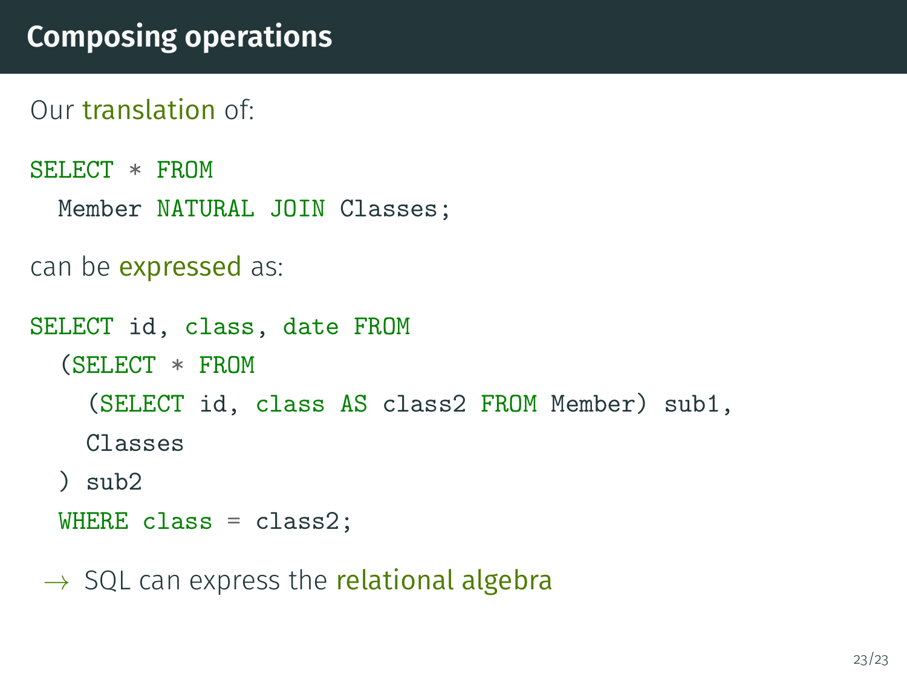# Composing operations

Our translation of:

```
SELECT * FROM
  Member NATURAL JOIN Classes;
```

can be expressed as:

```
SELECT id, class, date FROM
  (SELECT * FROM
    (SELECT id, class AS class2 FROM Member) sub1,
    Classes
  ) sub2
  WHERE class = class2;
```

→ SQL can express the relational algebra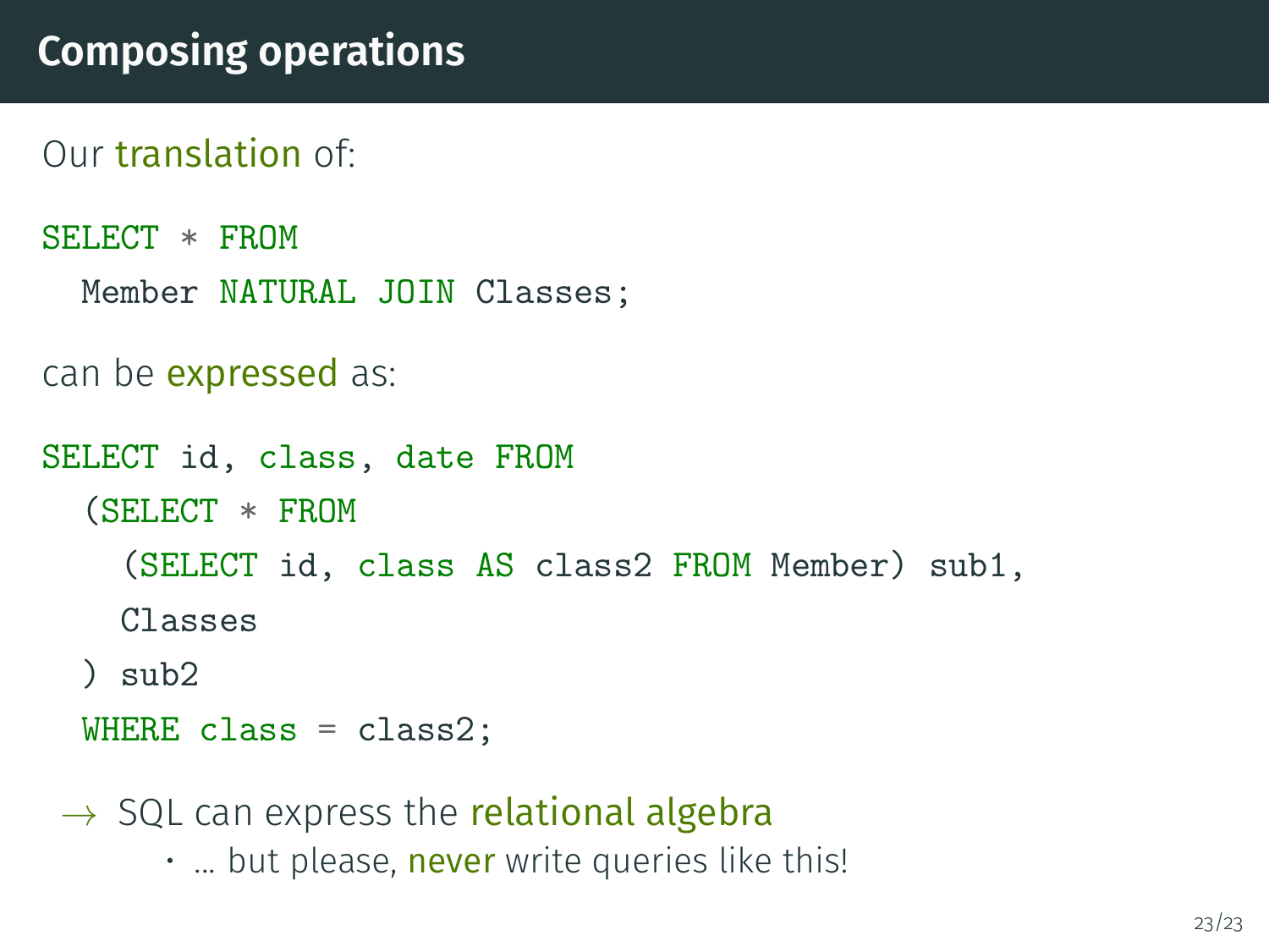## Composing operations

Our translation of:

```
SELECT * FROM
  Member NATURAL JOIN Classes;
```

can be expressed as:

```
SELECT id, class, date FROM
  (SELECT * FROM
    (SELECT id, class AS class2 FROM Member) sub1,
    Classes
  ) sub2
  WHERE class = class2;
```

→ SQL can express the relational algebra

- … but please, never write queries like this!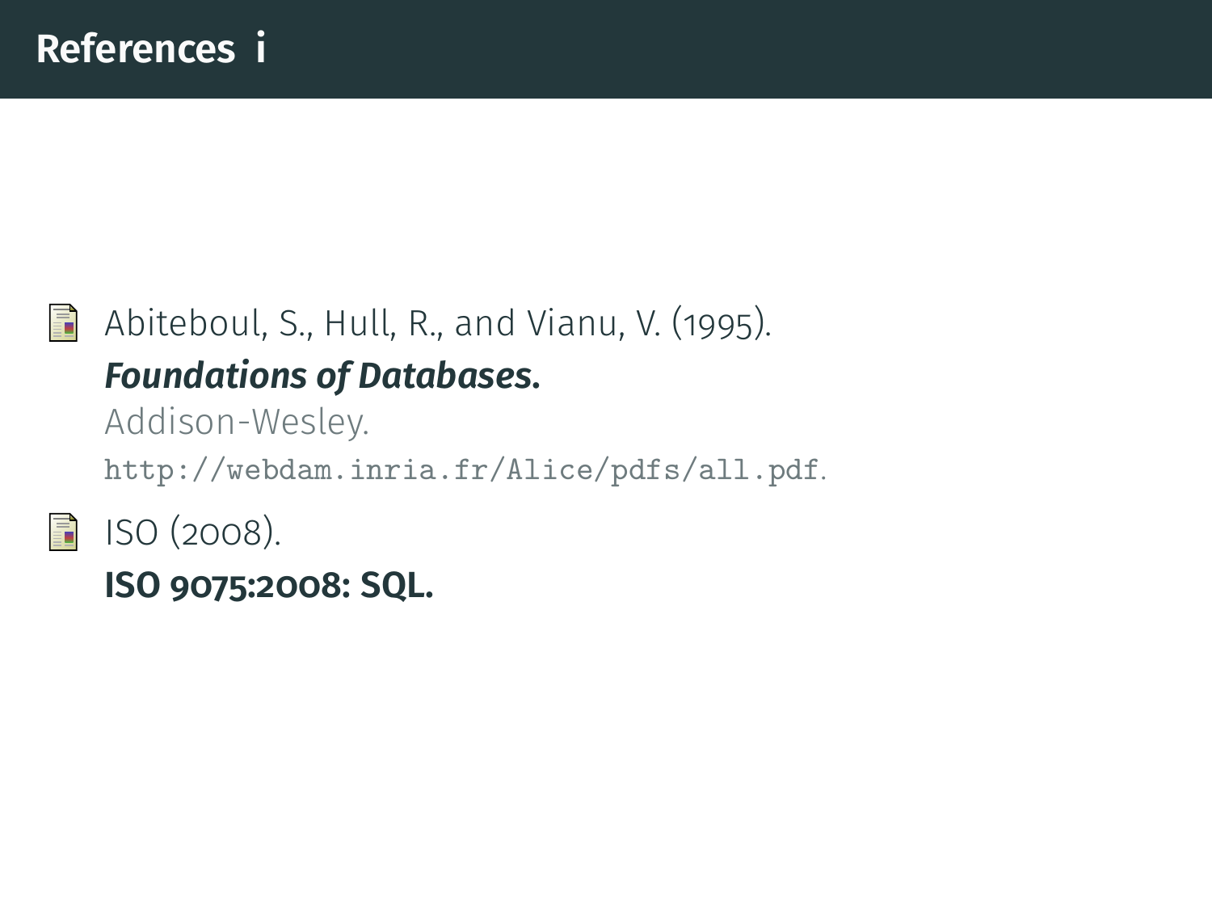# References i

- Abiteboul, S., Hull, R., and Vianu, V. (1995).
  ***Foundations of Databases.***
  Addison-Wesley.
  http://webdam.inria.fr/Alice/pdfs/all.pdf.

- ISO (2008).
  **ISO 9075:2008: SQL.**